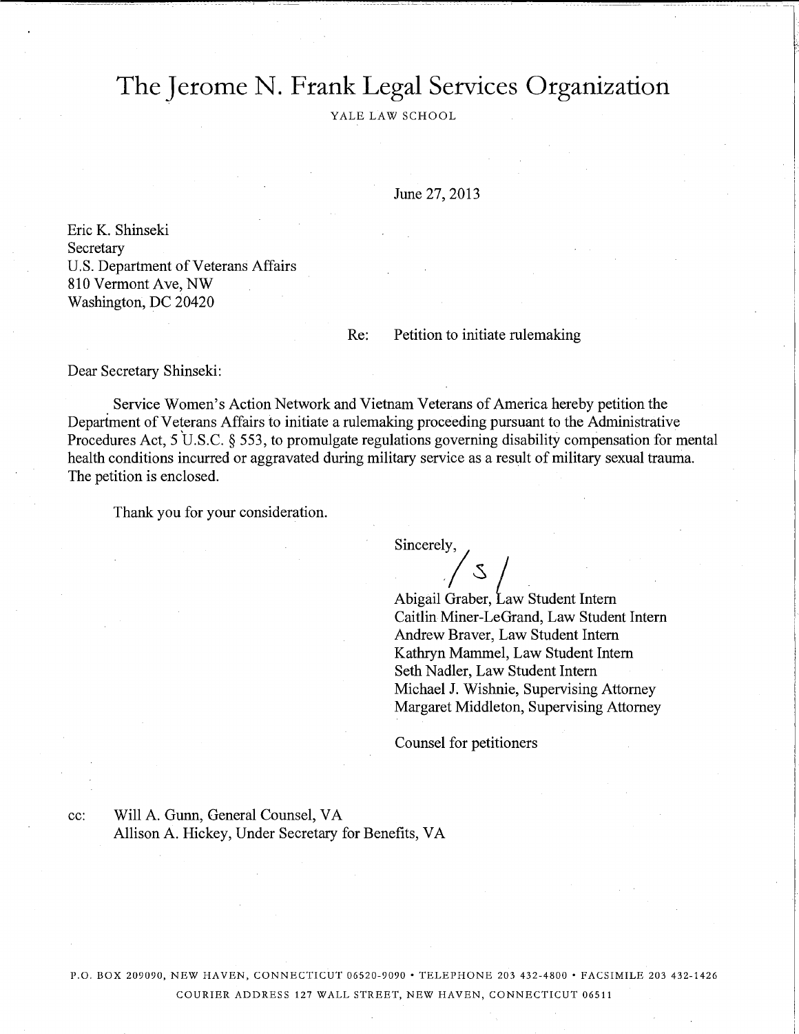# The Jerome N. Frank Legal Services Organization

YALE LAW SCHOOL

June 27, 2013

Eric K. Shinseki
Secretary
U.S. Department of Veterans Affairs
810 Vermont Ave, NW
Washington, DC 20420

Re: Petition to initiate rulemaking

Dear Secretary Shinseki:

Service Women's Action Network and Vietnam Veterans of America hereby petition the Department of Veterans Affairs to initiate a rulemaking proceeding pursuant to the Administrative Procedures Act, 5 U.S.C. § 553, to promulgate regulations governing disability compensation for mental health conditions incurred or aggravated during military service as a result of military sexual trauma. The petition is enclosed.

Thank you for your consideration.

Sincerely,

/s/

Abigail Graber, Law Student Intern
Caitlin Miner-LeGrand, Law Student Intern
Andrew Braver, Law Student Intern
Kathryn Mammel, Law Student Intern
Seth Nadler, Law Student Intern
Michael J. Wishnie, Supervising Attorney
Margaret Middleton, Supervising Attorney

Counsel for petitioners

cc: Will A. Gunn, General Counsel, VA
Allison A. Hickey, Under Secretary for Benefits, VA

P.O. BOX 209090, NEW HAVEN, CONNECTICUT 06520-9090 • TELEPHONE 203 432-4800 • FACSIMILE 203 432-1426
COURIER ADDRESS 127 WALL STREET, NEW HAVEN, CONNECTICUT 06511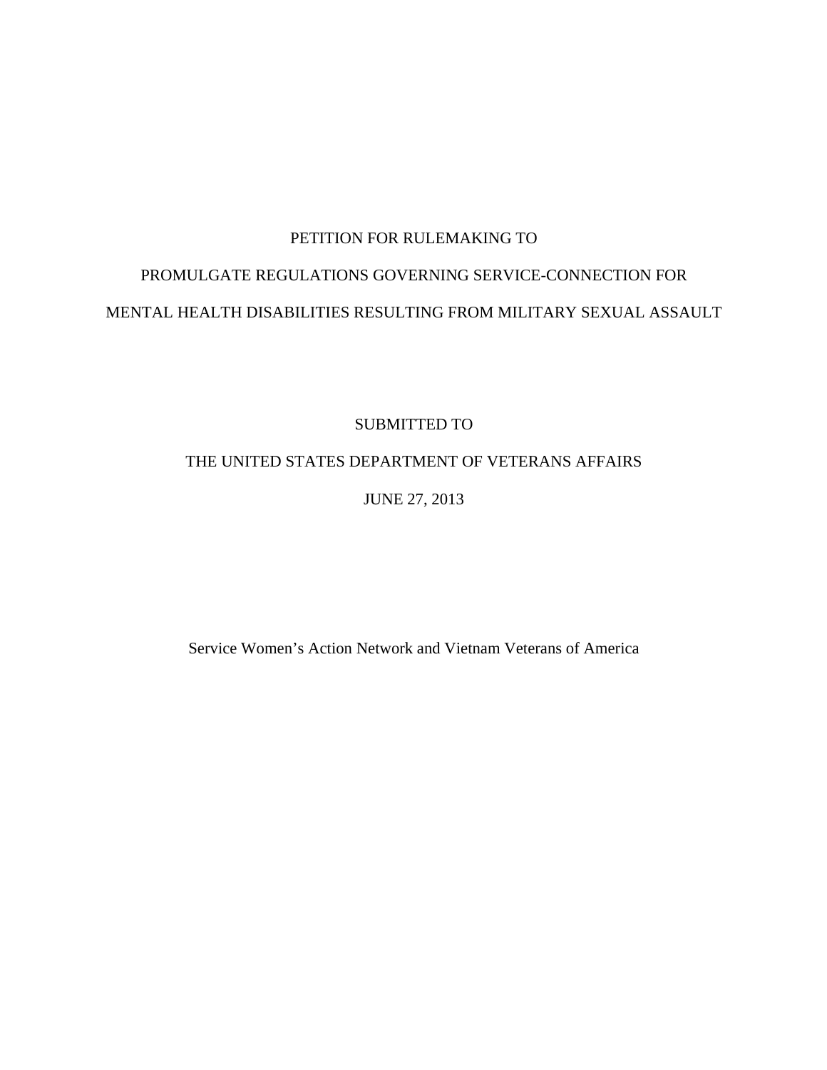# PETITION FOR RULEMAKING TO

# PROMULGATE REGULATIONS GOVERNING SERVICE-CONNECTION FOR

# MENTAL HEALTH DISABILITIES RESULTING FROM MILITARY SEXUAL ASSAULT

SUBMITTED TO

THE UNITED STATES DEPARTMENT OF VETERANS AFFAIRS

JUNE 27, 2013

Service Women's Action Network and Vietnam Veterans of America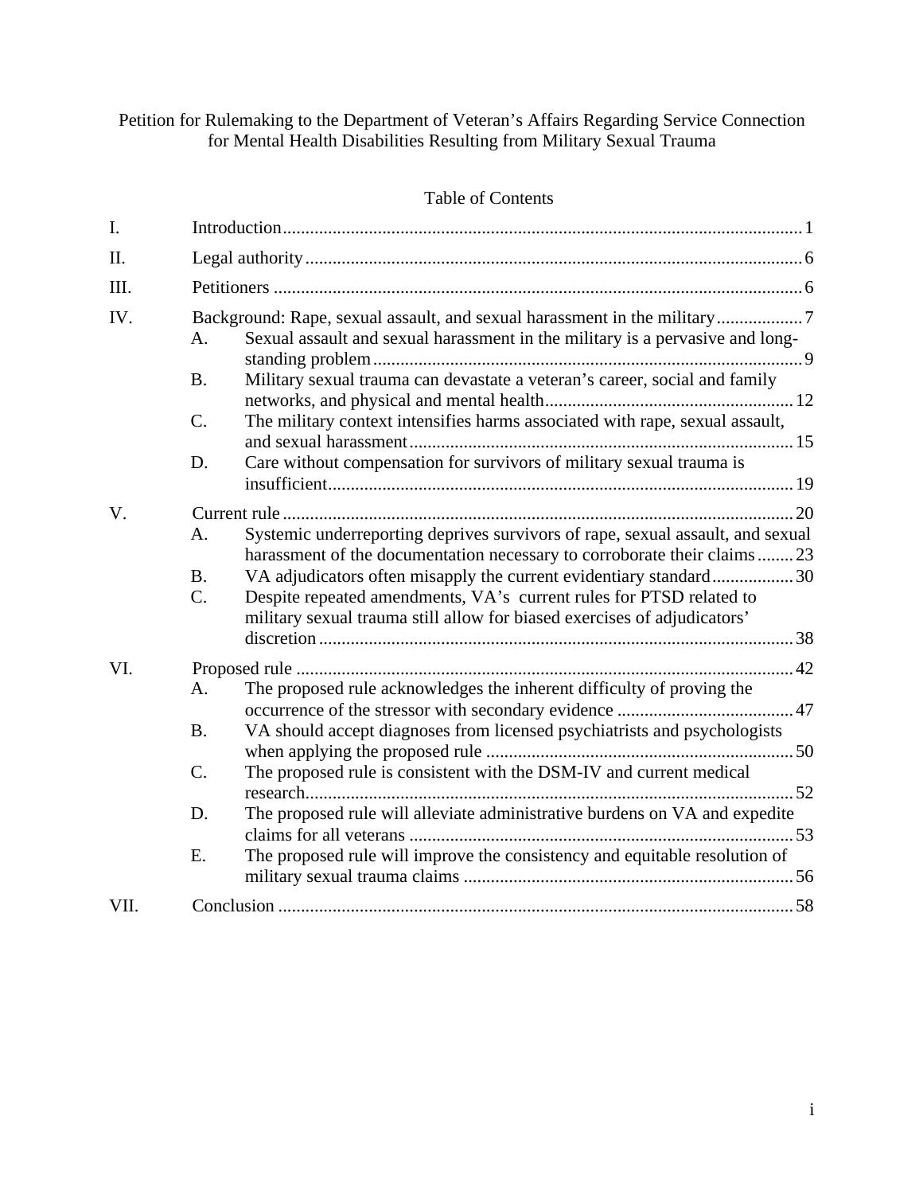Petition for Rulemaking to the Department of Veteran's Affairs Regarding Service Connection for Mental Health Disabilities Resulting from Military Sexual Trauma

Table of Contents

I. Introduction ... 1

II. Legal authority ... 6

III. Petitioners ... 6

IV. Background: Rape, sexual assault, and sexual harassment in the military ... 7
- A. Sexual assault and sexual harassment in the military is a pervasive and long-standing problem ... 9
- B. Military sexual trauma can devastate a veteran's career, social and family networks, and physical and mental health ... 12
- C. The military context intensifies harms associated with rape, sexual assault, and sexual harassment ... 15
- D. Care without compensation for survivors of military sexual trauma is insufficient ... 19

V. Current rule ... 20
- A. Systemic underreporting deprives survivors of rape, sexual assault, and sexual harassment of the documentation necessary to corroborate their claims ... 23
- B. VA adjudicators often misapply the current evidentiary standard ... 30
- C. Despite repeated amendments, VA's current rules for PTSD related to military sexual trauma still allow for biased exercises of adjudicators' discretion ... 38

VI. Proposed rule ... 42
- A. The proposed rule acknowledges the inherent difficulty of proving the occurrence of the stressor with secondary evidence ... 47
- B. VA should accept diagnoses from licensed psychiatrists and psychologists when applying the proposed rule ... 50
- C. The proposed rule is consistent with the DSM-IV and current medical research ... 52
- D. The proposed rule will alleviate administrative burdens on VA and expedite claims for all veterans ... 53
- E. The proposed rule will improve the consistency and equitable resolution of military sexual trauma claims ... 56

VII. Conclusion ... 58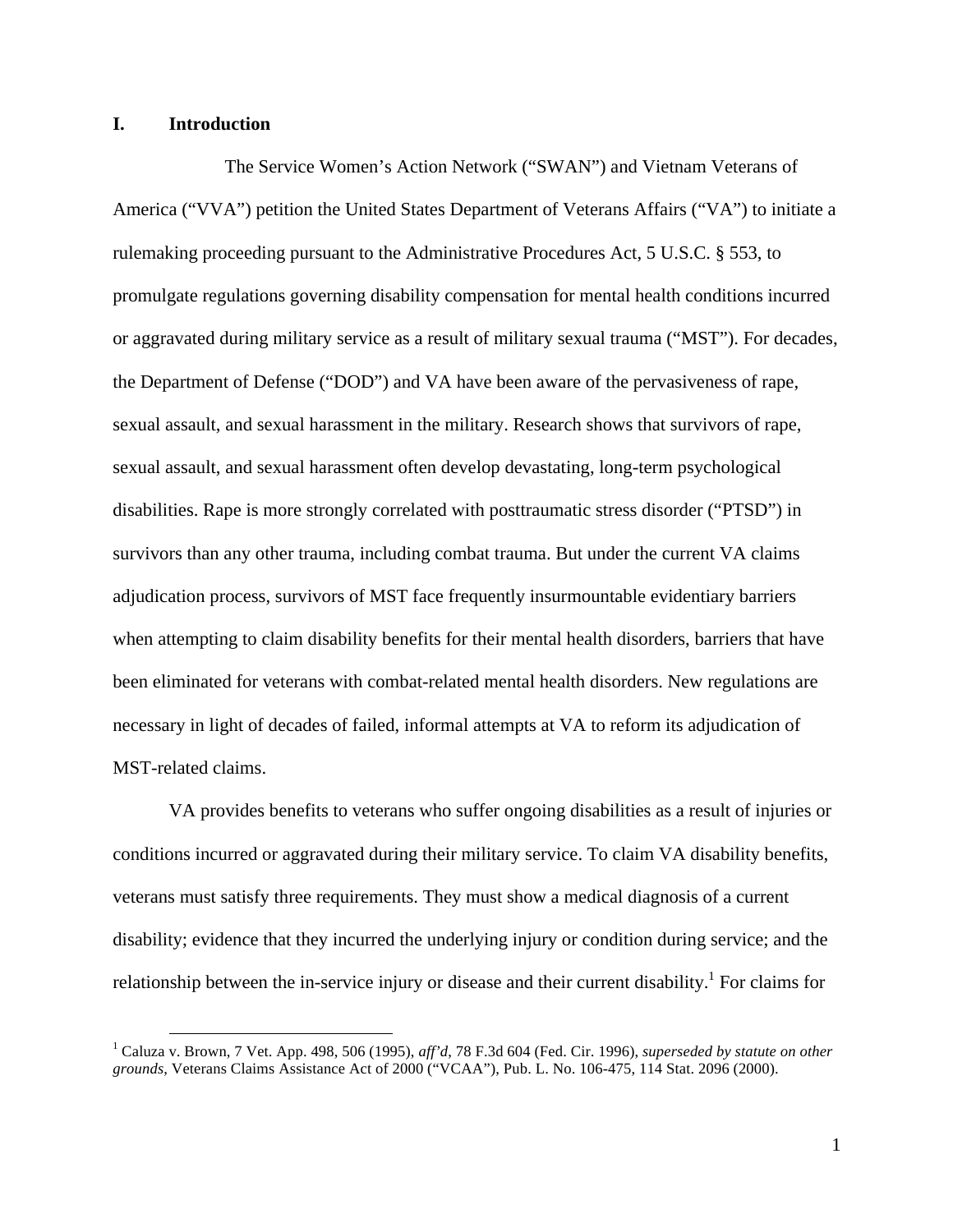## I. Introduction

The Service Women's Action Network ("SWAN") and Vietnam Veterans of America ("VVA") petition the United States Department of Veterans Affairs ("VA") to initiate a rulemaking proceeding pursuant to the Administrative Procedures Act, 5 U.S.C. § 553, to promulgate regulations governing disability compensation for mental health conditions incurred or aggravated during military service as a result of military sexual trauma ("MST"). For decades, the Department of Defense ("DOD") and VA have been aware of the pervasiveness of rape, sexual assault, and sexual harassment in the military. Research shows that survivors of rape, sexual assault, and sexual harassment often develop devastating, long-term psychological disabilities. Rape is more strongly correlated with posttraumatic stress disorder ("PTSD") in survivors than any other trauma, including combat trauma. But under the current VA claims adjudication process, survivors of MST face frequently insurmountable evidentiary barriers when attempting to claim disability benefits for their mental health disorders, barriers that have been eliminated for veterans with combat-related mental health disorders. New regulations are necessary in light of decades of failed, informal attempts at VA to reform its adjudication of MST-related claims.

VA provides benefits to veterans who suffer ongoing disabilities as a result of injuries or conditions incurred or aggravated during their military service. To claim VA disability benefits, veterans must satisfy three requirements. They must show a medical diagnosis of a current disability; evidence that they incurred the underlying injury or condition during service; and the relationship between the in-service injury or disease and their current disability.[1] For claims for

[1] Caluza v. Brown, 7 Vet. App. 498, 506 (1995), *aff'd*, 78 F.3d 604 (Fed. Cir. 1996), *superseded by statute on other grounds*, Veterans Claims Assistance Act of 2000 ("VCAA"), Pub. L. No. 106-475, 114 Stat. 2096 (2000).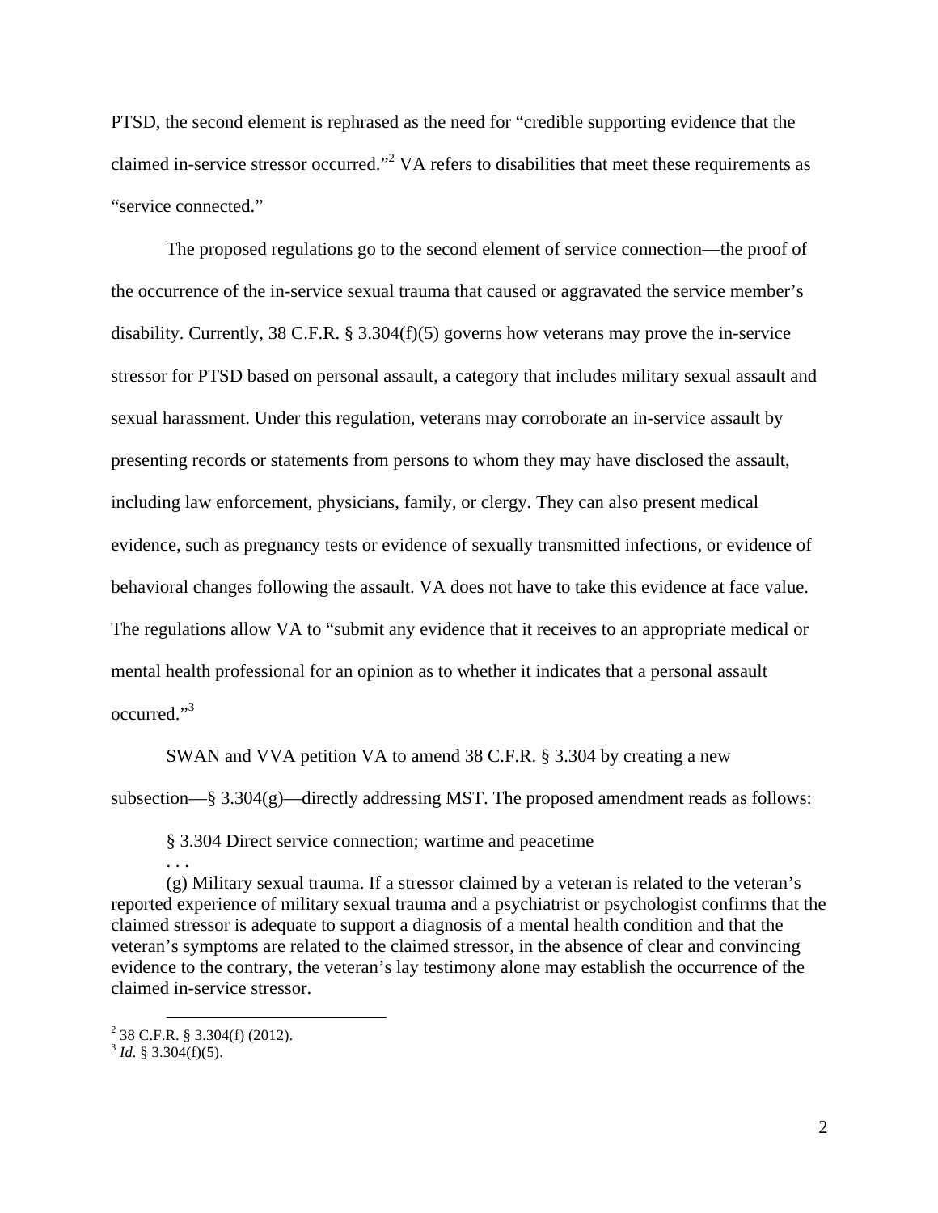PTSD, the second element is rephrased as the need for "credible supporting evidence that the claimed in-service stressor occurred."[2] VA refers to disabilities that meet these requirements as "service connected."

The proposed regulations go to the second element of service connection—the proof of the occurrence of the in-service sexual trauma that caused or aggravated the service member's disability. Currently, 38 C.F.R. § 3.304(f)(5) governs how veterans may prove the in-service stressor for PTSD based on personal assault, a category that includes military sexual assault and sexual harassment. Under this regulation, veterans may corroborate an in-service assault by presenting records or statements from persons to whom they may have disclosed the assault, including law enforcement, physicians, family, or clergy. They can also present medical evidence, such as pregnancy tests or evidence of sexually transmitted infections, or evidence of behavioral changes following the assault. VA does not have to take this evidence at face value. The regulations allow VA to "submit any evidence that it receives to an appropriate medical or mental health professional for an opinion as to whether it indicates that a personal assault occurred."[3]

SWAN and VVA petition VA to amend 38 C.F.R. § 3.304 by creating a new subsection—§ 3.304(g)—directly addressing MST. The proposed amendment reads as follows:

> § 3.304 Direct service connection; wartime and peacetime
>
> . . .
>
> (g) Military sexual trauma. If a stressor claimed by a veteran is related to the veteran's reported experience of military sexual trauma and a psychiatrist or psychologist confirms that the claimed stressor is adequate to support a diagnosis of a mental health condition and that the veteran's symptoms are related to the claimed stressor, in the absence of clear and convincing evidence to the contrary, the veteran's lay testimony alone may establish the occurrence of the claimed in-service stressor.

---

[2] 38 C.F.R. § 3.304(f) (2012).

[3] *Id.* § 3.304(f)(5).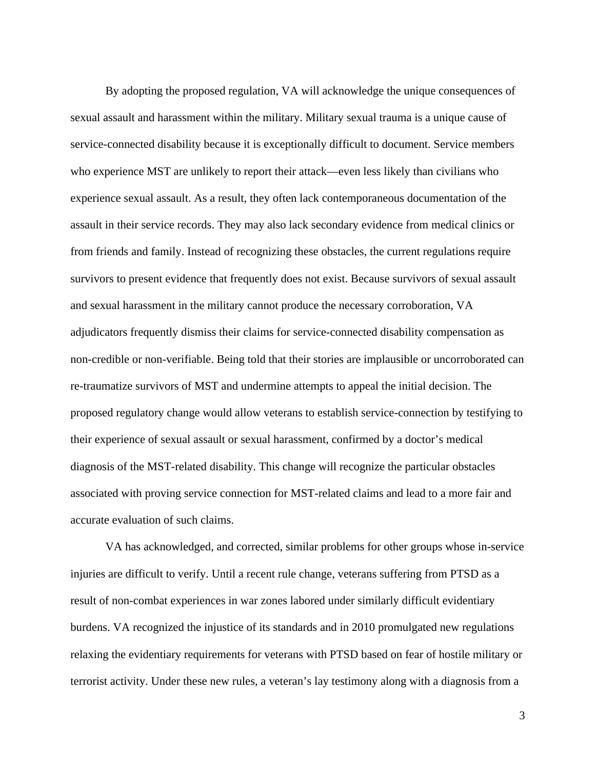By adopting the proposed regulation, VA will acknowledge the unique consequences of sexual assault and harassment within the military. Military sexual trauma is a unique cause of service-connected disability because it is exceptionally difficult to document. Service members who experience MST are unlikely to report their attack—even less likely than civilians who experience sexual assault. As a result, they often lack contemporaneous documentation of the assault in their service records. They may also lack secondary evidence from medical clinics or from friends and family. Instead of recognizing these obstacles, the current regulations require survivors to present evidence that frequently does not exist. Because survivors of sexual assault and sexual harassment in the military cannot produce the necessary corroboration, VA adjudicators frequently dismiss their claims for service-connected disability compensation as non-credible or non-verifiable. Being told that their stories are implausible or uncorroborated can re-traumatize survivors of MST and undermine attempts to appeal the initial decision. The proposed regulatory change would allow veterans to establish service-connection by testifying to their experience of sexual assault or sexual harassment, confirmed by a doctor's medical diagnosis of the MST-related disability. This change will recognize the particular obstacles associated with proving service connection for MST-related claims and lead to a more fair and accurate evaluation of such claims.

VA has acknowledged, and corrected, similar problems for other groups whose in-service injuries are difficult to verify. Until a recent rule change, veterans suffering from PTSD as a result of non-combat experiences in war zones labored under similarly difficult evidentiary burdens. VA recognized the injustice of its standards and in 2010 promulgated new regulations relaxing the evidentiary requirements for veterans with PTSD based on fear of hostile military or terrorist activity. Under these new rules, a veteran's lay testimony along with a diagnosis from a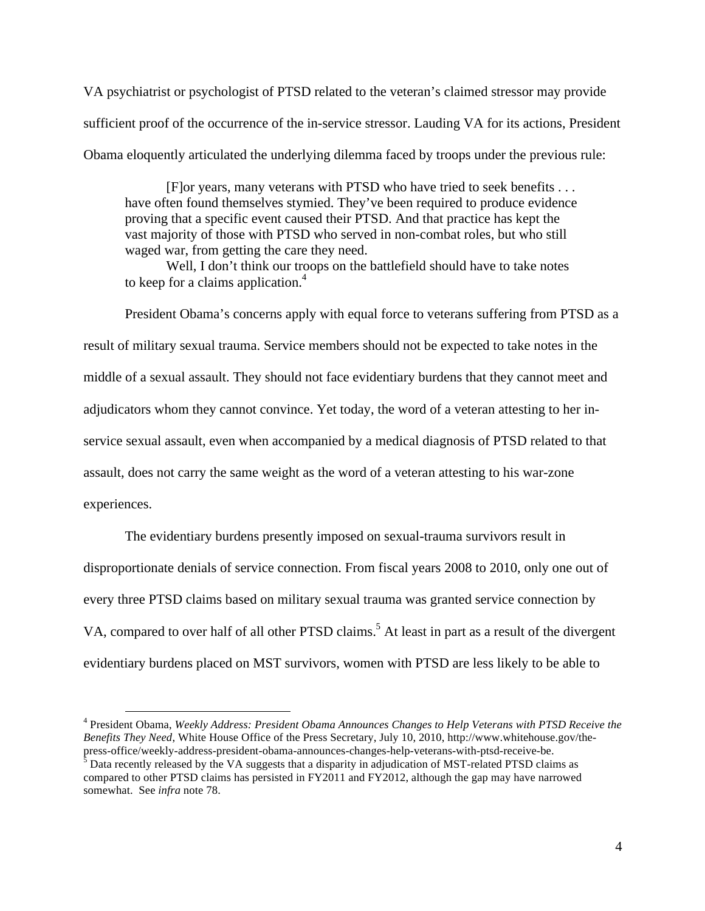VA psychiatrist or psychologist of PTSD related to the veteran's claimed stressor may provide sufficient proof of the occurrence of the in-service stressor. Lauding VA for its actions, President Obama eloquently articulated the underlying dilemma faced by troops under the previous rule:

> [F]or years, many veterans with PTSD who have tried to seek benefits . . . have often found themselves stymied. They've been required to produce evidence proving that a specific event caused their PTSD. And that practice has kept the vast majority of those with PTSD who served in non-combat roles, but who still waged war, from getting the care they need.
>
> Well, I don't think our troops on the battlefield should have to take notes to keep for a claims application.[4]

President Obama's concerns apply with equal force to veterans suffering from PTSD as a result of military sexual trauma. Service members should not be expected to take notes in the middle of a sexual assault. They should not face evidentiary burdens that they cannot meet and adjudicators whom they cannot convince. Yet today, the word of a veteran attesting to her in-service sexual assault, even when accompanied by a medical diagnosis of PTSD related to that assault, does not carry the same weight as the word of a veteran attesting to his war-zone experiences.

The evidentiary burdens presently imposed on sexual-trauma survivors result in disproportionate denials of service connection. From fiscal years 2008 to 2010, only one out of every three PTSD claims based on military sexual trauma was granted service connection by VA, compared to over half of all other PTSD claims.[5] At least in part as a result of the divergent evidentiary burdens placed on MST survivors, women with PTSD are less likely to be able to

---

[4] President Obama, *Weekly Address: President Obama Announces Changes to Help Veterans with PTSD Receive the Benefits They Need*, White House Office of the Press Secretary, July 10, 2010, http://www.whitehouse.gov/the-press-office/weekly-address-president-obama-announces-changes-help-veterans-with-ptsd-receive-be.

[5] Data recently released by the VA suggests that a disparity in adjudication of MST-related PTSD claims as compared to other PTSD claims has persisted in FY2011 and FY2012, although the gap may have narrowed somewhat. See *infra* note 78.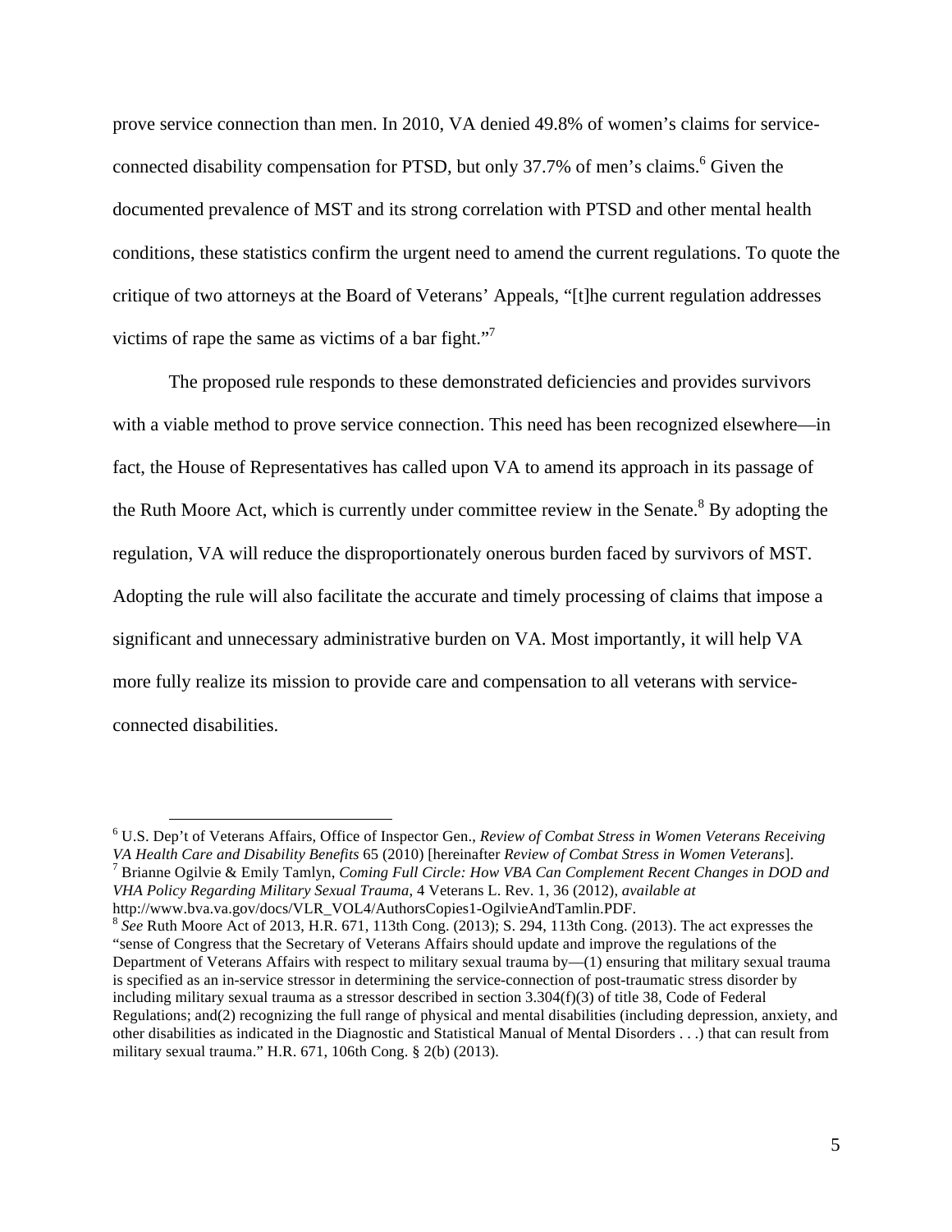prove service connection than men. In 2010, VA denied 49.8% of women's claims for service-connected disability compensation for PTSD, but only 37.7% of men's claims.[6] Given the documented prevalence of MST and its strong correlation with PTSD and other mental health conditions, these statistics confirm the urgent need to amend the current regulations. To quote the critique of two attorneys at the Board of Veterans' Appeals, "[t]he current regulation addresses victims of rape the same as victims of a bar fight."[7]

The proposed rule responds to these demonstrated deficiencies and provides survivors with a viable method to prove service connection. This need has been recognized elsewhere—in fact, the House of Representatives has called upon VA to amend its approach in its passage of the Ruth Moore Act, which is currently under committee review in the Senate.[8] By adopting the regulation, VA will reduce the disproportionately onerous burden faced by survivors of MST. Adopting the rule will also facilitate the accurate and timely processing of claims that impose a significant and unnecessary administrative burden on VA. Most importantly, it will help VA more fully realize its mission to provide care and compensation to all veterans with service-connected disabilities.

---

[6] U.S. Dep't of Veterans Affairs, Office of Inspector Gen., *Review of Combat Stress in Women Veterans Receiving VA Health Care and Disability Benefits* 65 (2010) [hereinafter *Review of Combat Stress in Women Veterans*].

[7] Brianne Ogilvie & Emily Tamlyn, *Coming Full Circle: How VBA Can Complement Recent Changes in DOD and VHA Policy Regarding Military Sexual Trauma*, 4 Veterans L. Rev. 1, 36 (2012), *available at* http://www.bva.va.gov/docs/VLR_VOL4/AuthorsCopies1-OgilvieAndTamlin.PDF.

[8] *See* Ruth Moore Act of 2013, H.R. 671, 113th Cong. (2013); S. 294, 113th Cong. (2013). The act expresses the "sense of Congress that the Secretary of Veterans Affairs should update and improve the regulations of the Department of Veterans Affairs with respect to military sexual trauma by—(1) ensuring that military sexual trauma is specified as an in-service stressor in determining the service-connection of post-traumatic stress disorder by including military sexual trauma as a stressor described in section 3.304(f)(3) of title 38, Code of Federal Regulations; and(2) recognizing the full range of physical and mental disabilities (including depression, anxiety, and other disabilities as indicated in the Diagnostic and Statistical Manual of Mental Disorders . . .) that can result from military sexual trauma." H.R. 671, 106th Cong. § 2(b) (2013).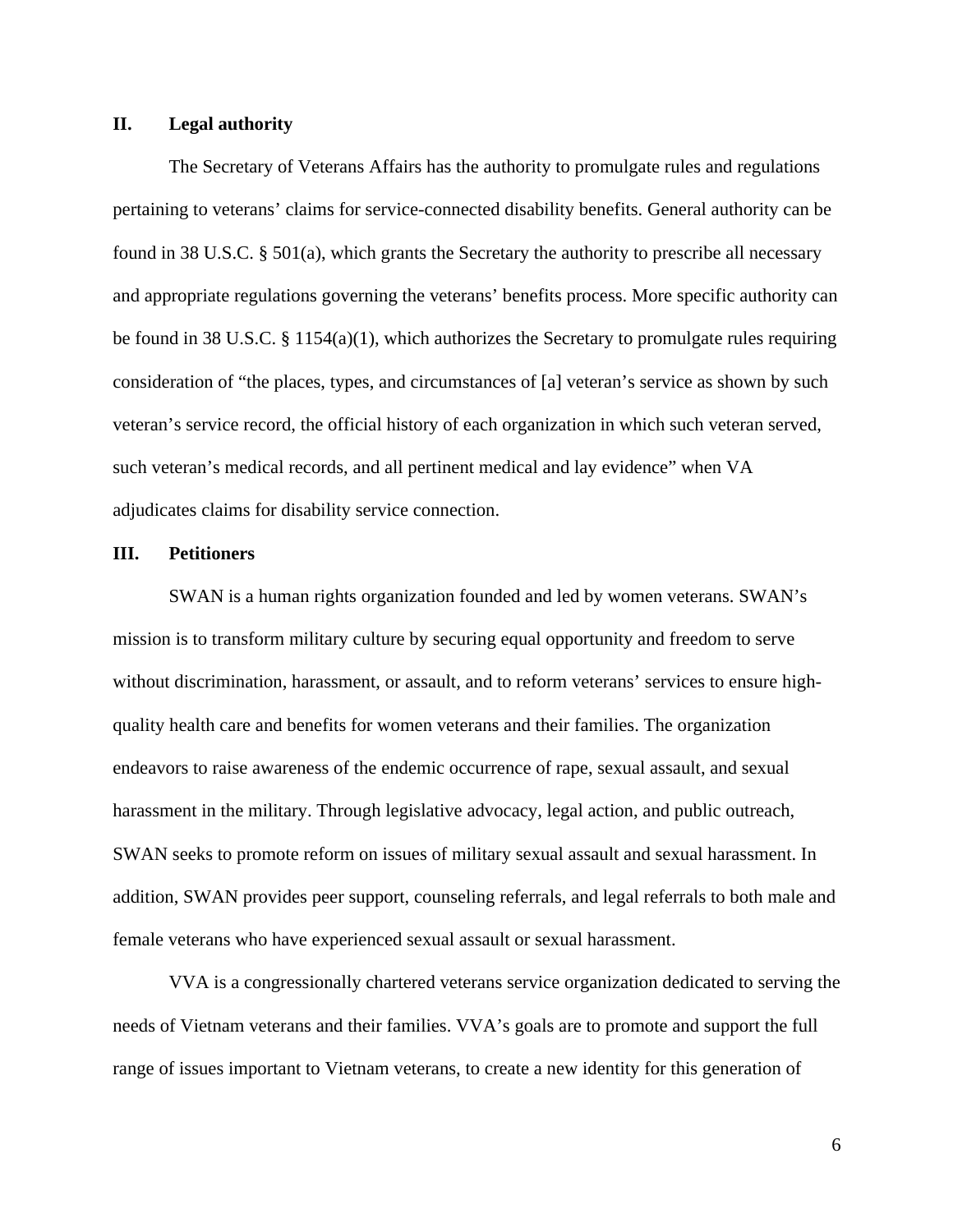## II. Legal authority

The Secretary of Veterans Affairs has the authority to promulgate rules and regulations pertaining to veterans' claims for service-connected disability benefits. General authority can be found in 38 U.S.C. § 501(a), which grants the Secretary the authority to prescribe all necessary and appropriate regulations governing the veterans' benefits process. More specific authority can be found in 38 U.S.C. § 1154(a)(1), which authorizes the Secretary to promulgate rules requiring consideration of "the places, types, and circumstances of [a] veteran's service as shown by such veteran's service record, the official history of each organization in which such veteran served, such veteran's medical records, and all pertinent medical and lay evidence" when VA adjudicates claims for disability service connection.

## III. Petitioners

SWAN is a human rights organization founded and led by women veterans. SWAN's mission is to transform military culture by securing equal opportunity and freedom to serve without discrimination, harassment, or assault, and to reform veterans' services to ensure high-quality health care and benefits for women veterans and their families. The organization endeavors to raise awareness of the endemic occurrence of rape, sexual assault, and sexual harassment in the military. Through legislative advocacy, legal action, and public outreach, SWAN seeks to promote reform on issues of military sexual assault and sexual harassment. In addition, SWAN provides peer support, counseling referrals, and legal referrals to both male and female veterans who have experienced sexual assault or sexual harassment.

VVA is a congressionally chartered veterans service organization dedicated to serving the needs of Vietnam veterans and their families. VVA's goals are to promote and support the full range of issues important to Vietnam veterans, to create a new identity for this generation of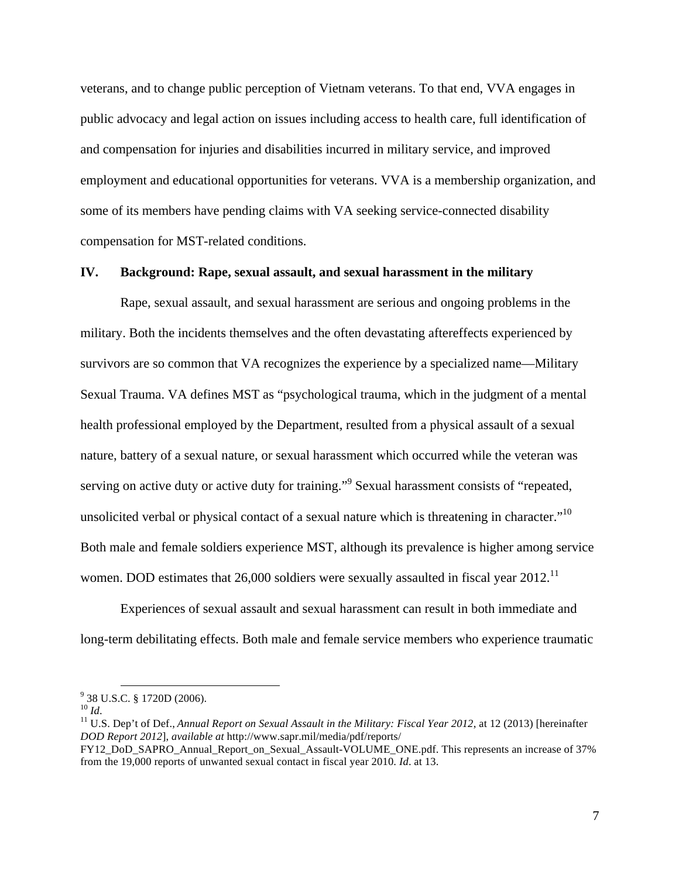veterans, and to change public perception of Vietnam veterans. To that end, VVA engages in public advocacy and legal action on issues including access to health care, full identification of and compensation for injuries and disabilities incurred in military service, and improved employment and educational opportunities for veterans. VVA is a membership organization, and some of its members have pending claims with VA seeking service-connected disability compensation for MST-related conditions.

## IV. Background: Rape, sexual assault, and sexual harassment in the military

Rape, sexual assault, and sexual harassment are serious and ongoing problems in the military. Both the incidents themselves and the often devastating aftereffects experienced by survivors are so common that VA recognizes the experience by a specialized name—Military Sexual Trauma. VA defines MST as "psychological trauma, which in the judgment of a mental health professional employed by the Department, resulted from a physical assault of a sexual nature, battery of a sexual nature, or sexual harassment which occurred while the veteran was serving on active duty or active duty for training."[9] Sexual harassment consists of "repeated, unsolicited verbal or physical contact of a sexual nature which is threatening in character."[10] Both male and female soldiers experience MST, although its prevalence is higher among service women. DOD estimates that 26,000 soldiers were sexually assaulted in fiscal year 2012.[11]

Experiences of sexual assault and sexual harassment can result in both immediate and long-term debilitating effects. Both male and female service members who experience traumatic

---

[9] 38 U.S.C. § 1720D (2006).

[10] *Id*.

[11] U.S. Dep't of Def., *Annual Report on Sexual Assault in the Military: Fiscal Year 2012*, at 12 (2013) [hereinafter *DOD Report 2012*], *available at* http://www.sapr.mil/media/pdf/reports/FY12_DoD_SAPRO_Annual_Report_on_Sexual_Assault-VOLUME_ONE.pdf. This represents an increase of 37% from the 19,000 reports of unwanted sexual contact in fiscal year 2010. *Id*. at 13.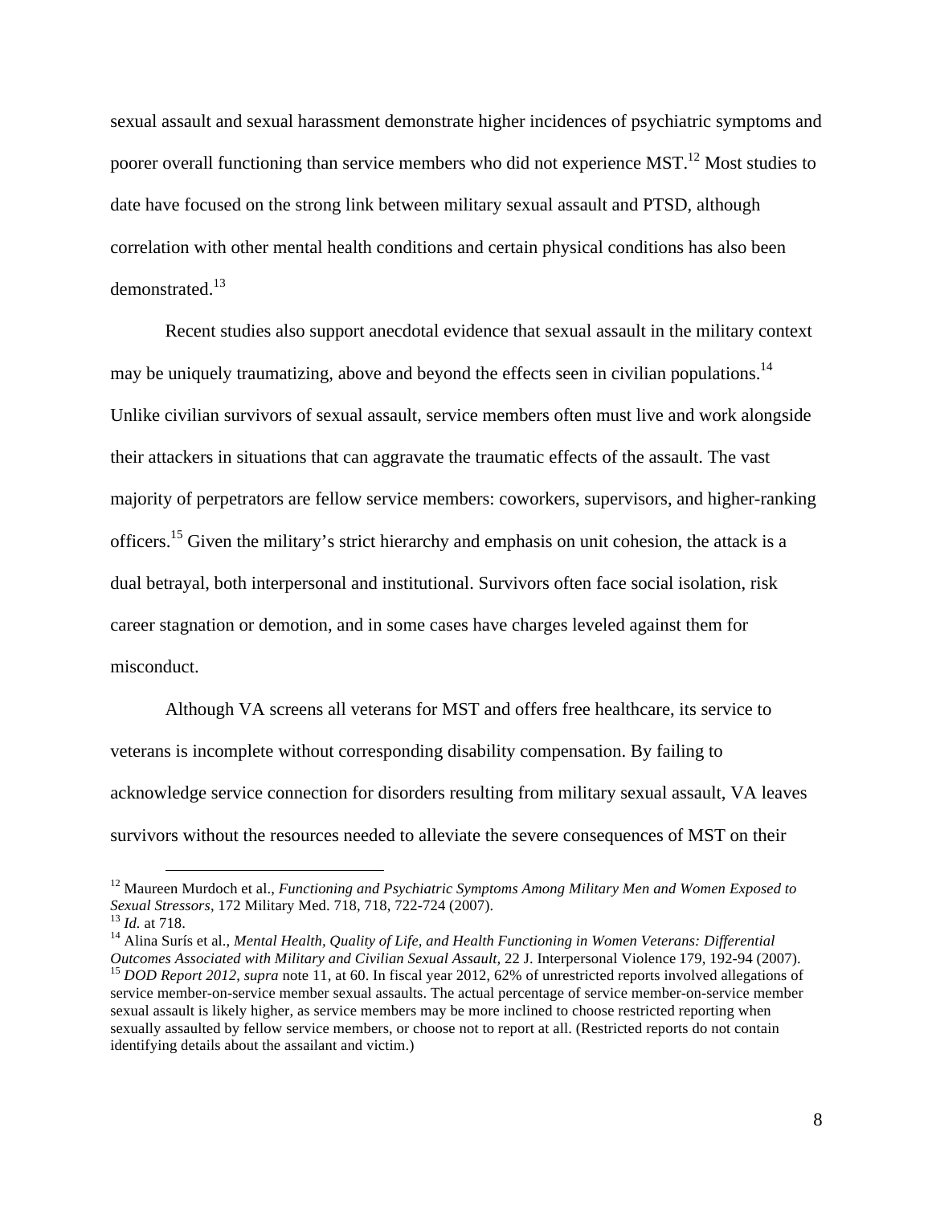sexual assault and sexual harassment demonstrate higher incidences of psychiatric symptoms and poorer overall functioning than service members who did not experience MST.[12] Most studies to date have focused on the strong link between military sexual assault and PTSD, although correlation with other mental health conditions and certain physical conditions has also been demonstrated.[13]

Recent studies also support anecdotal evidence that sexual assault in the military context may be uniquely traumatizing, above and beyond the effects seen in civilian populations.[14] Unlike civilian survivors of sexual assault, service members often must live and work alongside their attackers in situations that can aggravate the traumatic effects of the assault. The vast majority of perpetrators are fellow service members: coworkers, supervisors, and higher-ranking officers.[15] Given the military's strict hierarchy and emphasis on unit cohesion, the attack is a dual betrayal, both interpersonal and institutional. Survivors often face social isolation, risk career stagnation or demotion, and in some cases have charges leveled against them for misconduct.

Although VA screens all veterans for MST and offers free healthcare, its service to veterans is incomplete without corresponding disability compensation. By failing to acknowledge service connection for disorders resulting from military sexual assault, VA leaves survivors without the resources needed to alleviate the severe consequences of MST on their

---

[12] Maureen Murdoch et al., *Functioning and Psychiatric Symptoms Among Military Men and Women Exposed to Sexual Stressors*, 172 Military Med. 718, 718, 722-724 (2007).

[13] *Id.* at 718.

[14] Alina Surís et al., *Mental Health, Quality of Life, and Health Functioning in Women Veterans: Differential Outcomes Associated with Military and Civilian Sexual Assault*, 22 J. Interpersonal Violence 179, 192-94 (2007).

[15] *DOD Report 2012*, *supra* note 11, at 60. In fiscal year 2012, 62% of unrestricted reports involved allegations of service member-on-service member sexual assaults. The actual percentage of service member-on-service member sexual assault is likely higher, as service members may be more inclined to choose restricted reporting when sexually assaulted by fellow service members, or choose not to report at all. (Restricted reports do not contain identifying details about the assailant and victim.)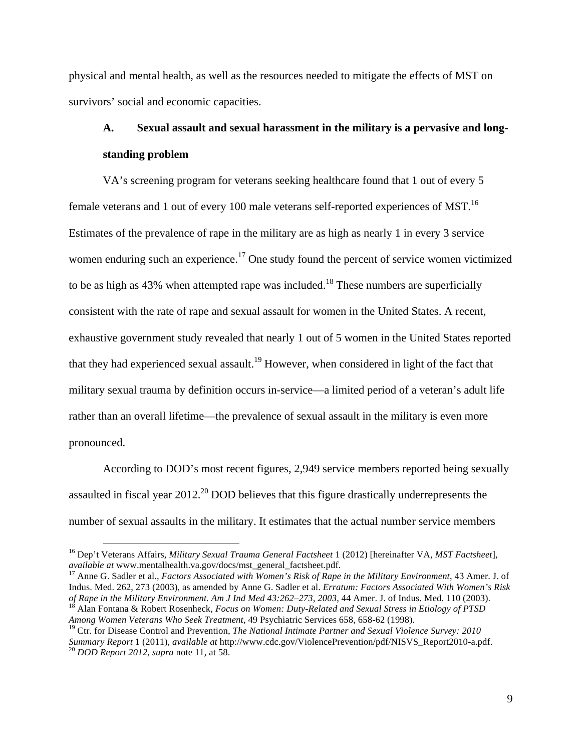physical and mental health, as well as the resources needed to mitigate the effects of MST on survivors' social and economic capacities.

### A. Sexual assault and sexual harassment in the military is a pervasive and long-standing problem

VA's screening program for veterans seeking healthcare found that 1 out of every 5 female veterans and 1 out of every 100 male veterans self-reported experiences of MST.[16] Estimates of the prevalence of rape in the military are as high as nearly 1 in every 3 service women enduring such an experience.[17] One study found the percent of service women victimized to be as high as 43% when attempted rape was included.[18] These numbers are superficially consistent with the rate of rape and sexual assault for women in the United States. A recent, exhaustive government study revealed that nearly 1 out of 5 women in the United States reported that they had experienced sexual assault.[19] However, when considered in light of the fact that military sexual trauma by definition occurs in-service—a limited period of a veteran's adult life rather than an overall lifetime—the prevalence of sexual assault in the military is even more pronounced.

According to DOD's most recent figures, 2,949 service members reported being sexually assaulted in fiscal year 2012.[20] DOD believes that this figure drastically underrepresents the number of sexual assaults in the military. It estimates that the actual number service members

---

[16] Dep't Veterans Affairs, *Military Sexual Trauma General Factsheet* 1 (2012) [hereinafter VA, *MST Factsheet*], *available at* www.mentalhealth.va.gov/docs/mst_general_factsheet.pdf.

[17] Anne G. Sadler et al., *Factors Associated with Women's Risk of Rape in the Military Environment*, 43 Amer. J. of Indus. Med. 262, 273 (2003), as amended by Anne G. Sadler et al. *Erratum: Factors Associated With Women's Risk of Rape in the Military Environment. Am J Ind Med 43:262–273, 2003*, 44 Amer. J. of Indus. Med. 110 (2003).

[18] Alan Fontana & Robert Rosenheck, *Focus on Women: Duty-Related and Sexual Stress in Etiology of PTSD Among Women Veterans Who Seek Treatment*, 49 Psychiatric Services 658, 658-62 (1998).

[19] Ctr. for Disease Control and Prevention, *The National Intimate Partner and Sexual Violence Survey: 2010 Summary Report* 1 (2011), *available at* http://www.cdc.gov/ViolencePrevention/pdf/NISVS_Report2010-a.pdf.

[20] *DOD Report 2012*, *supra* note 11, at 58.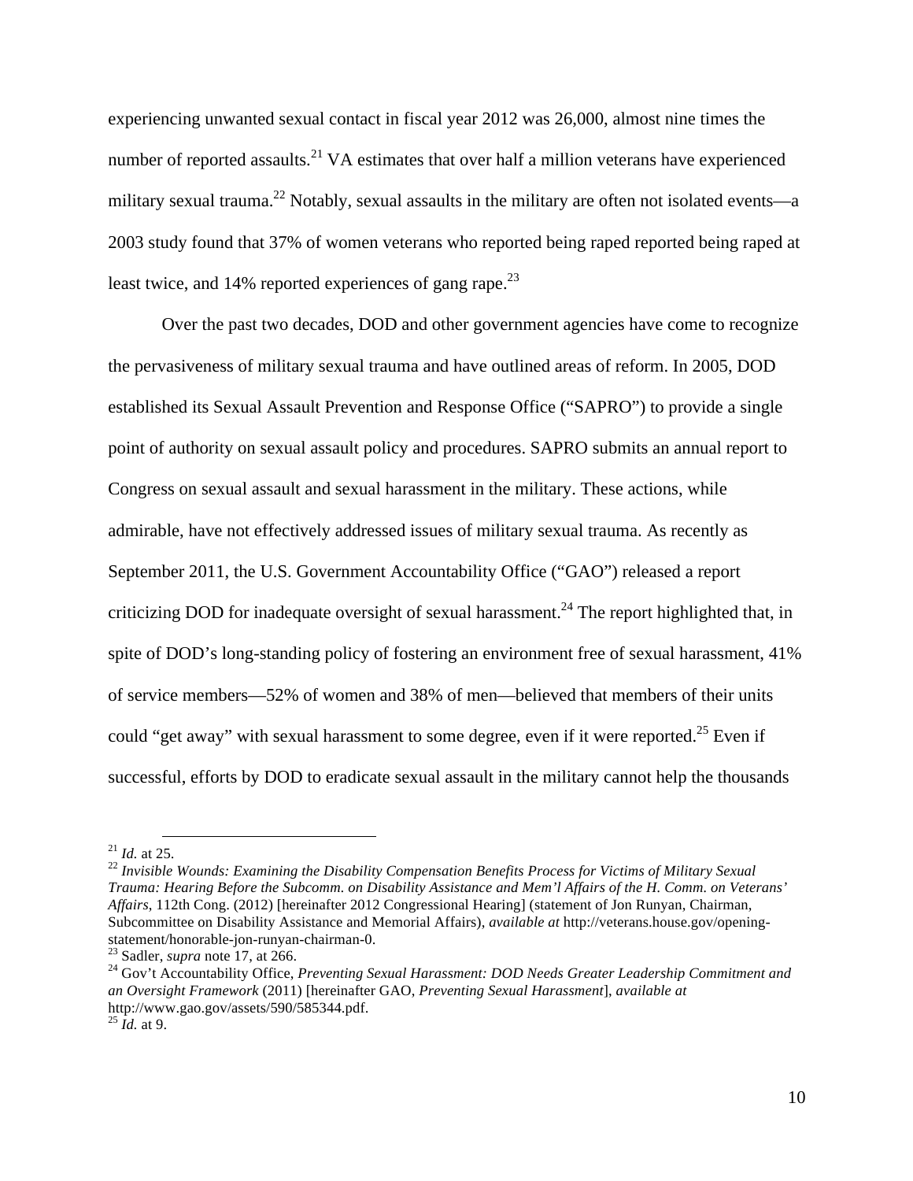experiencing unwanted sexual contact in fiscal year 2012 was 26,000, almost nine times the number of reported assaults.[21] VA estimates that over half a million veterans have experienced military sexual trauma.[22] Notably, sexual assaults in the military are often not isolated events—a 2003 study found that 37% of women veterans who reported being raped reported being raped at least twice, and 14% reported experiences of gang rape.[23]

Over the past two decades, DOD and other government agencies have come to recognize the pervasiveness of military sexual trauma and have outlined areas of reform. In 2005, DOD established its Sexual Assault Prevention and Response Office ("SAPRO") to provide a single point of authority on sexual assault policy and procedures. SAPRO submits an annual report to Congress on sexual assault and sexual harassment in the military. These actions, while admirable, have not effectively addressed issues of military sexual trauma. As recently as September 2011, the U.S. Government Accountability Office ("GAO") released a report criticizing DOD for inadequate oversight of sexual harassment.[24] The report highlighted that, in spite of DOD's long-standing policy of fostering an environment free of sexual harassment, 41% of service members—52% of women and 38% of men—believed that members of their units could "get away" with sexual harassment to some degree, even if it were reported.[25] Even if successful, efforts by DOD to eradicate sexual assault in the military cannot help the thousands

---

[21] *Id.* at 25.

[22] *Invisible Wounds: Examining the Disability Compensation Benefits Process for Victims of Military Sexual Trauma: Hearing Before the Subcomm. on Disability Assistance and Mem'l Affairs of the H. Comm. on Veterans' Affairs*, 112th Cong. (2012) [hereinafter 2012 Congressional Hearing] (statement of Jon Runyan, Chairman, Subcommittee on Disability Assistance and Memorial Affairs), *available at* http://veterans.house.gov/opening-statement/honorable-jon-runyan-chairman-0.

[23] Sadler, *supra* note 17, at 266.

[24] Gov't Accountability Office, *Preventing Sexual Harassment: DOD Needs Greater Leadership Commitment and an Oversight Framework* (2011) [hereinafter GAO, *Preventing Sexual Harassment*], *available at* http://www.gao.gov/assets/590/585344.pdf.

[25] *Id.* at 9.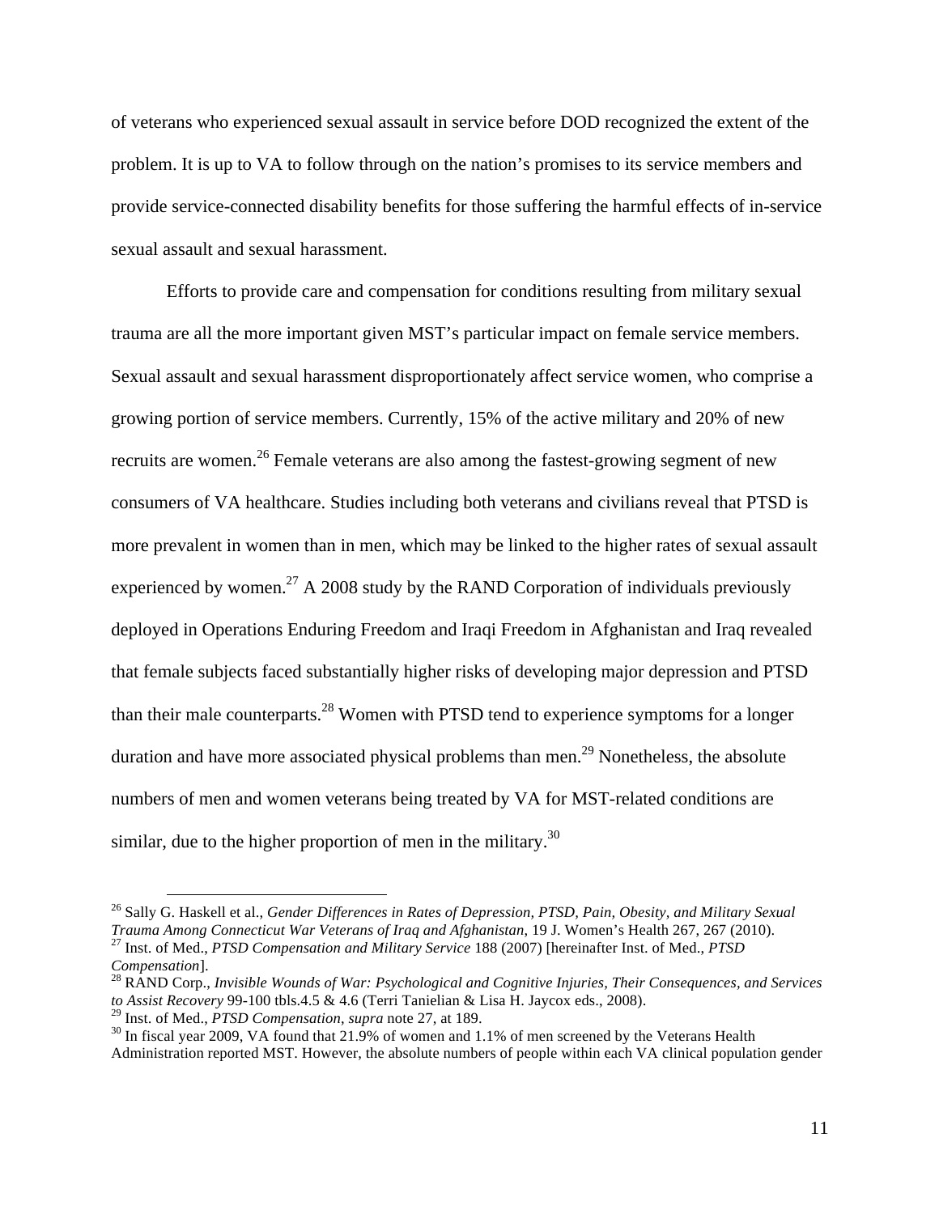of veterans who experienced sexual assault in service before DOD recognized the extent of the problem. It is up to VA to follow through on the nation's promises to its service members and provide service-connected disability benefits for those suffering the harmful effects of in-service sexual assault and sexual harassment.

Efforts to provide care and compensation for conditions resulting from military sexual trauma are all the more important given MST's particular impact on female service members. Sexual assault and sexual harassment disproportionately affect service women, who comprise a growing portion of service members. Currently, 15% of the active military and 20% of new recruits are women.[26] Female veterans are also among the fastest-growing segment of new consumers of VA healthcare. Studies including both veterans and civilians reveal that PTSD is more prevalent in women than in men, which may be linked to the higher rates of sexual assault experienced by women.[27] A 2008 study by the RAND Corporation of individuals previously deployed in Operations Enduring Freedom and Iraqi Freedom in Afghanistan and Iraq revealed that female subjects faced substantially higher risks of developing major depression and PTSD than their male counterparts.[28] Women with PTSD tend to experience symptoms for a longer duration and have more associated physical problems than men.[29] Nonetheless, the absolute numbers of men and women veterans being treated by VA for MST-related conditions are similar, due to the higher proportion of men in the military.[30]

---

[26] Sally G. Haskell et al., *Gender Differences in Rates of Depression, PTSD, Pain, Obesity, and Military Sexual Trauma Among Connecticut War Veterans of Iraq and Afghanistan*, 19 J. Women's Health 267, 267 (2010).

[27] Inst. of Med., *PTSD Compensation and Military Service* 188 (2007) [hereinafter Inst. of Med., *PTSD Compensation*].

[28] RAND Corp., *Invisible Wounds of War: Psychological and Cognitive Injuries, Their Consequences, and Services to Assist Recovery* 99-100 tbls.4.5 & 4.6 (Terri Tanielian & Lisa H. Jaycox eds., 2008).

[29] Inst. of Med., *PTSD Compensation*, *supra* note 27, at 189.

[30] In fiscal year 2009, VA found that 21.9% of women and 1.1% of men screened by the Veterans Health Administration reported MST. However, the absolute numbers of people within each VA clinical population gender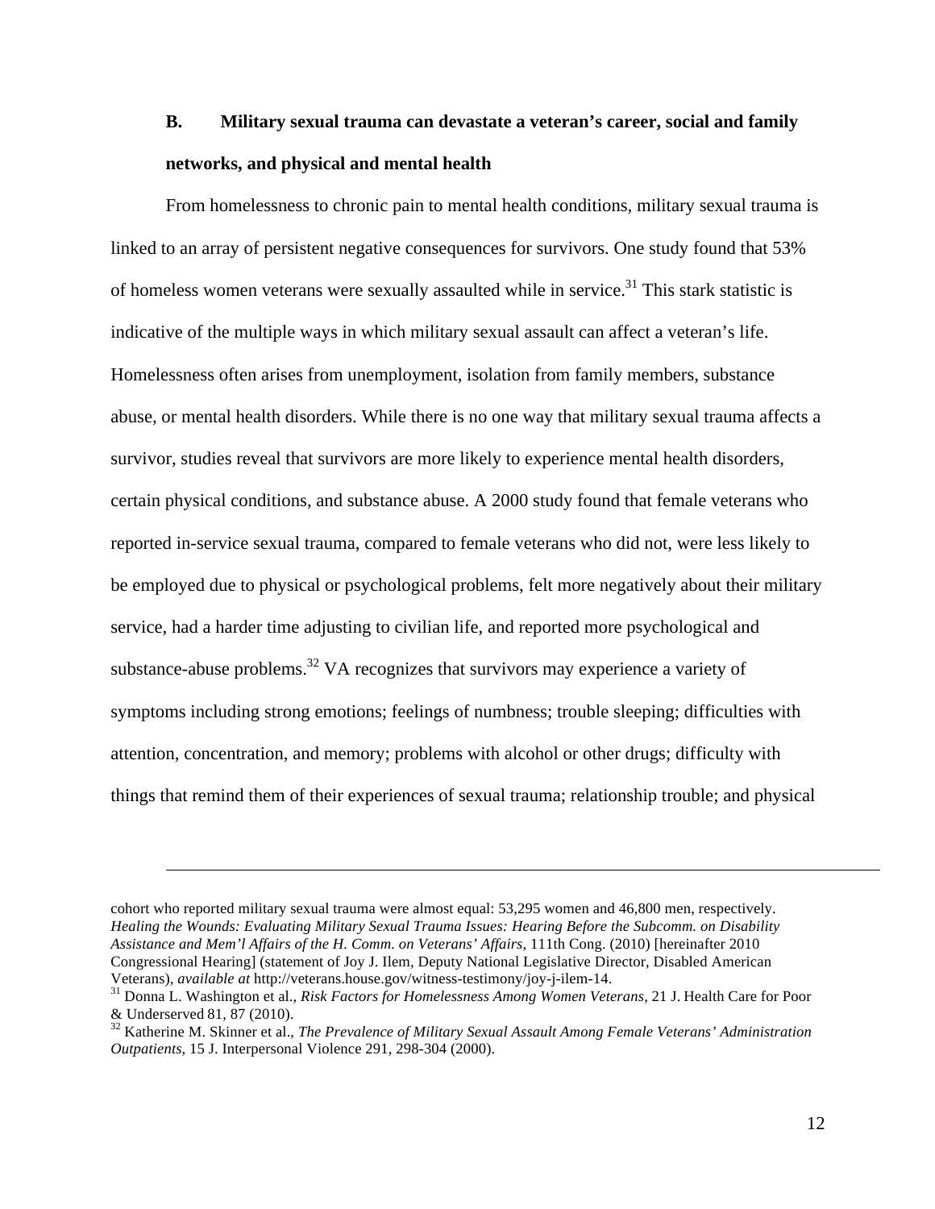### B. Military sexual trauma can devastate a veteran's career, social and family networks, and physical and mental health

From homelessness to chronic pain to mental health conditions, military sexual trauma is linked to an array of persistent negative consequences for survivors. One study found that 53% of homeless women veterans were sexually assaulted while in service.[31] This stark statistic is indicative of the multiple ways in which military sexual assault can affect a veteran's life. Homelessness often arises from unemployment, isolation from family members, substance abuse, or mental health disorders. While there is no one way that military sexual trauma affects a survivor, studies reveal that survivors are more likely to experience mental health disorders, certain physical conditions, and substance abuse. A 2000 study found that female veterans who reported in-service sexual trauma, compared to female veterans who did not, were less likely to be employed due to physical or psychological problems, felt more negatively about their military service, had a harder time adjusting to civilian life, and reported more psychological and substance-abuse problems.[32] VA recognizes that survivors may experience a variety of symptoms including strong emotions; feelings of numbness; trouble sleeping; difficulties with attention, concentration, and memory; problems with alcohol or other drugs; difficulty with things that remind them of their experiences of sexual trauma; relationship trouble; and physical

---

cohort who reported military sexual trauma were almost equal: 53,295 women and 46,800 men, respectively. *Healing the Wounds: Evaluating Military Sexual Trauma Issues: Hearing Before the Subcomm. on Disability Assistance and Mem'l Affairs of the H. Comm. on Veterans' Affairs*, 111th Cong. (2010) [hereinafter 2010 Congressional Hearing] (statement of Joy J. Ilem, Deputy National Legislative Director, Disabled American Veterans), *available at* http://veterans.house.gov/witness-testimony/joy-j-ilem-14.

[31] Donna L. Washington et al., *Risk Factors for Homelessness Among Women Veterans*, 21 J. Health Care for Poor & Underserved 81, 87 (2010).

[32] Katherine M. Skinner et al., *The Prevalence of Military Sexual Assault Among Female Veterans' Administration Outpatients*, 15 J. Interpersonal Violence 291, 298-304 (2000).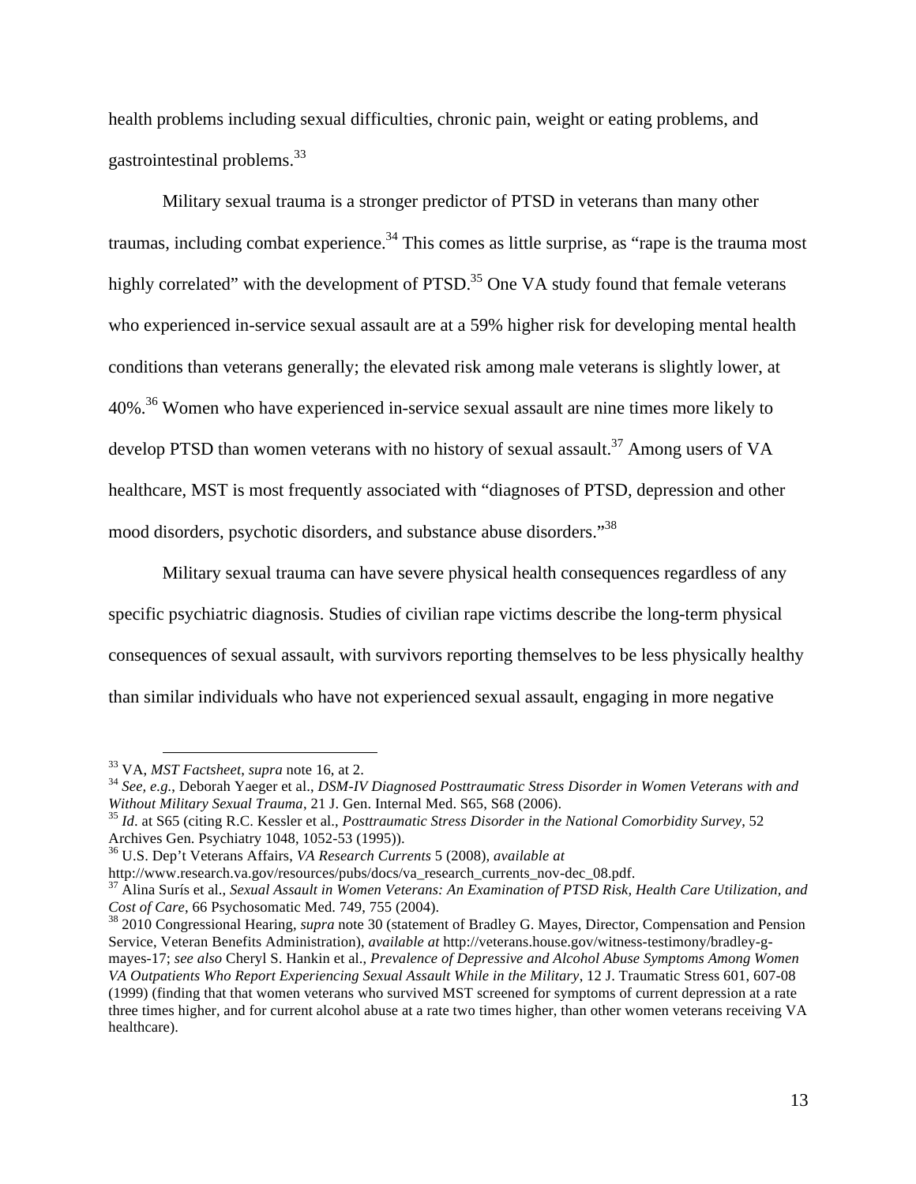health problems including sexual difficulties, chronic pain, weight or eating problems, and gastrointestinal problems.[33]

Military sexual trauma is a stronger predictor of PTSD in veterans than many other traumas, including combat experience.[34] This comes as little surprise, as "rape is the trauma most highly correlated" with the development of PTSD.[35] One VA study found that female veterans who experienced in-service sexual assault are at a 59% higher risk for developing mental health conditions than veterans generally; the elevated risk among male veterans is slightly lower, at 40%.[36] Women who have experienced in-service sexual assault are nine times more likely to develop PTSD than women veterans with no history of sexual assault.[37] Among users of VA healthcare, MST is most frequently associated with "diagnoses of PTSD, depression and other mood disorders, psychotic disorders, and substance abuse disorders."[38]

Military sexual trauma can have severe physical health consequences regardless of any specific psychiatric diagnosis. Studies of civilian rape victims describe the long-term physical consequences of sexual assault, with survivors reporting themselves to be less physically healthy than similar individuals who have not experienced sexual assault, engaging in more negative

---

[33] VA, *MST Factsheet*, *supra* note 16, at 2.

[34] *See, e.g.*, Deborah Yaeger et al., *DSM-IV Diagnosed Posttraumatic Stress Disorder in Women Veterans with and Without Military Sexual Trauma*, 21 J. Gen. Internal Med. S65, S68 (2006).

[35] *Id.* at S65 (citing R.C. Kessler et al., *Posttraumatic Stress Disorder in the National Comorbidity Survey*, 52 Archives Gen. Psychiatry 1048, 1052-53 (1995)).

[36] U.S. Dep't Veterans Affairs, *VA Research Currents* 5 (2008), *available at* http://www.research.va.gov/resources/pubs/docs/va_research_currents_nov-dec_08.pdf.

[37] Alina Surís et al., *Sexual Assault in Women Veterans: An Examination of PTSD Risk, Health Care Utilization, and Cost of Care*, 66 Psychosomatic Med. 749, 755 (2004).

[38] 2010 Congressional Hearing, *supra* note 30 (statement of Bradley G. Mayes, Director, Compensation and Pension Service, Veteran Benefits Administration), *available at* http://veterans.house.gov/witness-testimony/bradley-g-mayes-17; *see also* Cheryl S. Hankin et al., *Prevalence of Depressive and Alcohol Abuse Symptoms Among Women VA Outpatients Who Report Experiencing Sexual Assault While in the Military*, 12 J. Traumatic Stress 601, 607-08 (1999) (finding that that women veterans who survived MST screened for symptoms of current depression at a rate three times higher, and for current alcohol abuse at a rate two times higher, than other women veterans receiving VA healthcare).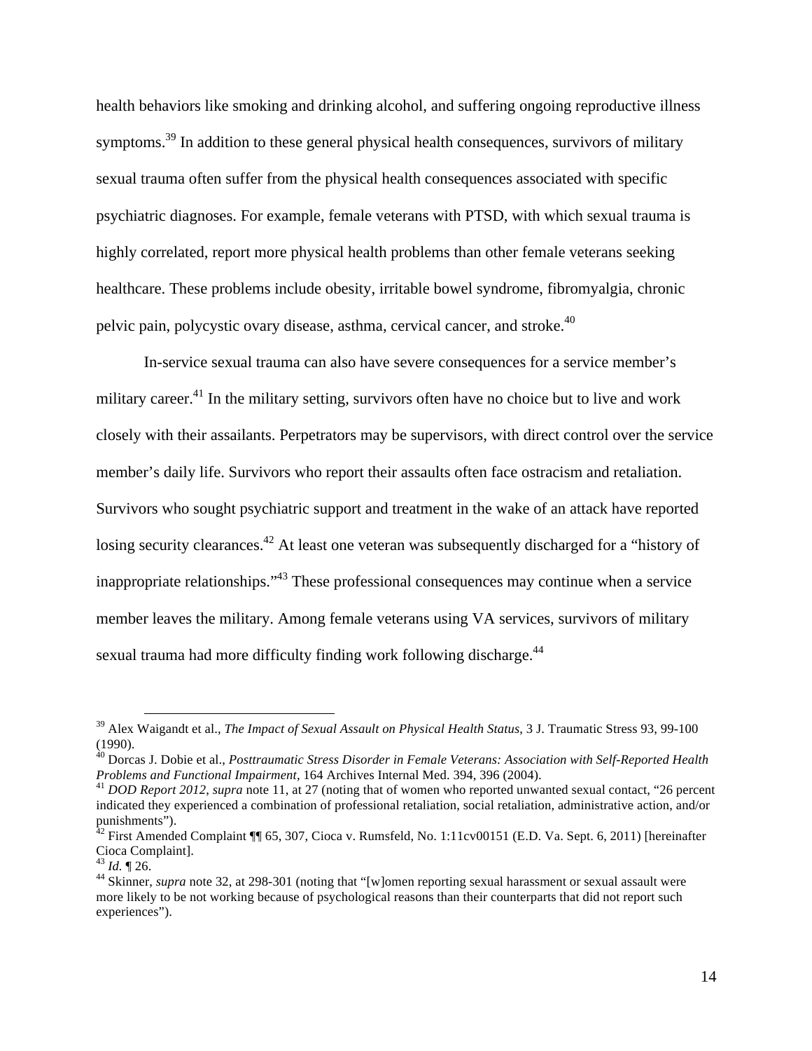health behaviors like smoking and drinking alcohol, and suffering ongoing reproductive illness symptoms.[39] In addition to these general physical health consequences, survivors of military sexual trauma often suffer from the physical health consequences associated with specific psychiatric diagnoses. For example, female veterans with PTSD, with which sexual trauma is highly correlated, report more physical health problems than other female veterans seeking healthcare. These problems include obesity, irritable bowel syndrome, fibromyalgia, chronic pelvic pain, polycystic ovary disease, asthma, cervical cancer, and stroke.[40]

In-service sexual trauma can also have severe consequences for a service member's military career.[41] In the military setting, survivors often have no choice but to live and work closely with their assailants. Perpetrators may be supervisors, with direct control over the service member's daily life. Survivors who report their assaults often face ostracism and retaliation. Survivors who sought psychiatric support and treatment in the wake of an attack have reported losing security clearances.[42] At least one veteran was subsequently discharged for a "history of inappropriate relationships."[43] These professional consequences may continue when a service member leaves the military. Among female veterans using VA services, survivors of military sexual trauma had more difficulty finding work following discharge.[44]

---

[39] Alex Waigandt et al., *The Impact of Sexual Assault on Physical Health Status*, 3 J. Traumatic Stress 93, 99-100 (1990).

[40] Dorcas J. Dobie et al., *Posttraumatic Stress Disorder in Female Veterans: Association with Self-Reported Health Problems and Functional Impairment*, 164 Archives Internal Med. 394, 396 (2004).

[41] *DOD Report 2012*, *supra* note 11, at 27 (noting that of women who reported unwanted sexual contact, "26 percent indicated they experienced a combination of professional retaliation, social retaliation, administrative action, and/or punishments").

[42] First Amended Complaint ¶¶ 65, 307, Cioca v. Rumsfeld, No. 1:11cv00151 (E.D. Va. Sept. 6, 2011) [hereinafter Cioca Complaint].

[43] *Id.* ¶ 26.

[44] Skinner, *supra* note 32, at 298-301 (noting that "[w]omen reporting sexual harassment or sexual assault were more likely to be not working because of psychological reasons than their counterparts that did not report such experiences").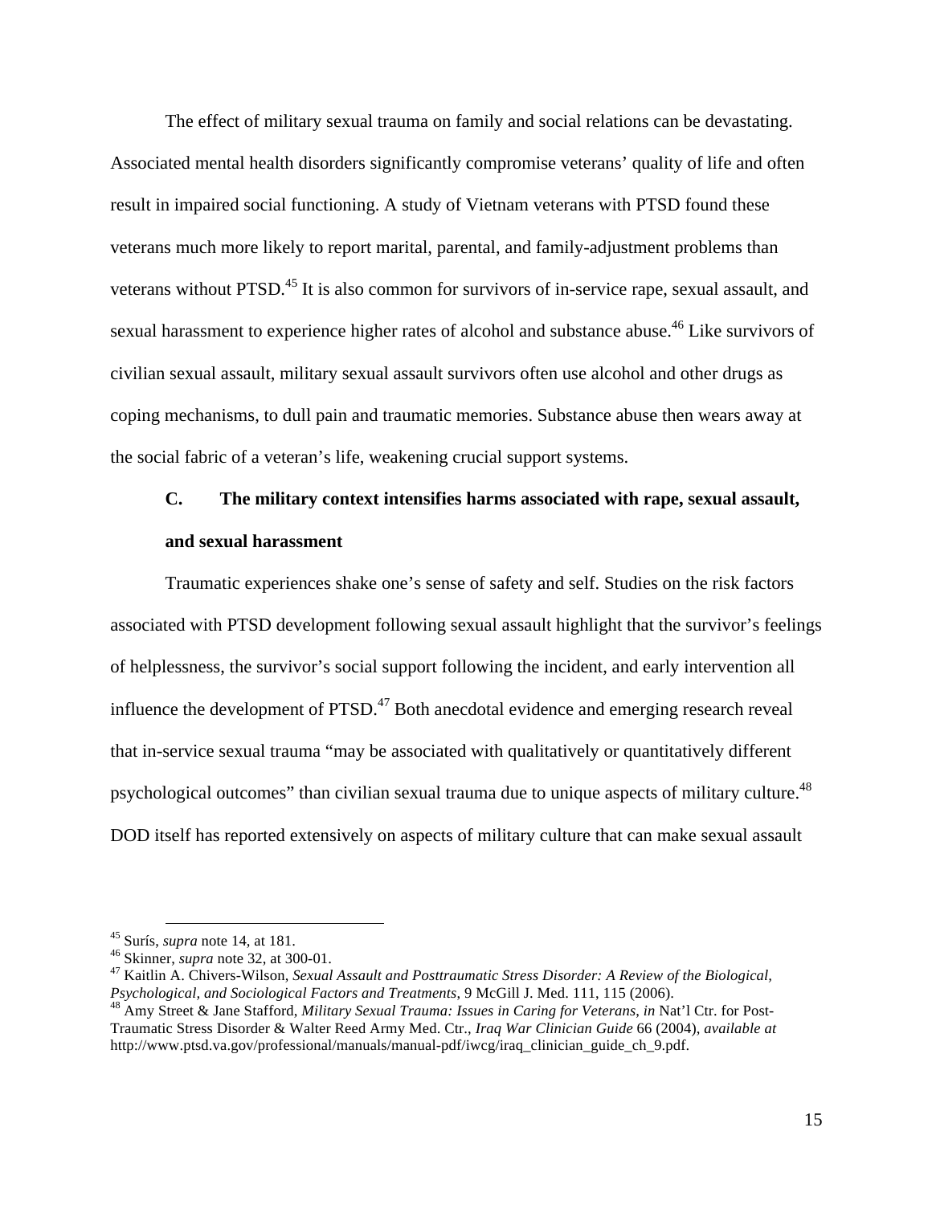The effect of military sexual trauma on family and social relations can be devastating. Associated mental health disorders significantly compromise veterans' quality of life and often result in impaired social functioning. A study of Vietnam veterans with PTSD found these veterans much more likely to report marital, parental, and family-adjustment problems than veterans without PTSD.[45] It is also common for survivors of in-service rape, sexual assault, and sexual harassment to experience higher rates of alcohol and substance abuse.[46] Like survivors of civilian sexual assault, military sexual assault survivors often use alcohol and other drugs as coping mechanisms, to dull pain and traumatic memories. Substance abuse then wears away at the social fabric of a veteran's life, weakening crucial support systems.

### C. The military context intensifies harms associated with rape, sexual assault, and sexual harassment

Traumatic experiences shake one's sense of safety and self. Studies on the risk factors associated with PTSD development following sexual assault highlight that the survivor's feelings of helplessness, the survivor's social support following the incident, and early intervention all influence the development of PTSD.[47] Both anecdotal evidence and emerging research reveal that in-service sexual trauma "may be associated with qualitatively or quantitatively different psychological outcomes" than civilian sexual trauma due to unique aspects of military culture.[48] DOD itself has reported extensively on aspects of military culture that can make sexual assault

---

[45] Surís, *supra* note 14, at 181.

[46] Skinner, *supra* note 32, at 300-01.

[47] Kaitlin A. Chivers-Wilson, *Sexual Assault and Posttraumatic Stress Disorder: A Review of the Biological, Psychological, and Sociological Factors and Treatments*, 9 McGill J. Med. 111, 115 (2006).

[48] Amy Street & Jane Stafford, *Military Sexual Trauma: Issues in Caring for Veterans*, *in* Nat'l Ctr. for Post-Traumatic Stress Disorder & Walter Reed Army Med. Ctr., *Iraq War Clinician Guide* 66 (2004), *available at* http://www.ptsd.va.gov/professional/manuals/manual-pdf/iwcg/iraq_clinician_guide_ch_9.pdf.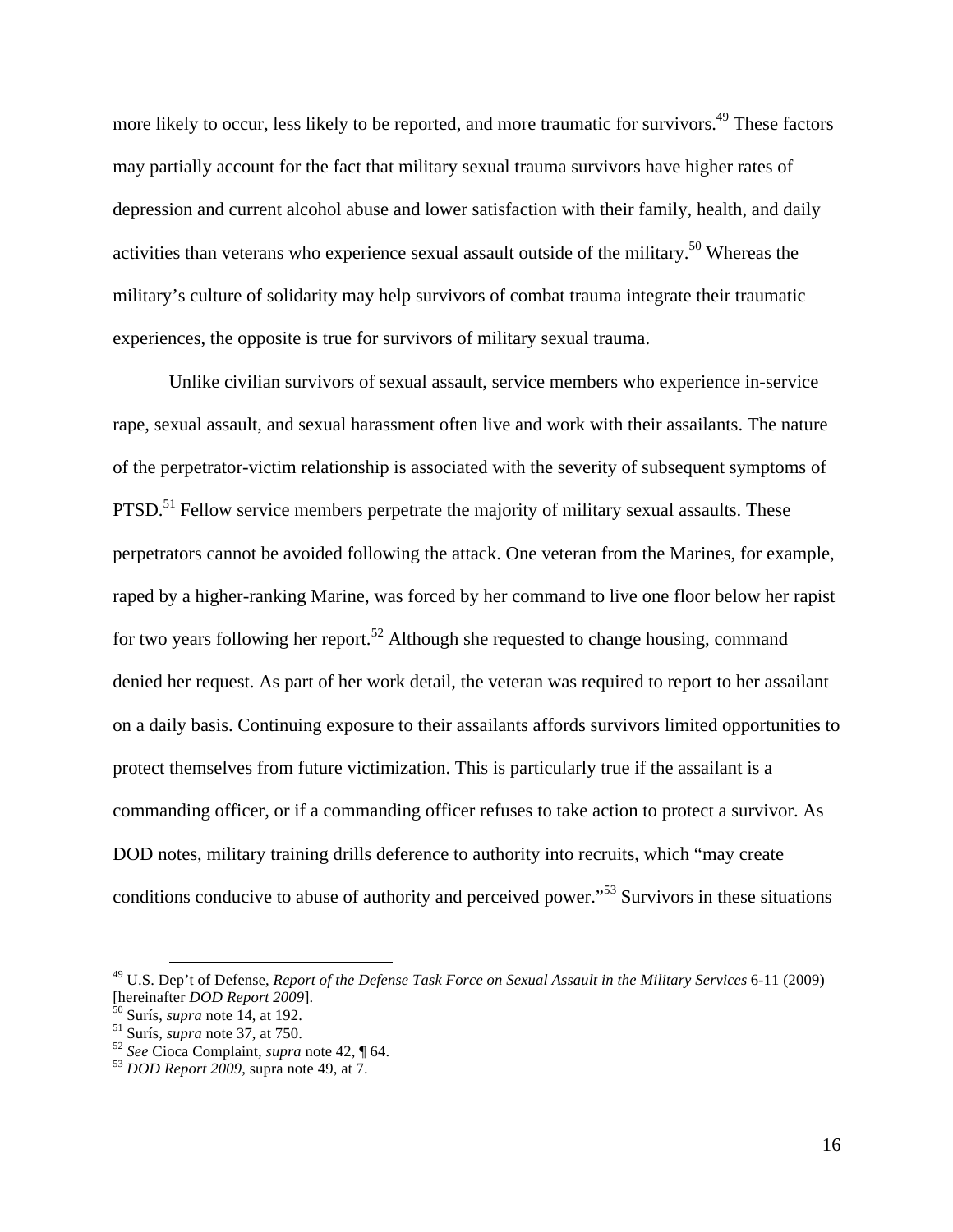more likely to occur, less likely to be reported, and more traumatic for survivors.[49] These factors may partially account for the fact that military sexual trauma survivors have higher rates of depression and current alcohol abuse and lower satisfaction with their family, health, and daily activities than veterans who experience sexual assault outside of the military.[50] Whereas the military's culture of solidarity may help survivors of combat trauma integrate their traumatic experiences, the opposite is true for survivors of military sexual trauma.

Unlike civilian survivors of sexual assault, service members who experience in-service rape, sexual assault, and sexual harassment often live and work with their assailants. The nature of the perpetrator-victim relationship is associated with the severity of subsequent symptoms of PTSD.[51] Fellow service members perpetrate the majority of military sexual assaults. These perpetrators cannot be avoided following the attack. One veteran from the Marines, for example, raped by a higher-ranking Marine, was forced by her command to live one floor below her rapist for two years following her report.[52] Although she requested to change housing, command denied her request. As part of her work detail, the veteran was required to report to her assailant on a daily basis. Continuing exposure to their assailants affords survivors limited opportunities to protect themselves from future victimization. This is particularly true if the assailant is a commanding officer, or if a commanding officer refuses to take action to protect a survivor. As DOD notes, military training drills deference to authority into recruits, which "may create conditions conducive to abuse of authority and perceived power."[53] Survivors in these situations

---

[49] U.S. Dep't of Defense, *Report of the Defense Task Force on Sexual Assault in the Military Services* 6-11 (2009) [hereinafter *DOD Report 2009*].

[50] Surís, *supra* note 14, at 192.

[51] Surís, *supra* note 37, at 750.

[52] *See* Cioca Complaint, *supra* note 42, ¶ 64.

[53] *DOD Report 2009*, supra note 49, at 7.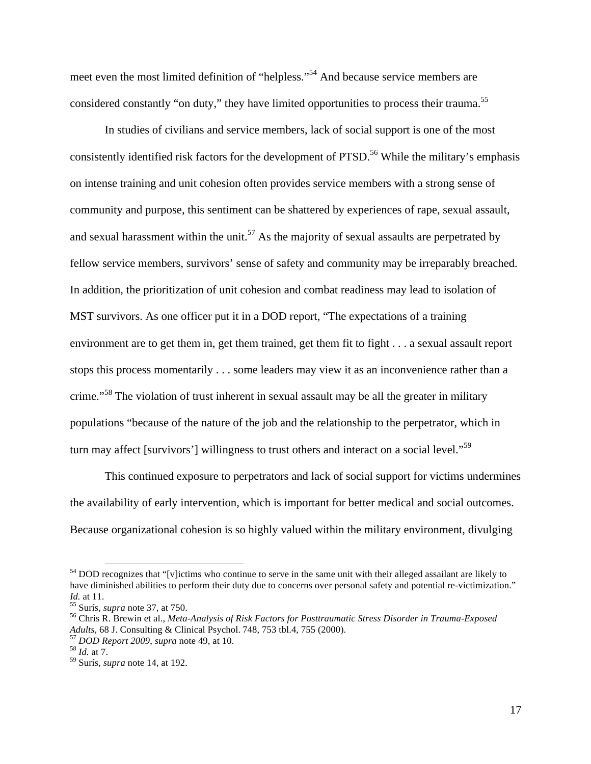meet even the most limited definition of "helpless."[54] And because service members are considered constantly "on duty," they have limited opportunities to process their trauma.[55]

In studies of civilians and service members, lack of social support is one of the most consistently identified risk factors for the development of PTSD.[56] While the military's emphasis on intense training and unit cohesion often provides service members with a strong sense of community and purpose, this sentiment can be shattered by experiences of rape, sexual assault, and sexual harassment within the unit.[57] As the majority of sexual assaults are perpetrated by fellow service members, survivors' sense of safety and community may be irreparably breached. In addition, the prioritization of unit cohesion and combat readiness may lead to isolation of MST survivors. As one officer put it in a DOD report, "The expectations of a training environment are to get them in, get them trained, get them fit to fight . . . a sexual assault report stops this process momentarily . . . some leaders may view it as an inconvenience rather than a crime."[58] The violation of trust inherent in sexual assault may be all the greater in military populations "because of the nature of the job and the relationship to the perpetrator, which in turn may affect [survivors'] willingness to trust others and interact on a social level."[59]

This continued exposure to perpetrators and lack of social support for victims undermines the availability of early intervention, which is important for better medical and social outcomes. Because organizational cohesion is so highly valued within the military environment, divulging

---

[54] DOD recognizes that "[v]ictims who continue to serve in the same unit with their alleged assailant are likely to have diminished abilities to perform their duty due to concerns over personal safety and potential re-victimization." *Id.* at 11.

[55] Surís, *supra* note 37, at 750.

[56] Chris R. Brewin et al., *Meta-Analysis of Risk Factors for Posttraumatic Stress Disorder in Trauma-Exposed Adults*, 68 J. Consulting & Clinical Psychol. 748, 753 tbl.4, 755 (2000).

[57] *DOD Report 2009*, *supra* note 49, at 10.

[58] *Id.* at 7.

[59] Surís, *supra* note 14, at 192.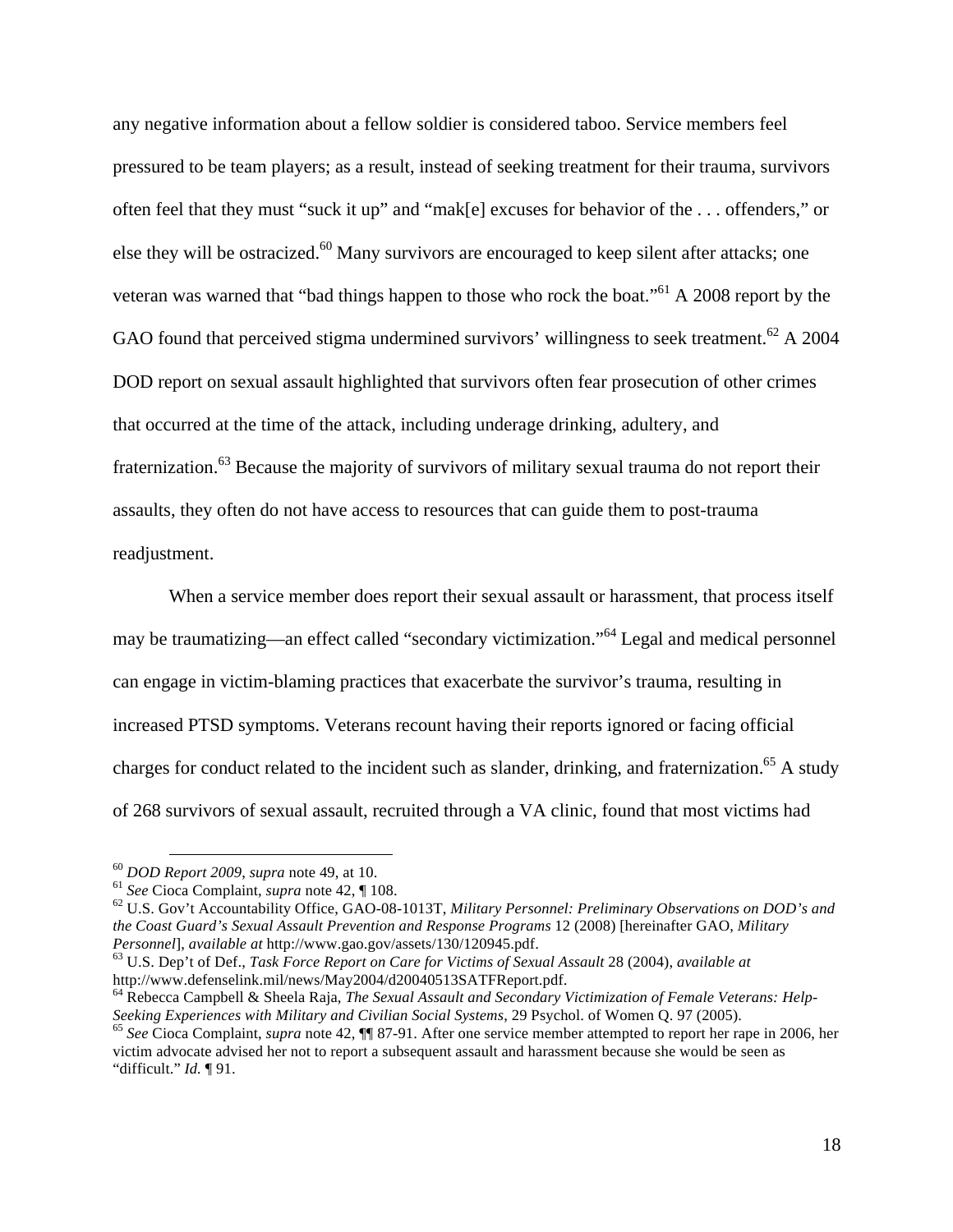any negative information about a fellow soldier is considered taboo. Service members feel pressured to be team players; as a result, instead of seeking treatment for their trauma, survivors often feel that they must "suck it up" and "mak[e] excuses for behavior of the . . . offenders," or else they will be ostracized.[60] Many survivors are encouraged to keep silent after attacks; one veteran was warned that "bad things happen to those who rock the boat."[61] A 2008 report by the GAO found that perceived stigma undermined survivors' willingness to seek treatment.[62] A 2004 DOD report on sexual assault highlighted that survivors often fear prosecution of other crimes that occurred at the time of the attack, including underage drinking, adultery, and fraternization.[63] Because the majority of survivors of military sexual trauma do not report their assaults, they often do not have access to resources that can guide them to post-trauma readjustment.

When a service member does report their sexual assault or harassment, that process itself may be traumatizing—an effect called "secondary victimization."[64] Legal and medical personnel can engage in victim-blaming practices that exacerbate the survivor's trauma, resulting in increased PTSD symptoms. Veterans recount having their reports ignored or facing official charges for conduct related to the incident such as slander, drinking, and fraternization.[65] A study of 268 survivors of sexual assault, recruited through a VA clinic, found that most victims had

---

[60] *DOD Report 2009*, *supra* note 49, at 10.

[61] *See* Cioca Complaint, *supra* note 42, ¶ 108.

[62] U.S. Gov't Accountability Office, GAO-08-1013T, *Military Personnel: Preliminary Observations on DOD's and the Coast Guard's Sexual Assault Prevention and Response Programs* 12 (2008) [hereinafter GAO, *Military Personnel*], *available at* http://www.gao.gov/assets/130/120945.pdf.

[63] U.S. Dep't of Def., *Task Force Report on Care for Victims of Sexual Assault* 28 (2004), *available at* http://www.defenselink.mil/news/May2004/d20040513SATFReport.pdf.

[64] Rebecca Campbell & Sheela Raja, *The Sexual Assault and Secondary Victimization of Female Veterans: Help-Seeking Experiences with Military and Civilian Social Systems*, 29 Psychol. of Women Q. 97 (2005).

[65] *See* Cioca Complaint, *supra* note 42, ¶¶ 87-91. After one service member attempted to report her rape in 2006, her victim advocate advised her not to report a subsequent assault and harassment because she would be seen as "difficult." *Id.* ¶ 91.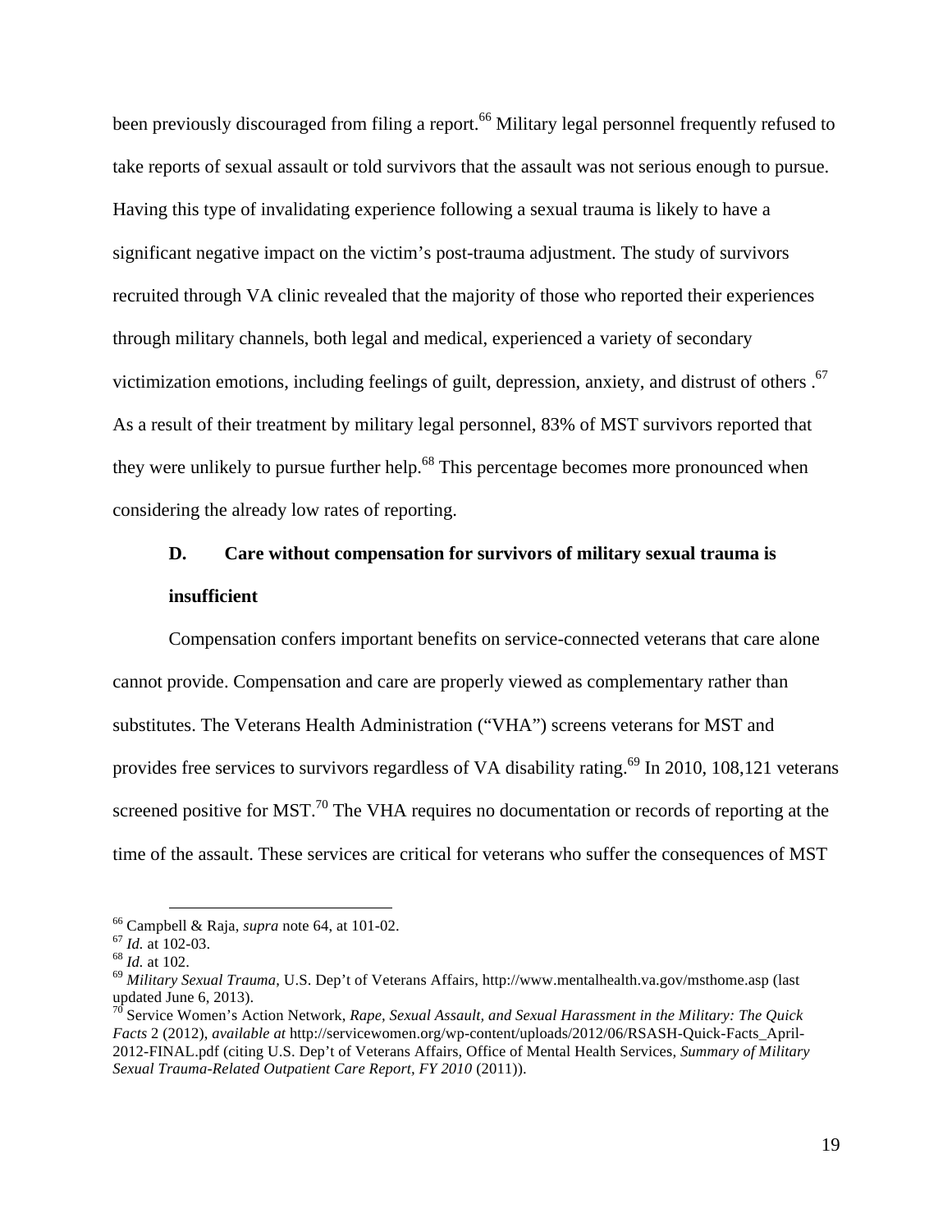been previously discouraged from filing a report.[66] Military legal personnel frequently refused to take reports of sexual assault or told survivors that the assault was not serious enough to pursue. Having this type of invalidating experience following a sexual trauma is likely to have a significant negative impact on the victim's post-trauma adjustment. The study of survivors recruited through VA clinic revealed that the majority of those who reported their experiences through military channels, both legal and medical, experienced a variety of secondary victimization emotions, including feelings of guilt, depression, anxiety, and distrust of others .[67] As a result of their treatment by military legal personnel, 83% of MST survivors reported that they were unlikely to pursue further help.[68] This percentage becomes more pronounced when considering the already low rates of reporting.

### D. Care without compensation for survivors of military sexual trauma is insufficient

Compensation confers important benefits on service-connected veterans that care alone cannot provide. Compensation and care are properly viewed as complementary rather than substitutes. The Veterans Health Administration ("VHA") screens veterans for MST and provides free services to survivors regardless of VA disability rating.[69] In 2010, 108,121 veterans screened positive for MST.[70] The VHA requires no documentation or records of reporting at the time of the assault. These services are critical for veterans who suffer the consequences of MST

---

[66] Campbell & Raja, *supra* note 64, at 101-02.

[67] *Id.* at 102-03.

[68] *Id.* at 102.

[69] *Military Sexual Trauma*, U.S. Dep't of Veterans Affairs, http://www.mentalhealth.va.gov/msthome.asp (last updated June 6, 2013).

[70] Service Women's Action Network, *Rape, Sexual Assault, and Sexual Harassment in the Military: The Quick Facts* 2 (2012), *available at* http://servicewomen.org/wp-content/uploads/2012/06/RSASH-Quick-Facts_April-2012-FINAL.pdf (citing U.S. Dep't of Veterans Affairs, Office of Mental Health Services, *Summary of Military Sexual Trauma-Related Outpatient Care Report, FY 2010* (2011)).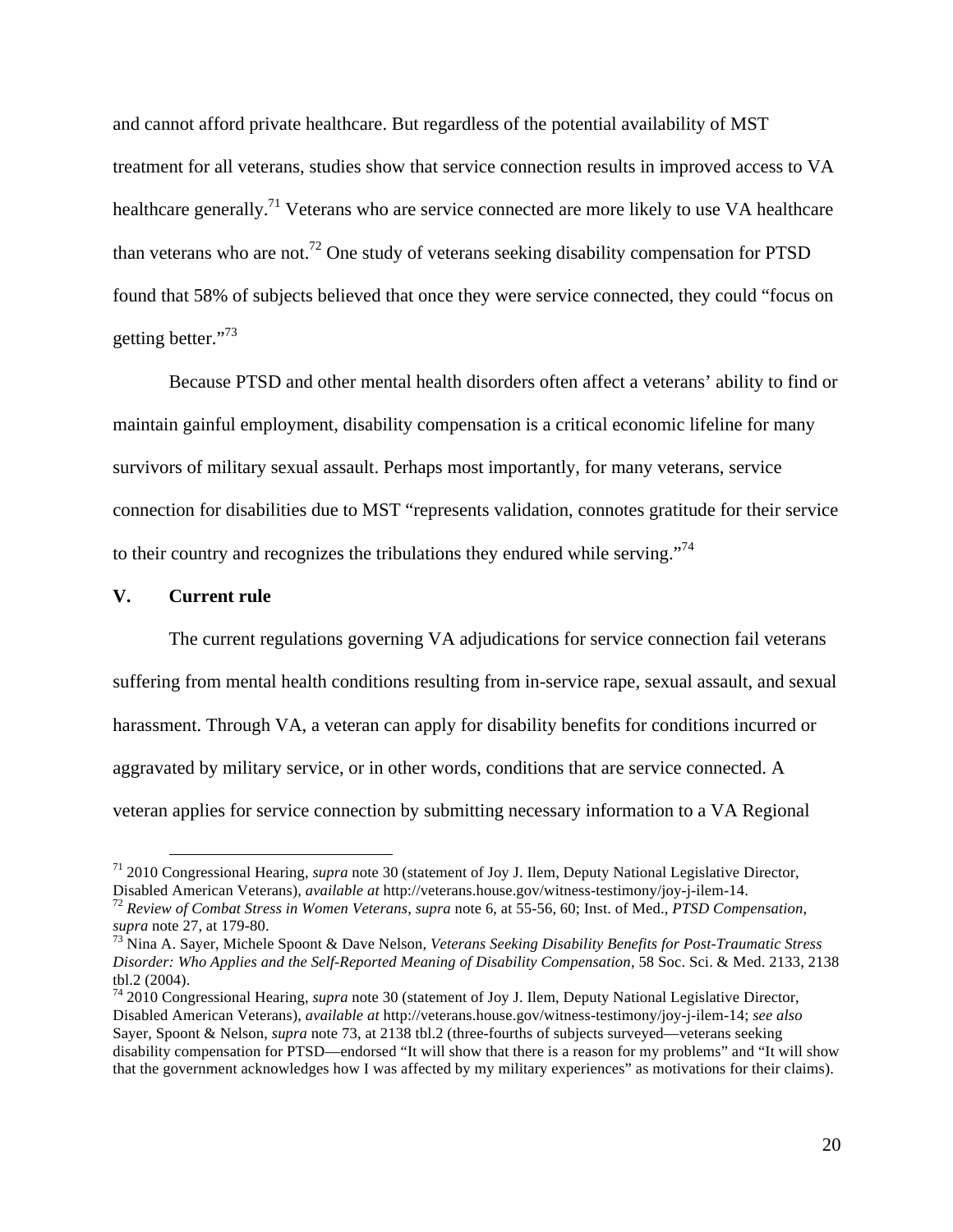and cannot afford private healthcare. But regardless of the potential availability of MST treatment for all veterans, studies show that service connection results in improved access to VA healthcare generally.[71] Veterans who are service connected are more likely to use VA healthcare than veterans who are not.[72] One study of veterans seeking disability compensation for PTSD found that 58% of subjects believed that once they were service connected, they could "focus on getting better."[73]

Because PTSD and other mental health disorders often affect a veterans' ability to find or maintain gainful employment, disability compensation is a critical economic lifeline for many survivors of military sexual assault. Perhaps most importantly, for many veterans, service connection for disabilities due to MST "represents validation, connotes gratitude for their service to their country and recognizes the tribulations they endured while serving."[74]

## V. Current rule

The current regulations governing VA adjudications for service connection fail veterans suffering from mental health conditions resulting from in-service rape, sexual assault, and sexual harassment. Through VA, a veteran can apply for disability benefits for conditions incurred or aggravated by military service, or in other words, conditions that are service connected. A veteran applies for service connection by submitting necessary information to a VA Regional

---

[71] 2010 Congressional Hearing, *supra* note 30 (statement of Joy J. Ilem, Deputy National Legislative Director, Disabled American Veterans), *available at* http://veterans.house.gov/witness-testimony/joy-j-ilem-14.

[72] *Review of Combat Stress in Women Veterans*, *supra* note 6, at 55-56, 60; Inst. of Med., *PTSD Compensation*, *supra* note 27, at 179-80.

[73] Nina A. Sayer, Michele Spoont & Dave Nelson, *Veterans Seeking Disability Benefits for Post-Traumatic Stress Disorder: Who Applies and the Self-Reported Meaning of Disability Compensation*, 58 Soc. Sci. & Med. 2133, 2138 tbl.2 (2004).

[74] 2010 Congressional Hearing, *supra* note 30 (statement of Joy J. Ilem, Deputy National Legislative Director, Disabled American Veterans), *available at* http://veterans.house.gov/witness-testimony/joy-j-ilem-14; *see also* Sayer, Spoont & Nelson, *supra* note 73, at 2138 tbl.2 (three-fourths of subjects surveyed—veterans seeking disability compensation for PTSD—endorsed "It will show that there is a reason for my problems" and "It will show that the government acknowledges how I was affected by my military experiences" as motivations for their claims).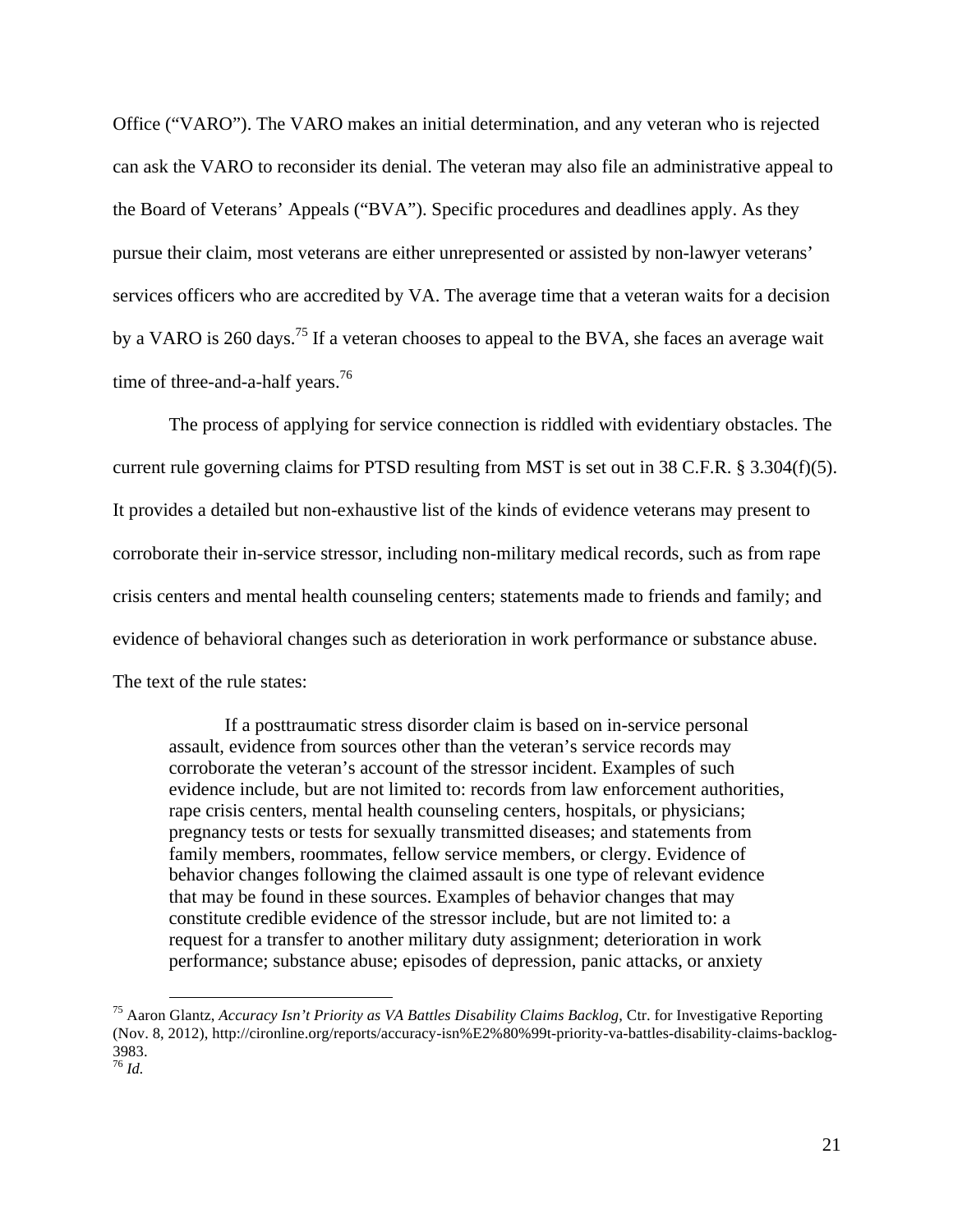Office ("VARO"). The VARO makes an initial determination, and any veteran who is rejected can ask the VARO to reconsider its denial. The veteran may also file an administrative appeal to the Board of Veterans' Appeals ("BVA"). Specific procedures and deadlines apply. As they pursue their claim, most veterans are either unrepresented or assisted by non-lawyer veterans' services officers who are accredited by VA. The average time that a veteran waits for a decision by a VARO is 260 days.[75] If a veteran chooses to appeal to the BVA, she faces an average wait time of three-and-a-half years.[76]

The process of applying for service connection is riddled with evidentiary obstacles. The current rule governing claims for PTSD resulting from MST is set out in 38 C.F.R. § 3.304(f)(5). It provides a detailed but non-exhaustive list of the kinds of evidence veterans may present to corroborate their in-service stressor, including non-military medical records, such as from rape crisis centers and mental health counseling centers; statements made to friends and family; and evidence of behavioral changes such as deterioration in work performance or substance abuse. The text of the rule states:

> If a posttraumatic stress disorder claim is based on in-service personal assault, evidence from sources other than the veteran's service records may corroborate the veteran's account of the stressor incident. Examples of such evidence include, but are not limited to: records from law enforcement authorities, rape crisis centers, mental health counseling centers, hospitals, or physicians; pregnancy tests or tests for sexually transmitted diseases; and statements from family members, roommates, fellow service members, or clergy. Evidence of behavior changes following the claimed assault is one type of relevant evidence that may be found in these sources. Examples of behavior changes that may constitute credible evidence of the stressor include, but are not limited to: a request for a transfer to another military duty assignment; deterioration in work performance; substance abuse; episodes of depression, panic attacks, or anxiety

[75] Aaron Glantz, *Accuracy Isn't Priority as VA Battles Disability Claims Backlog*, Ctr. for Investigative Reporting (Nov. 8, 2012), http://cironline.org/reports/accuracy-isn%E2%80%99t-priority-va-battles-disability-claims-backlog-3983.

[76] *Id.*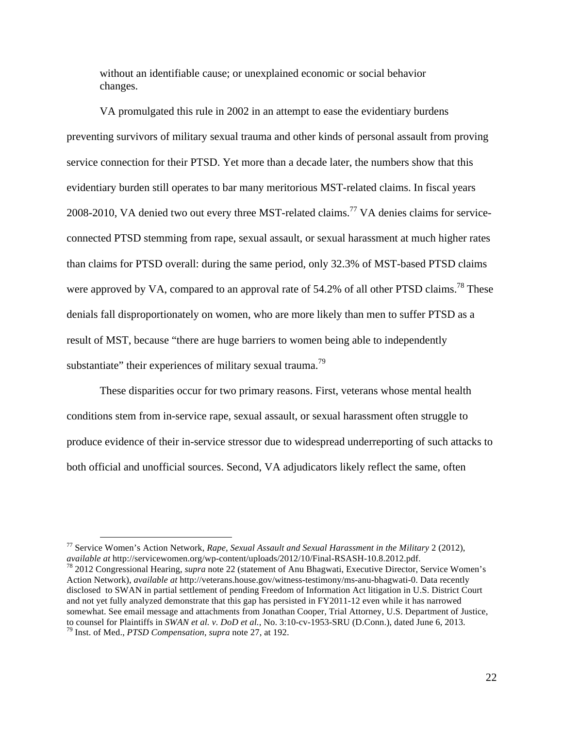without an identifiable cause; or unexplained economic or social behavior changes.

VA promulgated this rule in 2002 in an attempt to ease the evidentiary burdens preventing survivors of military sexual trauma and other kinds of personal assault from proving service connection for their PTSD. Yet more than a decade later, the numbers show that this evidentiary burden still operates to bar many meritorious MST-related claims. In fiscal years 2008-2010, VA denied two out every three MST-related claims.[77] VA denies claims for service-connected PTSD stemming from rape, sexual assault, or sexual harassment at much higher rates than claims for PTSD overall: during the same period, only 32.3% of MST-based PTSD claims were approved by VA, compared to an approval rate of 54.2% of all other PTSD claims.[78] These denials fall disproportionately on women, who are more likely than men to suffer PTSD as a result of MST, because "there are huge barriers to women being able to independently substantiate" their experiences of military sexual trauma.[79]

These disparities occur for two primary reasons. First, veterans whose mental health conditions stem from in-service rape, sexual assault, or sexual harassment often struggle to produce evidence of their in-service stressor due to widespread underreporting of such attacks to both official and unofficial sources. Second, VA adjudicators likely reflect the same, often

---

[77] Service Women's Action Network, *Rape, Sexual Assault and Sexual Harassment in the Military* 2 (2012), *available at* http://servicewomen.org/wp-content/uploads/2012/10/Final-RSASH-10.8.2012.pdf.

[78] 2012 Congressional Hearing, *supra* note 22 (statement of Anu Bhagwati, Executive Director, Service Women's Action Network), *available at* http://veterans.house.gov/witness-testimony/ms-anu-bhagwati-0. Data recently disclosed to SWAN in partial settlement of pending Freedom of Information Act litigation in U.S. District Court and not yet fully analyzed demonstrate that this gap has persisted in FY2011-12 even while it has narrowed somewhat. See email message and attachments from Jonathan Cooper, Trial Attorney, U.S. Department of Justice, to counsel for Plaintiffs in *SWAN et al. v. DoD et al.*, No. 3:10-cv-1953-SRU (D.Conn.), dated June 6, 2013.

[79] Inst. of Med., *PTSD Compensation*, *supra* note 27, at 192.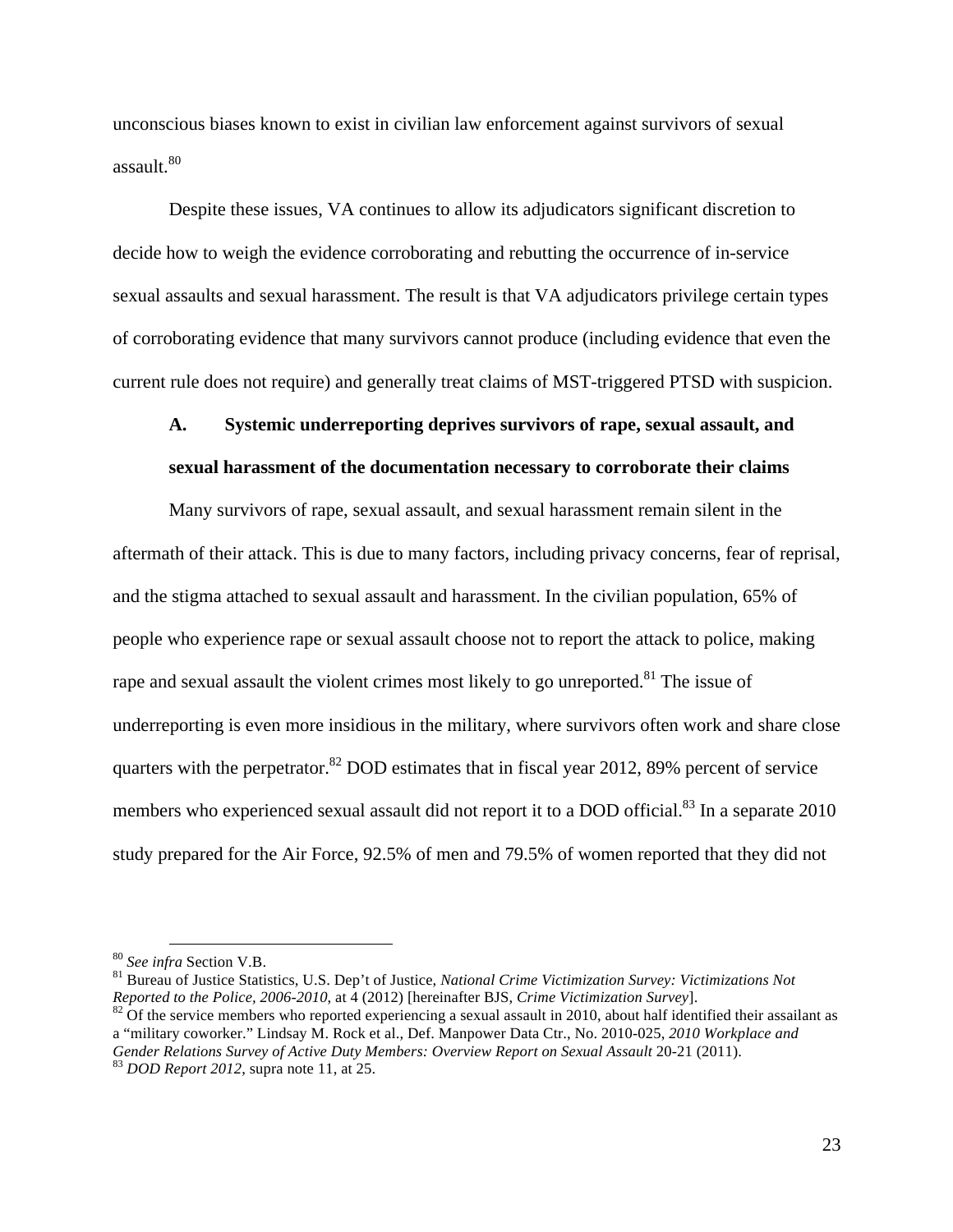unconscious biases known to exist in civilian law enforcement against survivors of sexual assault.[80]

Despite these issues, VA continues to allow its adjudicators significant discretion to decide how to weigh the evidence corroborating and rebutting the occurrence of in-service sexual assaults and sexual harassment. The result is that VA adjudicators privilege certain types of corroborating evidence that many survivors cannot produce (including evidence that even the current rule does not require) and generally treat claims of MST-triggered PTSD with suspicion.

### A. Systemic underreporting deprives survivors of rape, sexual assault, and sexual harassment of the documentation necessary to corroborate their claims

Many survivors of rape, sexual assault, and sexual harassment remain silent in the aftermath of their attack. This is due to many factors, including privacy concerns, fear of reprisal, and the stigma attached to sexual assault and harassment. In the civilian population, 65% of people who experience rape or sexual assault choose not to report the attack to police, making rape and sexual assault the violent crimes most likely to go unreported.[81] The issue of underreporting is even more insidious in the military, where survivors often work and share close quarters with the perpetrator.[82] DOD estimates that in fiscal year 2012, 89% percent of service members who experienced sexual assault did not report it to a DOD official.[83] In a separate 2010 study prepared for the Air Force, 92.5% of men and 79.5% of women reported that they did not

---

[80] *See infra* Section V.B.

[81] Bureau of Justice Statistics, U.S. Dep't of Justice, *National Crime Victimization Survey: Victimizations Not Reported to the Police, 2006-2010*, at 4 (2012) [hereinafter BJS, *Crime Victimization Survey*].

[82] Of the service members who reported experiencing a sexual assault in 2010, about half identified their assailant as a "military coworker." Lindsay M. Rock et al., Def. Manpower Data Ctr., No. 2010-025, *2010 Workplace and Gender Relations Survey of Active Duty Members: Overview Report on Sexual Assault* 20-21 (2011).

[83] *DOD Report 2012*, supra note 11, at 25.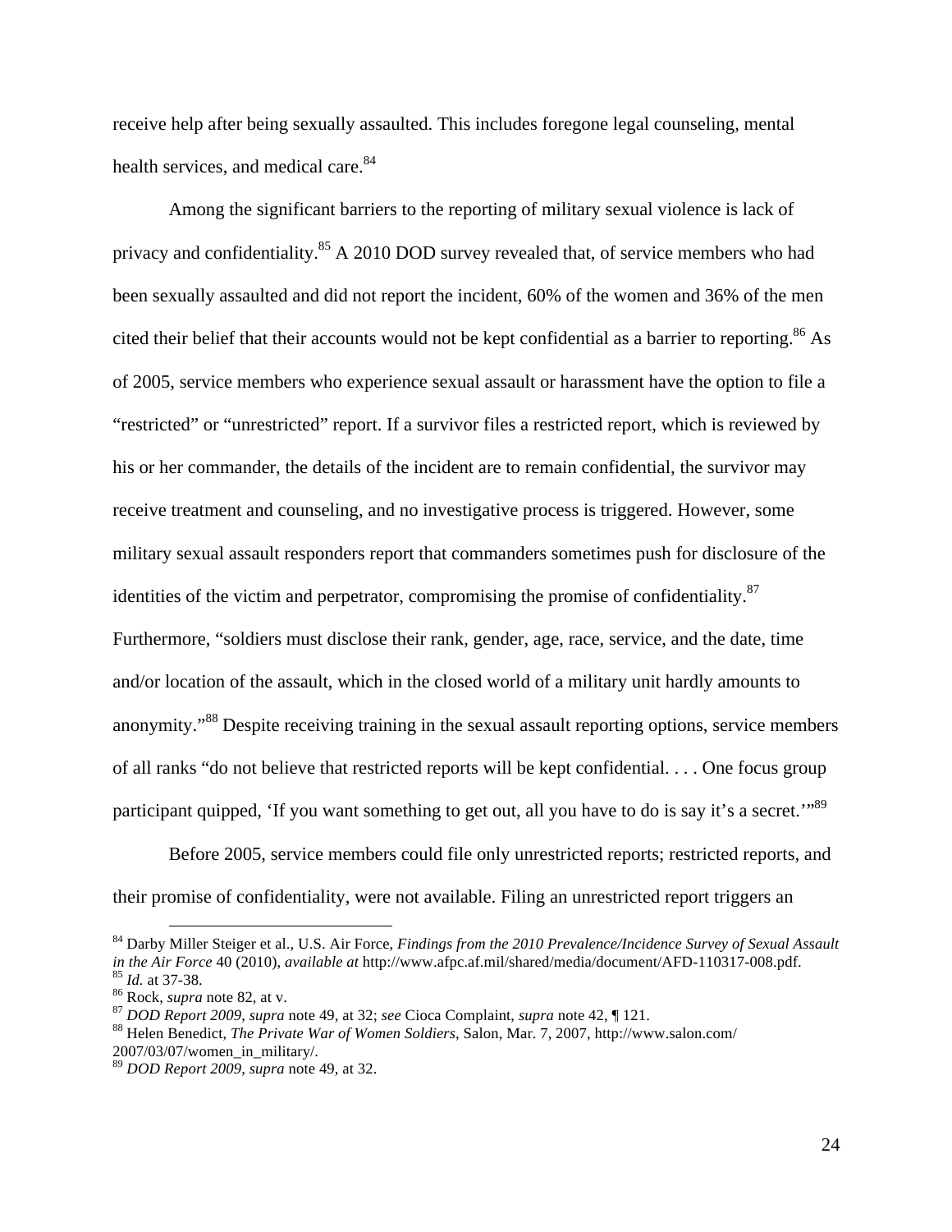receive help after being sexually assaulted. This includes foregone legal counseling, mental health services, and medical care.[84]

Among the significant barriers to the reporting of military sexual violence is lack of privacy and confidentiality.[85] A 2010 DOD survey revealed that, of service members who had been sexually assaulted and did not report the incident, 60% of the women and 36% of the men cited their belief that their accounts would not be kept confidential as a barrier to reporting.[86] As of 2005, service members who experience sexual assault or harassment have the option to file a "restricted" or "unrestricted" report. If a survivor files a restricted report, which is reviewed by his or her commander, the details of the incident are to remain confidential, the survivor may receive treatment and counseling, and no investigative process is triggered. However, some military sexual assault responders report that commanders sometimes push for disclosure of the identities of the victim and perpetrator, compromising the promise of confidentiality.[87] Furthermore, "soldiers must disclose their rank, gender, age, race, service, and the date, time and/or location of the assault, which in the closed world of a military unit hardly amounts to anonymity."[88] Despite receiving training in the sexual assault reporting options, service members of all ranks "do not believe that restricted reports will be kept confidential. . . . One focus group participant quipped, 'If you want something to get out, all you have to do is say it's a secret.'"[89]

Before 2005, service members could file only unrestricted reports; restricted reports, and their promise of confidentiality, were not available. Filing an unrestricted report triggers an

---

[84] Darby Miller Steiger et al., U.S. Air Force, *Findings from the 2010 Prevalence/Incidence Survey of Sexual Assault in the Air Force* 40 (2010), *available at* http://www.afpc.af.mil/shared/media/document/AFD-110317-008.pdf.
[85] *Id.* at 37-38.
[86] Rock, *supra* note 82, at v.
[87] *DOD Report 2009*, *supra* note 49, at 32; *see* Cioca Complaint, *supra* note 42, ¶ 121.
[88] Helen Benedict, *The Private War of Women Soldiers*, Salon, Mar. 7, 2007, http://www.salon.com/2007/03/07/women_in_military/.
[89] *DOD Report 2009*, *supra* note 49, at 32.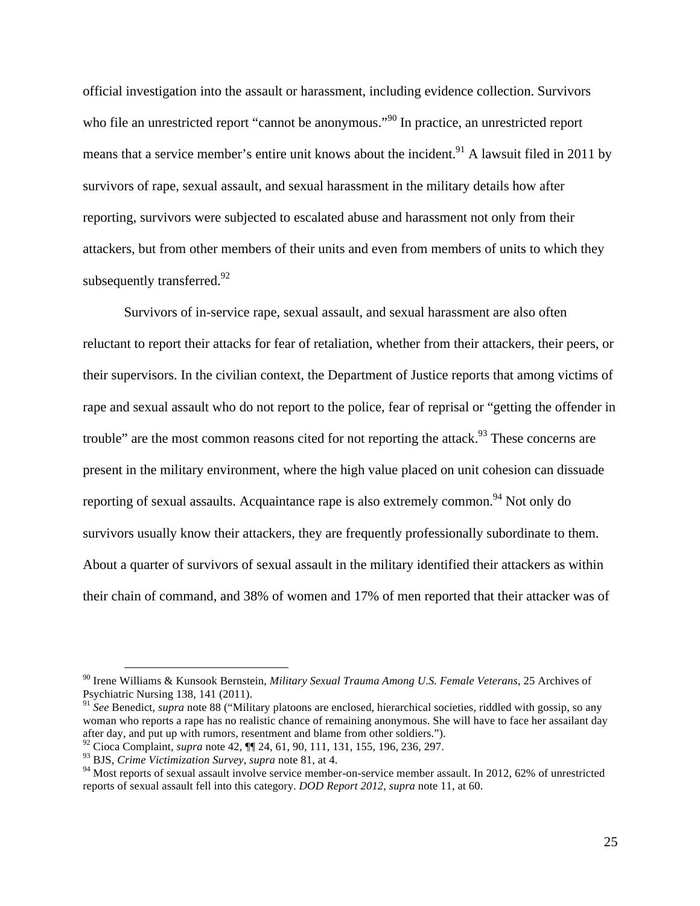official investigation into the assault or harassment, including evidence collection. Survivors who file an unrestricted report "cannot be anonymous."[90] In practice, an unrestricted report means that a service member's entire unit knows about the incident.[91] A lawsuit filed in 2011 by survivors of rape, sexual assault, and sexual harassment in the military details how after reporting, survivors were subjected to escalated abuse and harassment not only from their attackers, but from other members of their units and even from members of units to which they subsequently transferred.[92]

Survivors of in-service rape, sexual assault, and sexual harassment are also often reluctant to report their attacks for fear of retaliation, whether from their attackers, their peers, or their supervisors. In the civilian context, the Department of Justice reports that among victims of rape and sexual assault who do not report to the police, fear of reprisal or "getting the offender in trouble" are the most common reasons cited for not reporting the attack.[93] These concerns are present in the military environment, where the high value placed on unit cohesion can dissuade reporting of sexual assaults. Acquaintance rape is also extremely common.[94] Not only do survivors usually know their attackers, they are frequently professionally subordinate to them. About a quarter of survivors of sexual assault in the military identified their attackers as within their chain of command, and 38% of women and 17% of men reported that their attacker was of

---

[90] Irene Williams & Kunsook Bernstein, *Military Sexual Trauma Among U.S. Female Veterans*, 25 Archives of Psychiatric Nursing 138, 141 (2011).

[91] *See* Benedict, *supra* note 88 ("Military platoons are enclosed, hierarchical societies, riddled with gossip, so any woman who reports a rape has no realistic chance of remaining anonymous. She will have to face her assailant day after day, and put up with rumors, resentment and blame from other soldiers.").

[92] Cioca Complaint, *supra* note 42, ¶¶ 24, 61, 90, 111, 131, 155, 196, 236, 297.

[93] BJS, *Crime Victimization Survey*, *supra* note 81, at 4.

[94] Most reports of sexual assault involve service member-on-service member assault. In 2012, 62% of unrestricted reports of sexual assault fell into this category. *DOD Report 2012*, *supra* note 11, at 60.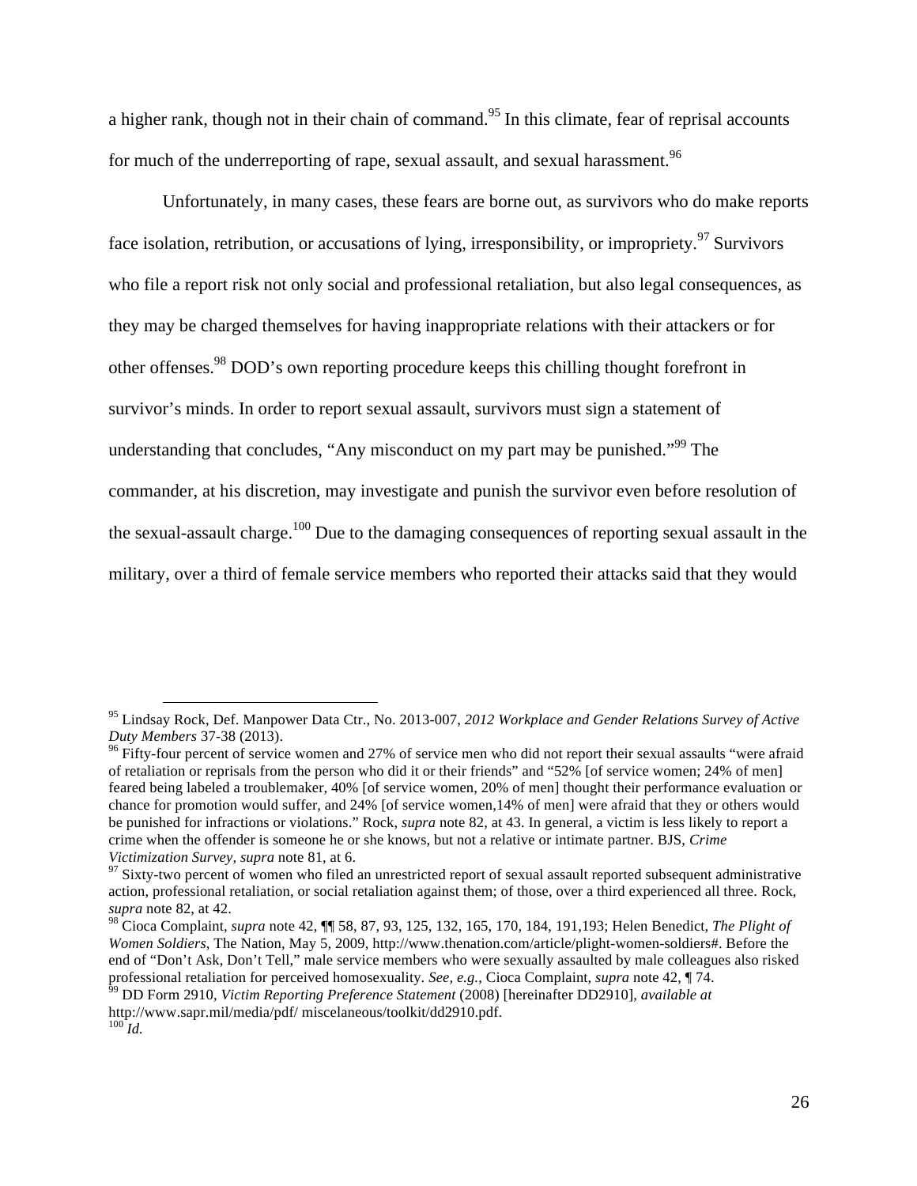a higher rank, though not in their chain of command.[95] In this climate, fear of reprisal accounts for much of the underreporting of rape, sexual assault, and sexual harassment.[96]

Unfortunately, in many cases, these fears are borne out, as survivors who do make reports face isolation, retribution, or accusations of lying, irresponsibility, or impropriety.[97] Survivors who file a report risk not only social and professional retaliation, but also legal consequences, as they may be charged themselves for having inappropriate relations with their attackers or for other offenses.[98] DOD's own reporting procedure keeps this chilling thought forefront in survivor's minds. In order to report sexual assault, survivors must sign a statement of understanding that concludes, "Any misconduct on my part may be punished."[99] The commander, at his discretion, may investigate and punish the survivor even before resolution of the sexual-assault charge.[100] Due to the damaging consequences of reporting sexual assault in the military, over a third of female service members who reported their attacks said that they would

---

[95] Lindsay Rock, Def. Manpower Data Ctr., No. 2013-007, *2012 Workplace and Gender Relations Survey of Active Duty Members* 37-38 (2013).

[96] Fifty-four percent of service women and 27% of service men who did not report their sexual assaults "were afraid of retaliation or reprisals from the person who did it or their friends" and "52% [of service women; 24% of men] feared being labeled a troublemaker, 40% [of service women, 20% of men] thought their performance evaluation or chance for promotion would suffer, and 24% [of service women,14% of men] were afraid that they or others would be punished for infractions or violations." Rock, *supra* note 82, at 43. In general, a victim is less likely to report a crime when the offender is someone he or she knows, but not a relative or intimate partner. BJS, *Crime Victimization Survey*, *supra* note 81, at 6.

[97] Sixty-two percent of women who filed an unrestricted report of sexual assault reported subsequent administrative action, professional retaliation, or social retaliation against them; of those, over a third experienced all three. Rock, *supra* note 82, at 42.

[98] Cioca Complaint, *supra* note 42, ¶¶ 58, 87, 93, 125, 132, 165, 170, 184, 191,193; Helen Benedict, *The Plight of Women Soldiers*, The Nation, May 5, 2009, http://www.thenation.com/article/plight-women-soldiers#. Before the end of "Don't Ask, Don't Tell," male service members who were sexually assaulted by male colleagues also risked professional retaliation for perceived homosexuality. *See, e.g.*, Cioca Complaint, *supra* note 42, ¶ 74.

[99] DD Form 2910, *Victim Reporting Preference Statement* (2008) [hereinafter DD2910], *available at* http://www.sapr.mil/media/pdf/ miscelaneous/toolkit/dd2910.pdf.

[100] *Id.*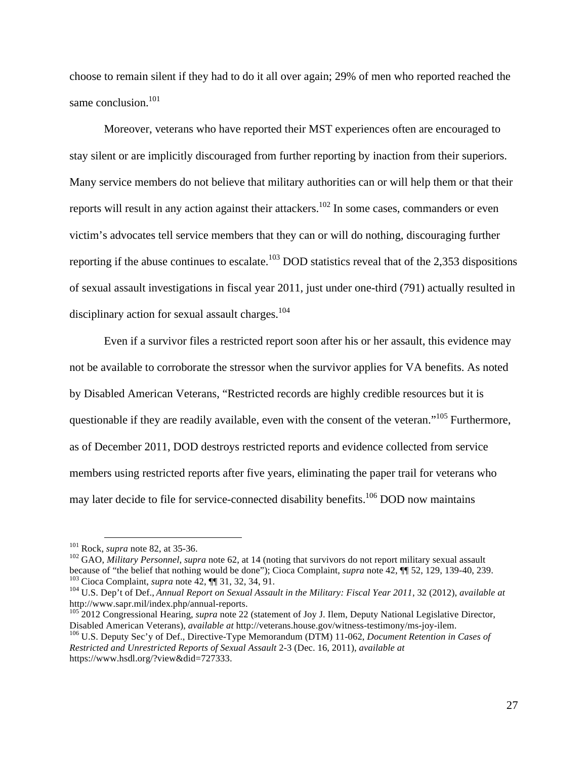choose to remain silent if they had to do it all over again; 29% of men who reported reached the same conclusion.[101]

Moreover, veterans who have reported their MST experiences often are encouraged to stay silent or are implicitly discouraged from further reporting by inaction from their superiors. Many service members do not believe that military authorities can or will help them or that their reports will result in any action against their attackers.[102] In some cases, commanders or even victim's advocates tell service members that they can or will do nothing, discouraging further reporting if the abuse continues to escalate.[103] DOD statistics reveal that of the 2,353 dispositions of sexual assault investigations in fiscal year 2011, just under one-third (791) actually resulted in disciplinary action for sexual assault charges.[104]

Even if a survivor files a restricted report soon after his or her assault, this evidence may not be available to corroborate the stressor when the survivor applies for VA benefits. As noted by Disabled American Veterans, "Restricted records are highly credible resources but it is questionable if they are readily available, even with the consent of the veteran."[105] Furthermore, as of December 2011, DOD destroys restricted reports and evidence collected from service members using restricted reports after five years, eliminating the paper trail for veterans who may later decide to file for service-connected disability benefits.[106] DOD now maintains

---

[101] Rock, *supra* note 82, at 35-36.

[102] GAO, *Military Personnel*, *supra* note 62, at 14 (noting that survivors do not report military sexual assault because of "the belief that nothing would be done"); Cioca Complaint, *supra* note 42, ¶¶ 52, 129, 139-40, 239.

[103] Cioca Complaint, *supra* note 42, ¶¶ 31, 32, 34, 91.

[104] U.S. Dep't of Def., *Annual Report on Sexual Assault in the Military: Fiscal Year 2011*, 32 (2012), *available at* http://www.sapr.mil/index.php/annual-reports.

[105] 2012 Congressional Hearing, *supra* note 22 (statement of Joy J. Ilem, Deputy National Legislative Director, Disabled American Veterans), *available at* http://veterans.house.gov/witness-testimony/ms-joy-ilem.

[106] U.S. Deputy Sec'y of Def., Directive-Type Memorandum (DTM) 11-062, *Document Retention in Cases of Restricted and Unrestricted Reports of Sexual Assault* 2-3 (Dec. 16, 2011), *available at* https://www.hsdl.org/?view&did=727333.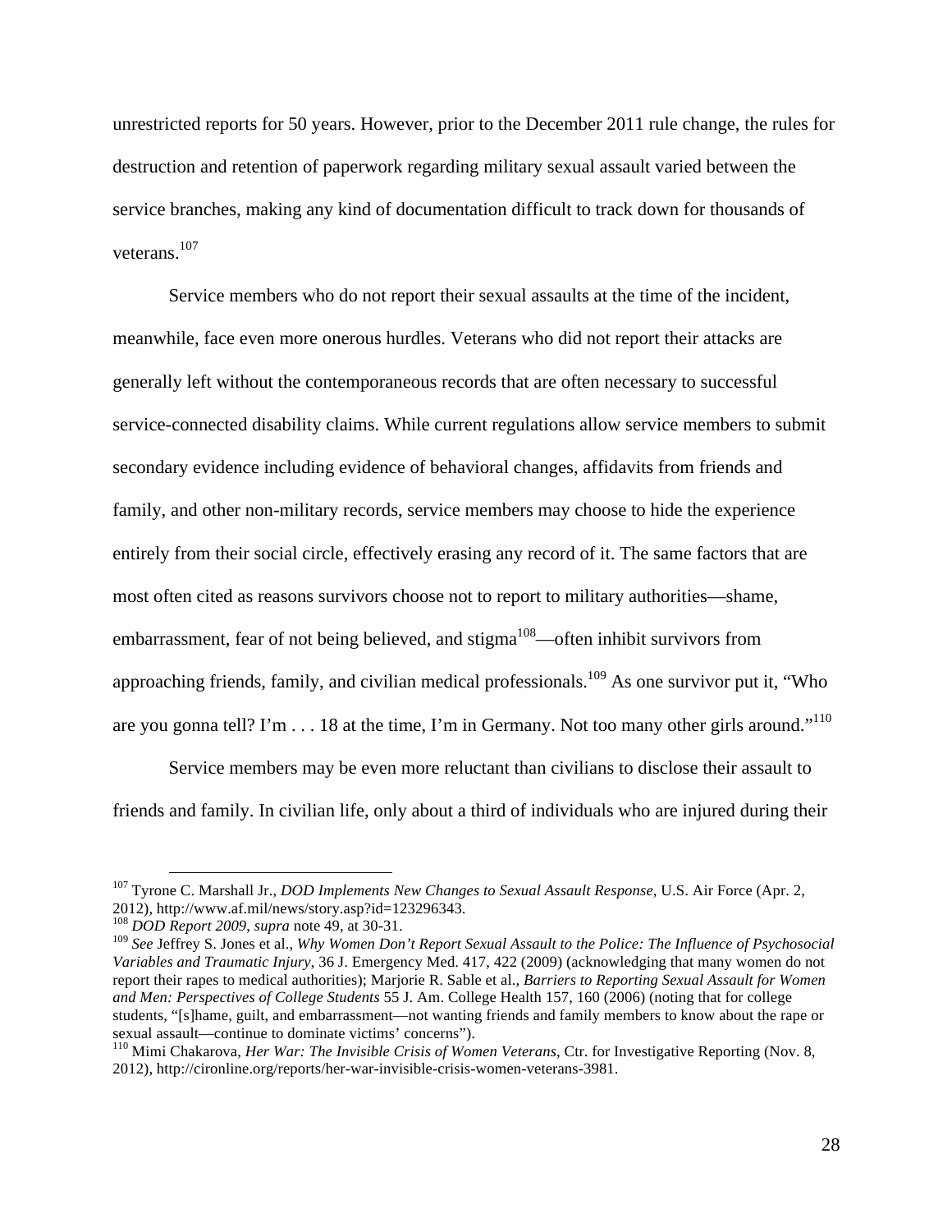unrestricted reports for 50 years. However, prior to the December 2011 rule change, the rules for destruction and retention of paperwork regarding military sexual assault varied between the service branches, making any kind of documentation difficult to track down for thousands of veterans.[107]

Service members who do not report their sexual assaults at the time of the incident, meanwhile, face even more onerous hurdles. Veterans who did not report their attacks are generally left without the contemporaneous records that are often necessary to successful service-connected disability claims. While current regulations allow service members to submit secondary evidence including evidence of behavioral changes, affidavits from friends and family, and other non-military records, service members may choose to hide the experience entirely from their social circle, effectively erasing any record of it. The same factors that are most often cited as reasons survivors choose not to report to military authorities—shame, embarrassment, fear of not being believed, and stigma[108]—often inhibit survivors from approaching friends, family, and civilian medical professionals.[109] As one survivor put it, "Who are you gonna tell? I'm . . . 18 at the time, I'm in Germany. Not too many other girls around."[110]

Service members may be even more reluctant than civilians to disclose their assault to friends and family. In civilian life, only about a third of individuals who are injured during their

---

[107] Tyrone C. Marshall Jr., *DOD Implements New Changes to Sexual Assault Response*, U.S. Air Force (Apr. 2, 2012), http://www.af.mil/news/story.asp?id=123296343.

[108] *DOD Report 2009*, *supra* note 49, at 30-31.

[109] *See* Jeffrey S. Jones et al., *Why Women Don't Report Sexual Assault to the Police: The Influence of Psychosocial Variables and Traumatic Injury*, 36 J. Emergency Med. 417, 422 (2009) (acknowledging that many women do not report their rapes to medical authorities); Marjorie R. Sable et al., *Barriers to Reporting Sexual Assault for Women and Men: Perspectives of College Students* 55 J. Am. College Health 157, 160 (2006) (noting that for college students, "[s]hame, guilt, and embarrassment—not wanting friends and family members to know about the rape or sexual assault—continue to dominate victims' concerns").

[110] Mimi Chakarova, *Her War: The Invisible Crisis of Women Veterans*, Ctr. for Investigative Reporting (Nov. 8, 2012), http://cironline.org/reports/her-war-invisible-crisis-women-veterans-3981.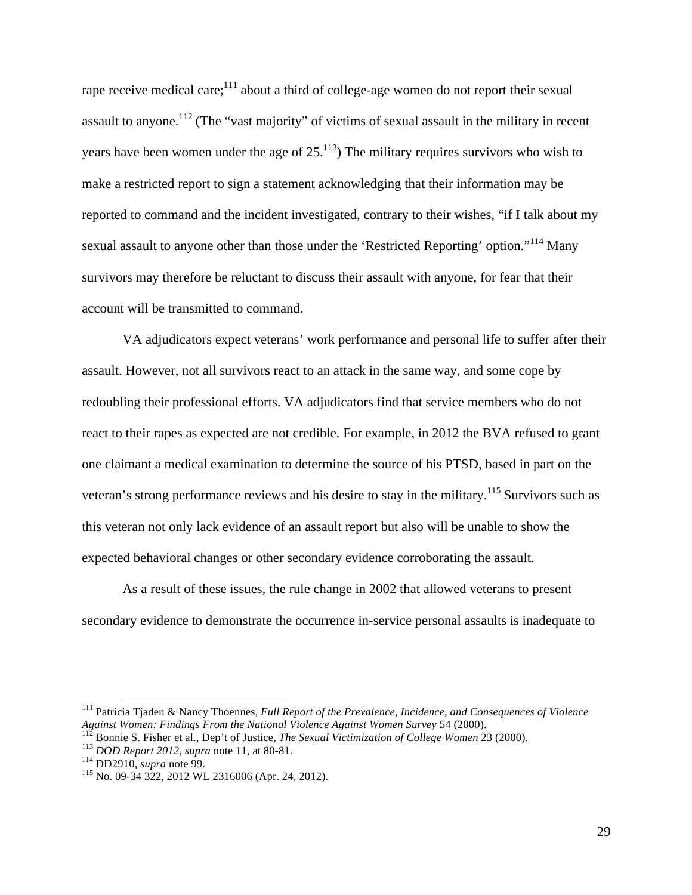rape receive medical care;[111] about a third of college-age women do not report their sexual assault to anyone.[112] (The "vast majority" of victims of sexual assault in the military in recent years have been women under the age of 25.[113]) The military requires survivors who wish to make a restricted report to sign a statement acknowledging that their information may be reported to command and the incident investigated, contrary to their wishes, "if I talk about my sexual assault to anyone other than those under the 'Restricted Reporting' option."[114] Many survivors may therefore be reluctant to discuss their assault with anyone, for fear that their account will be transmitted to command.

VA adjudicators expect veterans' work performance and personal life to suffer after their assault. However, not all survivors react to an attack in the same way, and some cope by redoubling their professional efforts. VA adjudicators find that service members who do not react to their rapes as expected are not credible. For example, in 2012 the BVA refused to grant one claimant a medical examination to determine the source of his PTSD, based in part on the veteran's strong performance reviews and his desire to stay in the military.[115] Survivors such as this veteran not only lack evidence of an assault report but also will be unable to show the expected behavioral changes or other secondary evidence corroborating the assault.

As a result of these issues, the rule change in 2002 that allowed veterans to present secondary evidence to demonstrate the occurrence in-service personal assaults is inadequate to

---

[111] Patricia Tjaden & Nancy Thoennes, *Full Report of the Prevalence, Incidence, and Consequences of Violence Against Women: Findings From the National Violence Against Women Survey* 54 (2000).

[112] Bonnie S. Fisher et al., Dep't of Justice, *The Sexual Victimization of College Women* 23 (2000).

[113] *DOD Report 2012*, *supra* note 11, at 80-81.

[114] DD2910, *supra* note 99.

[115] No. 09-34 322, 2012 WL 2316006 (Apr. 24, 2012).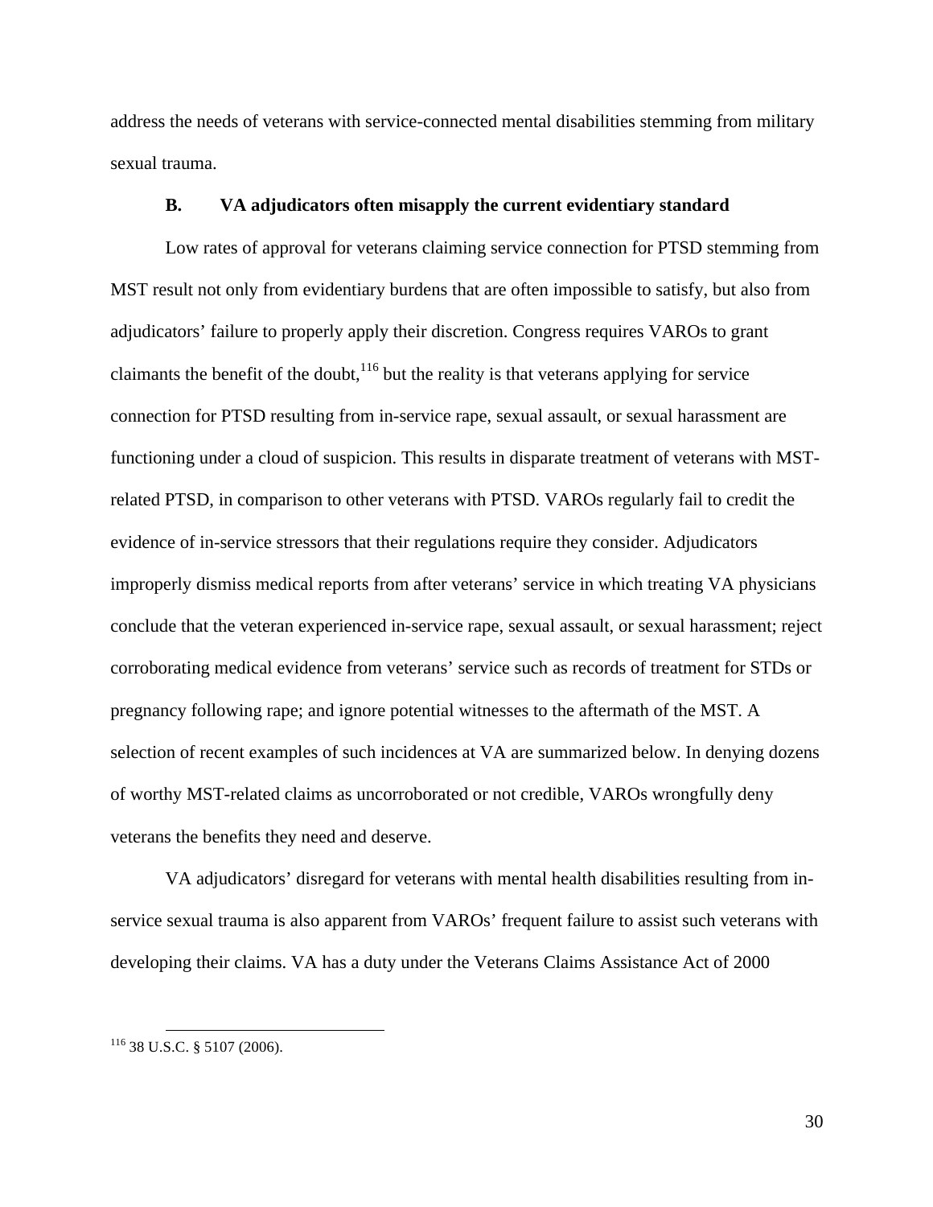address the needs of veterans with service-connected mental disabilities stemming from military sexual trauma.

### B. VA adjudicators often misapply the current evidentiary standard

Low rates of approval for veterans claiming service connection for PTSD stemming from MST result not only from evidentiary burdens that are often impossible to satisfy, but also from adjudicators' failure to properly apply their discretion. Congress requires VAROs to grant claimants the benefit of the doubt,[116] but the reality is that veterans applying for service connection for PTSD resulting from in-service rape, sexual assault, or sexual harassment are functioning under a cloud of suspicion. This results in disparate treatment of veterans with MST-related PTSD, in comparison to other veterans with PTSD. VAROs regularly fail to credit the evidence of in-service stressors that their regulations require they consider. Adjudicators improperly dismiss medical reports from after veterans' service in which treating VA physicians conclude that the veteran experienced in-service rape, sexual assault, or sexual harassment; reject corroborating medical evidence from veterans' service such as records of treatment for STDs or pregnancy following rape; and ignore potential witnesses to the aftermath of the MST. A selection of recent examples of such incidences at VA are summarized below. In denying dozens of worthy MST-related claims as uncorroborated or not credible, VAROs wrongfully deny veterans the benefits they need and deserve.

VA adjudicators' disregard for veterans with mental health disabilities resulting from in-service sexual trauma is also apparent from VAROs' frequent failure to assist such veterans with developing their claims. VA has a duty under the Veterans Claims Assistance Act of 2000

---

[116] 38 U.S.C. § 5107 (2006).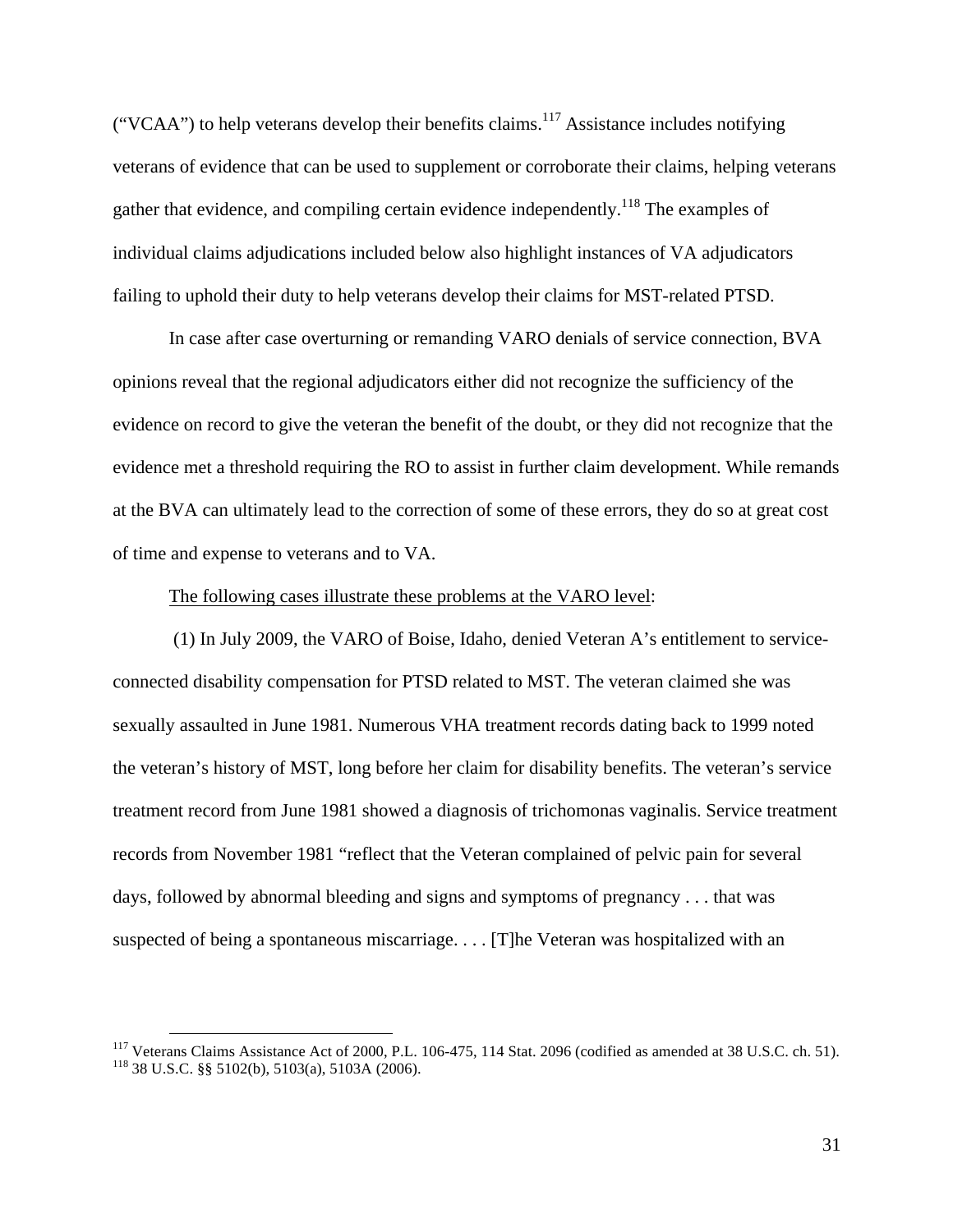("VCAA") to help veterans develop their benefits claims.[117] Assistance includes notifying veterans of evidence that can be used to supplement or corroborate their claims, helping veterans gather that evidence, and compiling certain evidence independently.[118] The examples of individual claims adjudications included below also highlight instances of VA adjudicators failing to uphold their duty to help veterans develop their claims for MST-related PTSD.

In case after case overturning or remanding VARO denials of service connection, BVA opinions reveal that the regional adjudicators either did not recognize the sufficiency of the evidence on record to give the veteran the benefit of the doubt, or they did not recognize that the evidence met a threshold requiring the RO to assist in further claim development. While remands at the BVA can ultimately lead to the correction of some of these errors, they do so at great cost of time and expense to veterans and to VA.

<u>The following cases illustrate these problems at the VARO level</u>:

(1) In July 2009, the VARO of Boise, Idaho, denied Veteran A's entitlement to service-connected disability compensation for PTSD related to MST. The veteran claimed she was sexually assaulted in June 1981. Numerous VHA treatment records dating back to 1999 noted the veteran's history of MST, long before her claim for disability benefits. The veteran's service treatment record from June 1981 showed a diagnosis of trichomonas vaginalis. Service treatment records from November 1981 "reflect that the Veteran complained of pelvic pain for several days, followed by abnormal bleeding and signs and symptoms of pregnancy . . . that was suspected of being a spontaneous miscarriage. . . . [T]he Veteran was hospitalized with an

---

[117] Veterans Claims Assistance Act of 2000, P.L. 106-475, 114 Stat. 2096 (codified as amended at 38 U.S.C. ch. 51).

[118] 38 U.S.C. §§ 5102(b), 5103(a), 5103A (2006).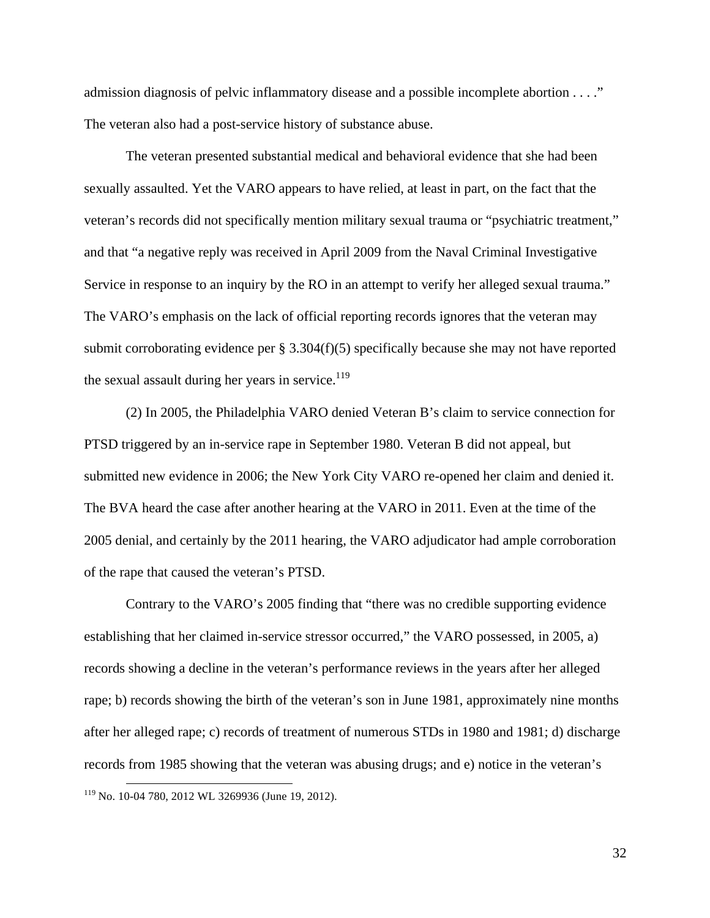admission diagnosis of pelvic inflammatory disease and a possible incomplete abortion . . . ." The veteran also had a post-service history of substance abuse.

The veteran presented substantial medical and behavioral evidence that she had been sexually assaulted. Yet the VARO appears to have relied, at least in part, on the fact that the veteran's records did not specifically mention military sexual trauma or "psychiatric treatment," and that "a negative reply was received in April 2009 from the Naval Criminal Investigative Service in response to an inquiry by the RO in an attempt to verify her alleged sexual trauma." The VARO's emphasis on the lack of official reporting records ignores that the veteran may submit corroborating evidence per § 3.304(f)(5) specifically because she may not have reported the sexual assault during her years in service.[119]

(2) In 2005, the Philadelphia VARO denied Veteran B's claim to service connection for PTSD triggered by an in-service rape in September 1980. Veteran B did not appeal, but submitted new evidence in 2006; the New York City VARO re-opened her claim and denied it. The BVA heard the case after another hearing at the VARO in 2011. Even at the time of the 2005 denial, and certainly by the 2011 hearing, the VARO adjudicator had ample corroboration of the rape that caused the veteran's PTSD.

Contrary to the VARO's 2005 finding that "there was no credible supporting evidence establishing that her claimed in-service stressor occurred," the VARO possessed, in 2005, a) records showing a decline in the veteran's performance reviews in the years after her alleged rape; b) records showing the birth of the veteran's son in June 1981, approximately nine months after her alleged rape; c) records of treatment of numerous STDs in 1980 and 1981; d) discharge records from 1985 showing that the veteran was abusing drugs; and e) notice in the veteran's

[119] No. 10-04 780, 2012 WL 3269936 (June 19, 2012).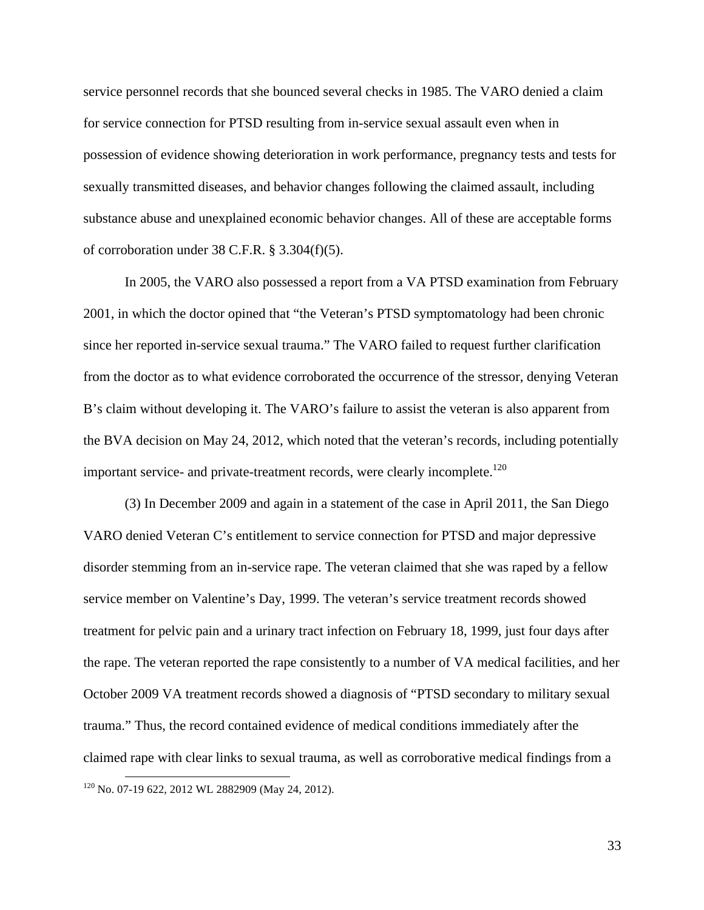service personnel records that she bounced several checks in 1985. The VARO denied a claim for service connection for PTSD resulting from in-service sexual assault even when in possession of evidence showing deterioration in work performance, pregnancy tests and tests for sexually transmitted diseases, and behavior changes following the claimed assault, including substance abuse and unexplained economic behavior changes. All of these are acceptable forms of corroboration under 38 C.F.R. § 3.304(f)(5).

In 2005, the VARO also possessed a report from a VA PTSD examination from February 2001, in which the doctor opined that "the Veteran's PTSD symptomatology had been chronic since her reported in-service sexual trauma." The VARO failed to request further clarification from the doctor as to what evidence corroborated the occurrence of the stressor, denying Veteran B's claim without developing it. The VARO's failure to assist the veteran is also apparent from the BVA decision on May 24, 2012, which noted that the veteran's records, including potentially important service- and private-treatment records, were clearly incomplete.[120]

(3) In December 2009 and again in a statement of the case in April 2011, the San Diego VARO denied Veteran C's entitlement to service connection for PTSD and major depressive disorder stemming from an in-service rape. The veteran claimed that she was raped by a fellow service member on Valentine's Day, 1999. The veteran's service treatment records showed treatment for pelvic pain and a urinary tract infection on February 18, 1999, just four days after the rape. The veteran reported the rape consistently to a number of VA medical facilities, and her October 2009 VA treatment records showed a diagnosis of "PTSD secondary to military sexual trauma." Thus, the record contained evidence of medical conditions immediately after the claimed rape with clear links to sexual trauma, as well as corroborative medical findings from a

[120] No. 07-19 622, 2012 WL 2882909 (May 24, 2012).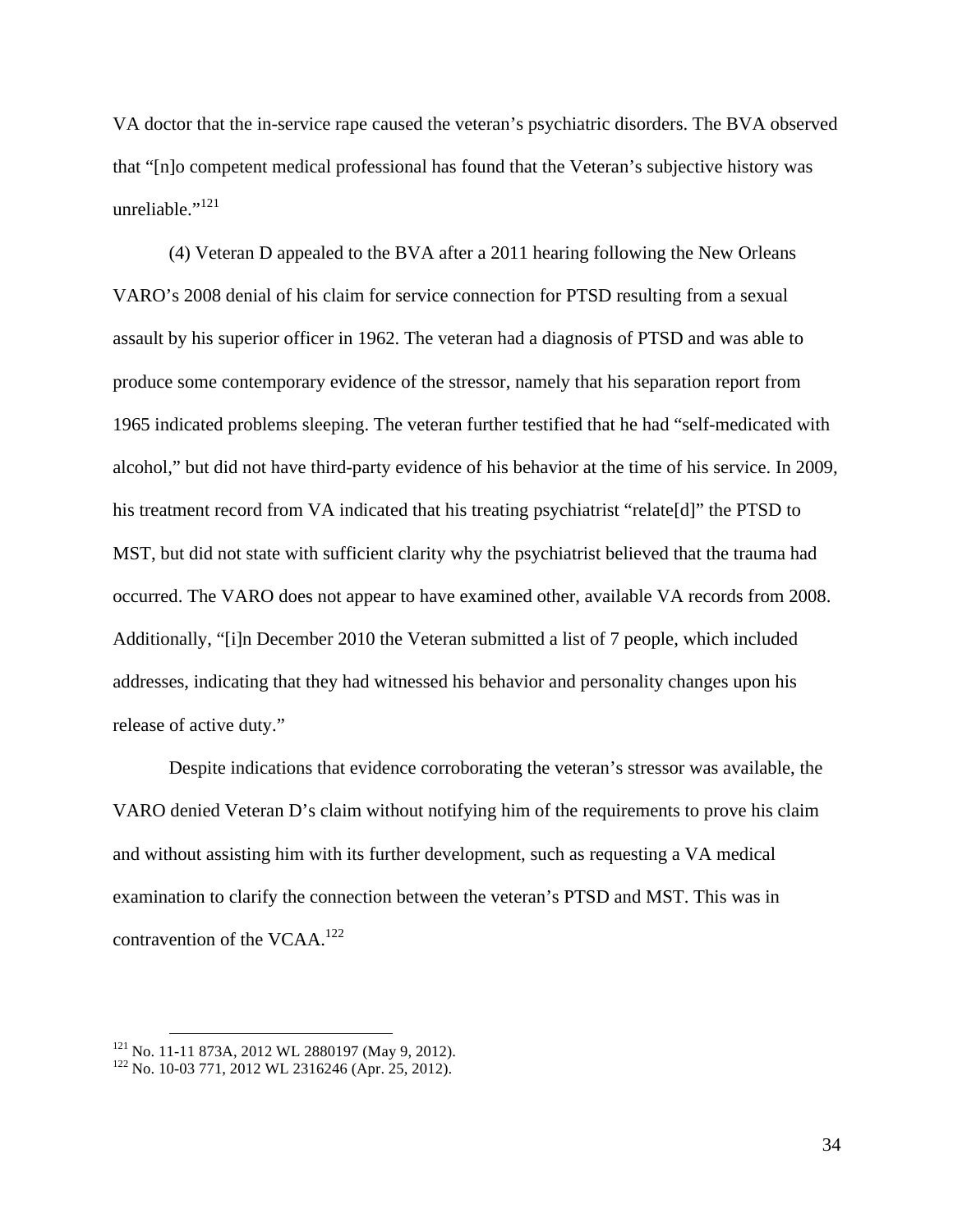VA doctor that the in-service rape caused the veteran's psychiatric disorders. The BVA observed that "[n]o competent medical professional has found that the Veteran's subjective history was unreliable."[121]

(4) Veteran D appealed to the BVA after a 2011 hearing following the New Orleans VARO's 2008 denial of his claim for service connection for PTSD resulting from a sexual assault by his superior officer in 1962. The veteran had a diagnosis of PTSD and was able to produce some contemporary evidence of the stressor, namely that his separation report from 1965 indicated problems sleeping. The veteran further testified that he had "self-medicated with alcohol," but did not have third-party evidence of his behavior at the time of his service. In 2009, his treatment record from VA indicated that his treating psychiatrist "relate[d]" the PTSD to MST, but did not state with sufficient clarity why the psychiatrist believed that the trauma had occurred. The VARO does not appear to have examined other, available VA records from 2008. Additionally, "[i]n December 2010 the Veteran submitted a list of 7 people, which included addresses, indicating that they had witnessed his behavior and personality changes upon his release of active duty."

Despite indications that evidence corroborating the veteran's stressor was available, the VARO denied Veteran D's claim without notifying him of the requirements to prove his claim and without assisting him with its further development, such as requesting a VA medical examination to clarify the connection between the veteran's PTSD and MST. This was in contravention of the VCAA.[122]

---

[121] No. 11-11 873A, 2012 WL 2880197 (May 9, 2012).

[122] No. 10-03 771, 2012 WL 2316246 (Apr. 25, 2012).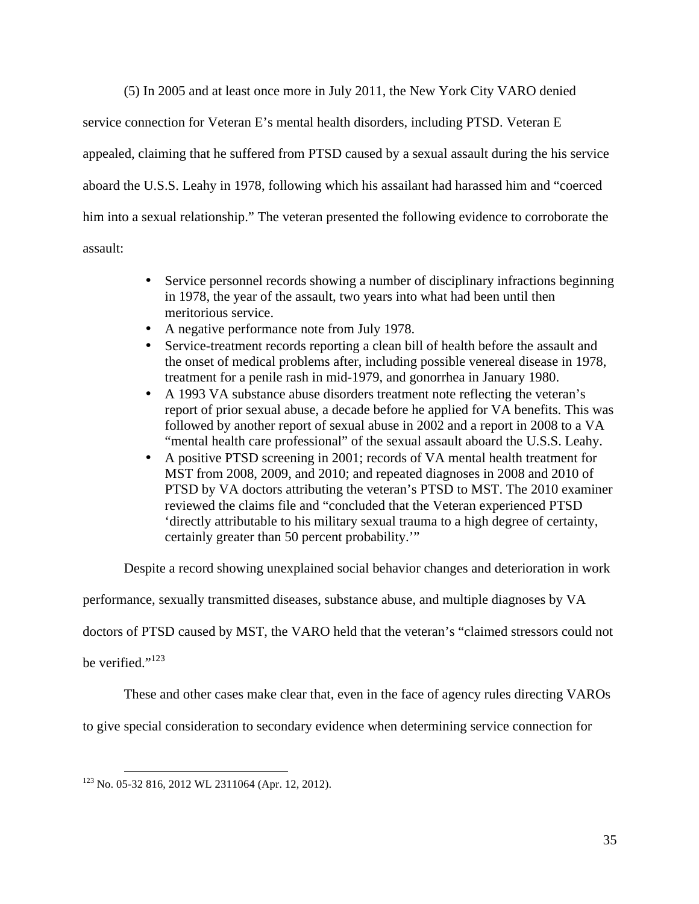(5) In 2005 and at least once more in July 2011, the New York City VARO denied service connection for Veteran E's mental health disorders, including PTSD. Veteran E appealed, claiming that he suffered from PTSD caused by a sexual assault during the his service aboard the U.S.S. Leahy in 1978, following which his assailant had harassed him and "coerced him into a sexual relationship." The veteran presented the following evidence to corroborate the assault:

- Service personnel records showing a number of disciplinary infractions beginning in 1978, the year of the assault, two years into what had been until then meritorious service.
- A negative performance note from July 1978.
- Service-treatment records reporting a clean bill of health before the assault and the onset of medical problems after, including possible venereal disease in 1978, treatment for a penile rash in mid-1979, and gonorrhea in January 1980.
- A 1993 VA substance abuse disorders treatment note reflecting the veteran's report of prior sexual abuse, a decade before he applied for VA benefits. This was followed by another report of sexual abuse in 2002 and a report in 2008 to a VA "mental health care professional" of the sexual assault aboard the U.S.S. Leahy.
- A positive PTSD screening in 2001; records of VA mental health treatment for MST from 2008, 2009, and 2010; and repeated diagnoses in 2008 and 2010 of PTSD by VA doctors attributing the veteran's PTSD to MST. The 2010 examiner reviewed the claims file and "concluded that the Veteran experienced PTSD 'directly attributable to his military sexual trauma to a high degree of certainty, certainly greater than 50 percent probability.'"

Despite a record showing unexplained social behavior changes and deterioration in work performance, sexually transmitted diseases, substance abuse, and multiple diagnoses by VA doctors of PTSD caused by MST, the VARO held that the veteran's "claimed stressors could not be verified."[123]

These and other cases make clear that, even in the face of agency rules directing VAROs to give special consideration to secondary evidence when determining service connection for

[123] No. 05-32 816, 2012 WL 2311064 (Apr. 12, 2012).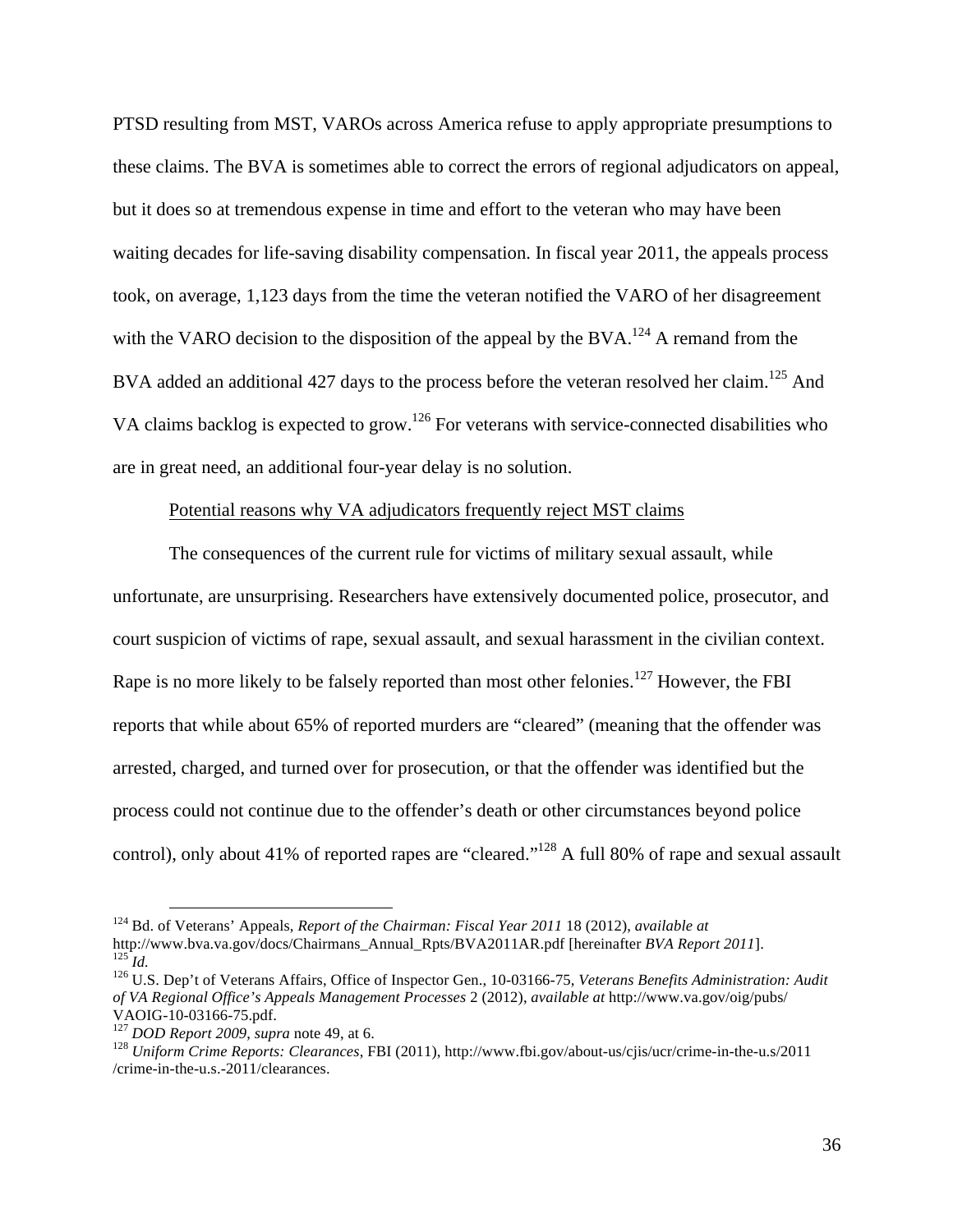PTSD resulting from MST, VAROs across America refuse to apply appropriate presumptions to these claims. The BVA is sometimes able to correct the errors of regional adjudicators on appeal, but it does so at tremendous expense in time and effort to the veteran who may have been waiting decades for life-saving disability compensation. In fiscal year 2011, the appeals process took, on average, 1,123 days from the time the veteran notified the VARO of her disagreement with the VARO decision to the disposition of the appeal by the BVA.[124] A remand from the BVA added an additional 427 days to the process before the veteran resolved her claim.[125] And VA claims backlog is expected to grow.[126] For veterans with service-connected disabilities who are in great need, an additional four-year delay is no solution.

<u>Potential reasons why VA adjudicators frequently reject MST claims</u>

The consequences of the current rule for victims of military sexual assault, while unfortunate, are unsurprising. Researchers have extensively documented police, prosecutor, and court suspicion of victims of rape, sexual assault, and sexual harassment in the civilian context. Rape is no more likely to be falsely reported than most other felonies.[127] However, the FBI reports that while about 65% of reported murders are "cleared" (meaning that the offender was arrested, charged, and turned over for prosecution, or that the offender was identified but the process could not continue due to the offender's death or other circumstances beyond police control), only about 41% of reported rapes are "cleared."[128] A full 80% of rape and sexual assault

---

[124] Bd. of Veterans' Appeals, *Report of the Chairman: Fiscal Year 2011* 18 (2012), *available at* http://www.bva.va.gov/docs/Chairmans_Annual_Rpts/BVA2011AR.pdf [hereinafter *BVA Report 2011*].

[125] *Id.*

[126] U.S. Dep't of Veterans Affairs, Office of Inspector Gen., 10-03166-75, *Veterans Benefits Administration: Audit of VA Regional Office's Appeals Management Processes* 2 (2012), *available at* http://www.va.gov/oig/pubs/VAOIG-10-03166-75.pdf.

[127] *DOD Report 2009*, *supra* note 49, at 6.

[128] *Uniform Crime Reports: Clearances*, FBI (2011), http://www.fbi.gov/about-us/cjis/ucr/crime-in-the-u.s/2011/crime-in-the-u.s.-2011/clearances.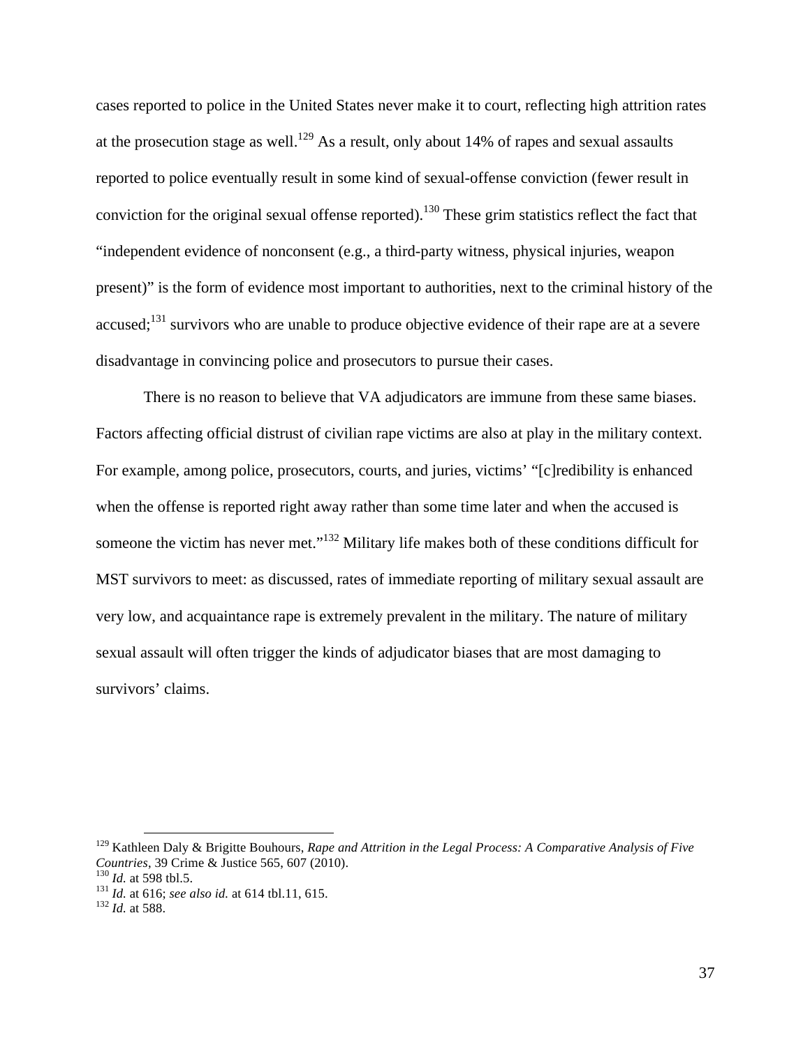cases reported to police in the United States never make it to court, reflecting high attrition rates at the prosecution stage as well.[129] As a result, only about 14% of rapes and sexual assaults reported to police eventually result in some kind of sexual-offense conviction (fewer result in conviction for the original sexual offense reported).[130] These grim statistics reflect the fact that "independent evidence of nonconsent (e.g., a third-party witness, physical injuries, weapon present)" is the form of evidence most important to authorities, next to the criminal history of the accused;[131] survivors who are unable to produce objective evidence of their rape are at a severe disadvantage in convincing police and prosecutors to pursue their cases.

There is no reason to believe that VA adjudicators are immune from these same biases. Factors affecting official distrust of civilian rape victims are also at play in the military context. For example, among police, prosecutors, courts, and juries, victims' "[c]redibility is enhanced when the offense is reported right away rather than some time later and when the accused is someone the victim has never met."[132] Military life makes both of these conditions difficult for MST survivors to meet: as discussed, rates of immediate reporting of military sexual assault are very low, and acquaintance rape is extremely prevalent in the military. The nature of military sexual assault will often trigger the kinds of adjudicator biases that are most damaging to survivors' claims.

---

[129] Kathleen Daly & Brigitte Bouhours, *Rape and Attrition in the Legal Process: A Comparative Analysis of Five Countries*, 39 Crime & Justice 565, 607 (2010).
[130] *Id.* at 598 tbl.5.
[131] *Id.* at 616; *see also id.* at 614 tbl.11, 615.
[132] *Id.* at 588.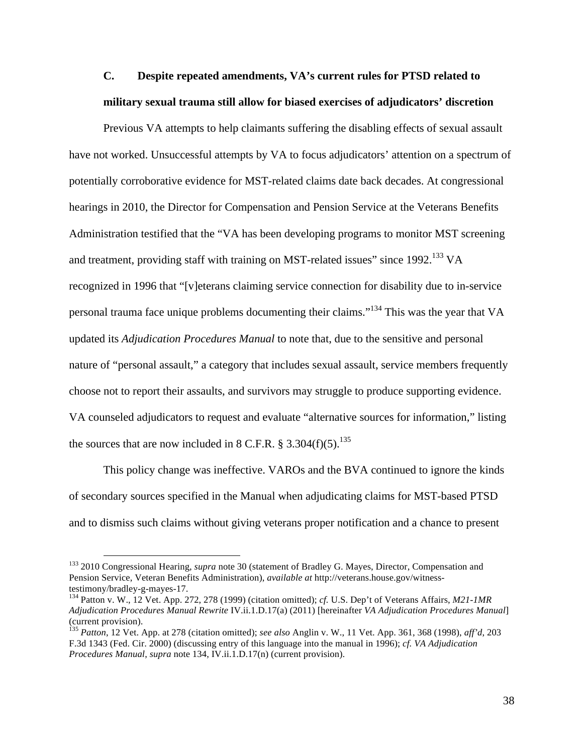### C. Despite repeated amendments, VA's current rules for PTSD related to military sexual trauma still allow for biased exercises of adjudicators' discretion

Previous VA attempts to help claimants suffering the disabling effects of sexual assault have not worked. Unsuccessful attempts by VA to focus adjudicators' attention on a spectrum of potentially corroborative evidence for MST-related claims date back decades. At congressional hearings in 2010, the Director for Compensation and Pension Service at the Veterans Benefits Administration testified that the "VA has been developing programs to monitor MST screening and treatment, providing staff with training on MST-related issues" since 1992.[133] VA recognized in 1996 that "[v]eterans claiming service connection for disability due to in-service personal trauma face unique problems documenting their claims."[134] This was the year that VA updated its *Adjudication Procedures Manual* to note that, due to the sensitive and personal nature of "personal assault," a category that includes sexual assault, service members frequently choose not to report their assaults, and survivors may struggle to produce supporting evidence. VA counseled adjudicators to request and evaluate "alternative sources for information," listing the sources that are now included in 8 C.F.R. § 3.304(f)(5).[135]

This policy change was ineffective. VAROs and the BVA continued to ignore the kinds of secondary sources specified in the Manual when adjudicating claims for MST-based PTSD and to dismiss such claims without giving veterans proper notification and a chance to present

---

[133] 2010 Congressional Hearing, *supra* note 30 (statement of Bradley G. Mayes, Director, Compensation and Pension Service, Veteran Benefits Administration), *available at* http://veterans.house.gov/witness-testimony/bradley-g-mayes-17.

[134] Patton v. W., 12 Vet. App. 272, 278 (1999) (citation omitted); *cf.* U.S. Dep't of Veterans Affairs, *M21-1MR Adjudication Procedures Manual Rewrite* IV.ii.1.D.17(a) (2011) [hereinafter *VA Adjudication Procedures Manual*] (current provision).

[135] *Patton*, 12 Vet. App. at 278 (citation omitted); *see also* Anglin v. W., 11 Vet. App. 361, 368 (1998), *aff'd*, 203 F.3d 1343 (Fed. Cir. 2000) (discussing entry of this language into the manual in 1996); *cf. VA Adjudication Procedures Manual*, *supra* note 134, IV.ii.1.D.17(n) (current provision).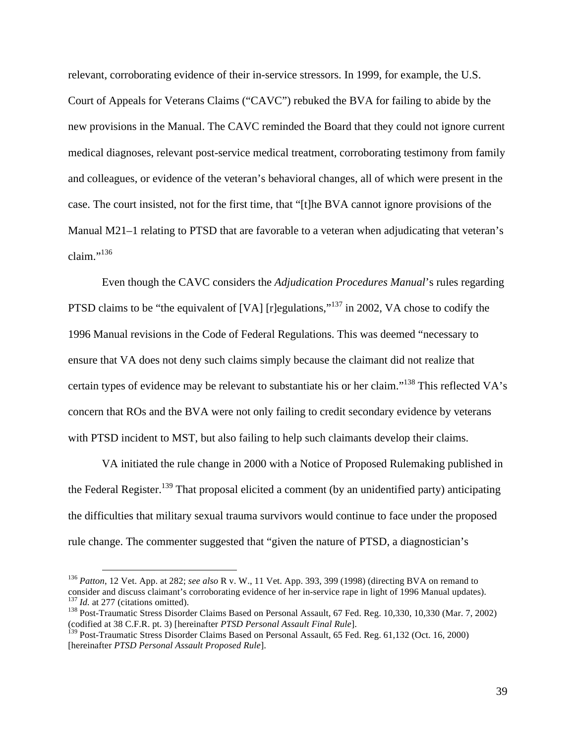relevant, corroborating evidence of their in-service stressors. In 1999, for example, the U.S. Court of Appeals for Veterans Claims ("CAVC") rebuked the BVA for failing to abide by the new provisions in the Manual. The CAVC reminded the Board that they could not ignore current medical diagnoses, relevant post-service medical treatment, corroborating testimony from family and colleagues, or evidence of the veteran's behavioral changes, all of which were present in the case. The court insisted, not for the first time, that "[t]he BVA cannot ignore provisions of the Manual M21–1 relating to PTSD that are favorable to a veteran when adjudicating that veteran's claim."[136]

Even though the CAVC considers the *Adjudication Procedures Manual*'s rules regarding PTSD claims to be "the equivalent of [VA] [r]egulations,"[137] in 2002, VA chose to codify the 1996 Manual revisions in the Code of Federal Regulations. This was deemed "necessary to ensure that VA does not deny such claims simply because the claimant did not realize that certain types of evidence may be relevant to substantiate his or her claim."[138] This reflected VA's concern that ROs and the BVA were not only failing to credit secondary evidence by veterans with PTSD incident to MST, but also failing to help such claimants develop their claims.

VA initiated the rule change in 2000 with a Notice of Proposed Rulemaking published in the Federal Register.[139] That proposal elicited a comment (by an unidentified party) anticipating the difficulties that military sexual trauma survivors would continue to face under the proposed rule change. The commenter suggested that "given the nature of PTSD, a diagnostician's

---

[136] *Patton*, 12 Vet. App. at 282; *see also* R v. W., 11 Vet. App. 393, 399 (1998) (directing BVA on remand to consider and discuss claimant's corroborating evidence of her in-service rape in light of 1996 Manual updates).
[137] *Id.* at 277 (citations omitted).
[138] Post-Traumatic Stress Disorder Claims Based on Personal Assault, 67 Fed. Reg. 10,330, 10,330 (Mar. 7, 2002) (codified at 38 C.F.R. pt. 3) [hereinafter *PTSD Personal Assault Final Rule*].
[139] Post-Traumatic Stress Disorder Claims Based on Personal Assault, 65 Fed. Reg. 61,132 (Oct. 16, 2000) [hereinafter *PTSD Personal Assault Proposed Rule*].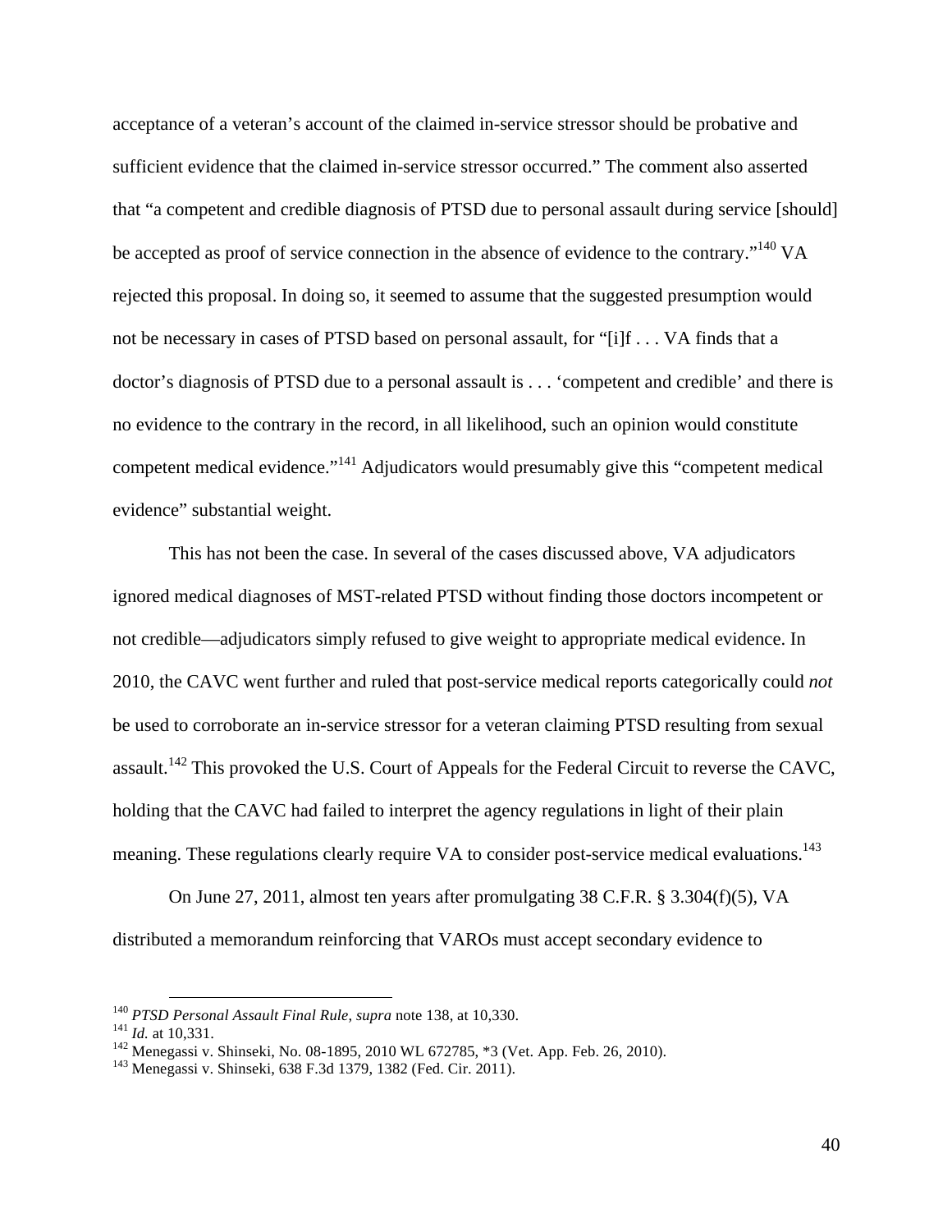acceptance of a veteran's account of the claimed in-service stressor should be probative and sufficient evidence that the claimed in-service stressor occurred." The comment also asserted that "a competent and credible diagnosis of PTSD due to personal assault during service [should] be accepted as proof of service connection in the absence of evidence to the contrary."[140] VA rejected this proposal. In doing so, it seemed to assume that the suggested presumption would not be necessary in cases of PTSD based on personal assault, for "[i]f . . . VA finds that a doctor's diagnosis of PTSD due to a personal assault is . . . 'competent and credible' and there is no evidence to the contrary in the record, in all likelihood, such an opinion would constitute competent medical evidence."[141] Adjudicators would presumably give this "competent medical evidence" substantial weight.

This has not been the case. In several of the cases discussed above, VA adjudicators ignored medical diagnoses of MST-related PTSD without finding those doctors incompetent or not credible—adjudicators simply refused to give weight to appropriate medical evidence. In 2010, the CAVC went further and ruled that post-service medical reports categorically could *not* be used to corroborate an in-service stressor for a veteran claiming PTSD resulting from sexual assault.[142] This provoked the U.S. Court of Appeals for the Federal Circuit to reverse the CAVC, holding that the CAVC had failed to interpret the agency regulations in light of their plain meaning. These regulations clearly require VA to consider post-service medical evaluations.[143]

On June 27, 2011, almost ten years after promulgating 38 C.F.R. § 3.304(f)(5), VA distributed a memorandum reinforcing that VAROs must accept secondary evidence to

---

[140] *PTSD Personal Assault Final Rule*, *supra* note 138, at 10,330.
[141] *Id.* at 10,331.
[142] Menegassi v. Shinseki, No. 08-1895, 2010 WL 672785, *3 (Vet. App. Feb. 26, 2010).
[143] Menegassi v. Shinseki, 638 F.3d 1379, 1382 (Fed. Cir. 2011).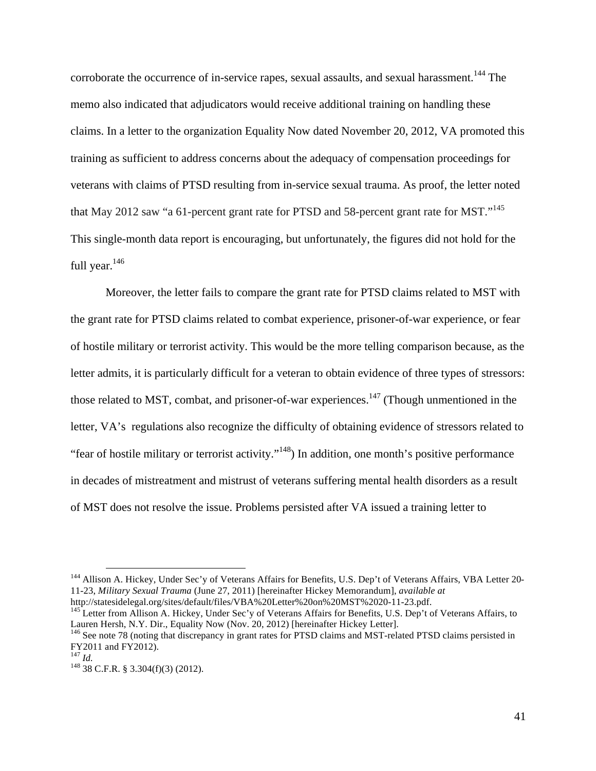corroborate the occurrence of in-service rapes, sexual assaults, and sexual harassment.[144] The memo also indicated that adjudicators would receive additional training on handling these claims. In a letter to the organization Equality Now dated November 20, 2012, VA promoted this training as sufficient to address concerns about the adequacy of compensation proceedings for veterans with claims of PTSD resulting from in-service sexual trauma. As proof, the letter noted that May 2012 saw "a 61-percent grant rate for PTSD and 58-percent grant rate for MST."[145] This single-month data report is encouraging, but unfortunately, the figures did not hold for the full year.[146]

Moreover, the letter fails to compare the grant rate for PTSD claims related to MST with the grant rate for PTSD claims related to combat experience, prisoner-of-war experience, or fear of hostile military or terrorist activity. This would be the more telling comparison because, as the letter admits, it is particularly difficult for a veteran to obtain evidence of three types of stressors: those related to MST, combat, and prisoner-of-war experiences.[147] (Though unmentioned in the letter, VA's regulations also recognize the difficulty of obtaining evidence of stressors related to "fear of hostile military or terrorist activity."[148]) In addition, one month's positive performance in decades of mistreatment and mistrust of veterans suffering mental health disorders as a result of MST does not resolve the issue. Problems persisted after VA issued a training letter to

---

[144] Allison A. Hickey, Under Sec'y of Veterans Affairs for Benefits, U.S. Dep't of Veterans Affairs, VBA Letter 20-11-23, *Military Sexual Trauma* (June 27, 2011) [hereinafter Hickey Memorandum], *available at* http://statesidelegal.org/sites/default/files/VBA%20Letter%20on%20MST%2020-11-23.pdf.

[145] Letter from Allison A. Hickey, Under Sec'y of Veterans Affairs for Benefits, U.S. Dep't of Veterans Affairs, to Lauren Hersh, N.Y. Dir., Equality Now (Nov. 20, 2012) [hereinafter Hickey Letter].

[146] See note 78 (noting that discrepancy in grant rates for PTSD claims and MST-related PTSD claims persisted in FY2011 and FY2012).

[147] *Id.*

[148] 38 C.F.R. § 3.304(f)(3) (2012).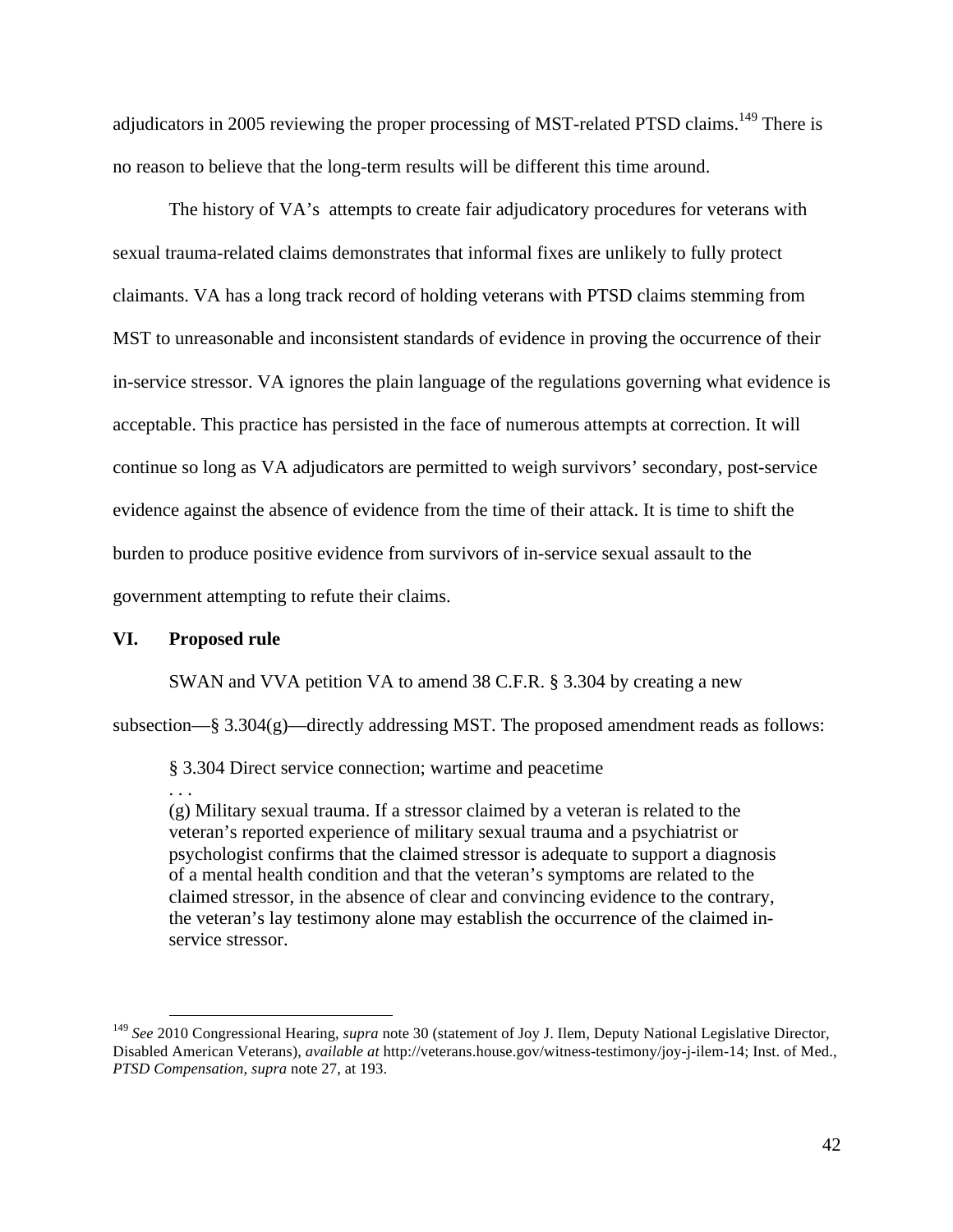adjudicators in 2005 reviewing the proper processing of MST-related PTSD claims.[149] There is no reason to believe that the long-term results will be different this time around.

The history of VA's attempts to create fair adjudicatory procedures for veterans with sexual trauma-related claims demonstrates that informal fixes are unlikely to fully protect claimants. VA has a long track record of holding veterans with PTSD claims stemming from MST to unreasonable and inconsistent standards of evidence in proving the occurrence of their in-service stressor. VA ignores the plain language of the regulations governing what evidence is acceptable. This practice has persisted in the face of numerous attempts at correction. It will continue so long as VA adjudicators are permitted to weigh survivors' secondary, post-service evidence against the absence of evidence from the time of their attack. It is time to shift the burden to produce positive evidence from survivors of in-service sexual assault to the government attempting to refute their claims.

## VI. Proposed rule

SWAN and VVA petition VA to amend 38 C.F.R. § 3.304 by creating a new subsection—§ 3.304(g)—directly addressing MST. The proposed amendment reads as follows:

> § 3.304 Direct service connection; wartime and peacetime
> . . .
> (g) Military sexual trauma. If a stressor claimed by a veteran is related to the veteran's reported experience of military sexual trauma and a psychiatrist or psychologist confirms that the claimed stressor is adequate to support a diagnosis of a mental health condition and that the veteran's symptoms are related to the claimed stressor, in the absence of clear and convincing evidence to the contrary, the veteran's lay testimony alone may establish the occurrence of the claimed in-service stressor.

---

[149] *See* 2010 Congressional Hearing, *supra* note 30 (statement of Joy J. Ilem, Deputy National Legislative Director, Disabled American Veterans), *available at* http://veterans.house.gov/witness-testimony/joy-j-ilem-14; Inst. of Med., *PTSD Compensation*, *supra* note 27, at 193.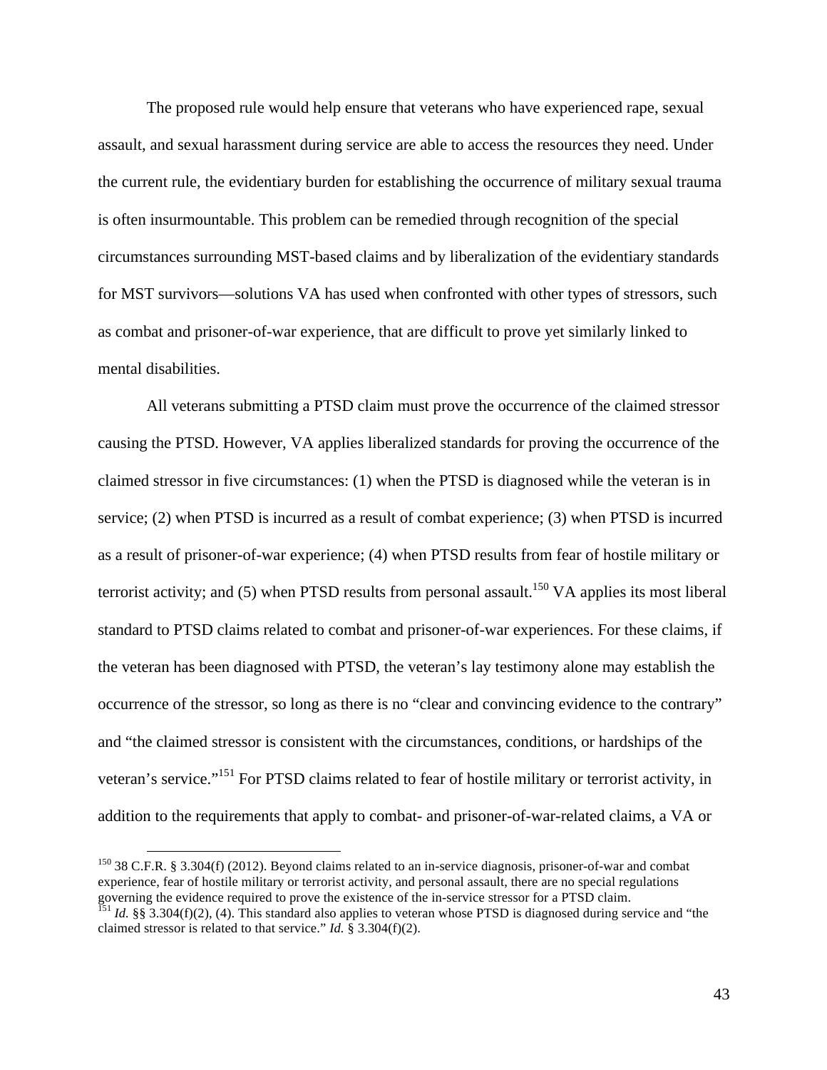The proposed rule would help ensure that veterans who have experienced rape, sexual assault, and sexual harassment during service are able to access the resources they need. Under the current rule, the evidentiary burden for establishing the occurrence of military sexual trauma is often insurmountable. This problem can be remedied through recognition of the special circumstances surrounding MST-based claims and by liberalization of the evidentiary standards for MST survivors—solutions VA has used when confronted with other types of stressors, such as combat and prisoner-of-war experience, that are difficult to prove yet similarly linked to mental disabilities.

All veterans submitting a PTSD claim must prove the occurrence of the claimed stressor causing the PTSD. However, VA applies liberalized standards for proving the occurrence of the claimed stressor in five circumstances: (1) when the PTSD is diagnosed while the veteran is in service; (2) when PTSD is incurred as a result of combat experience; (3) when PTSD is incurred as a result of prisoner-of-war experience; (4) when PTSD results from fear of hostile military or terrorist activity; and (5) when PTSD results from personal assault.[150] VA applies its most liberal standard to PTSD claims related to combat and prisoner-of-war experiences. For these claims, if the veteran has been diagnosed with PTSD, the veteran's lay testimony alone may establish the occurrence of the stressor, so long as there is no "clear and convincing evidence to the contrary" and "the claimed stressor is consistent with the circumstances, conditions, or hardships of the veteran's service."[151] For PTSD claims related to fear of hostile military or terrorist activity, in addition to the requirements that apply to combat- and prisoner-of-war-related claims, a VA or

[150] 38 C.F.R. § 3.304(f) (2012). Beyond claims related to an in-service diagnosis, prisoner-of-war and combat experience, fear of hostile military or terrorist activity, and personal assault, there are no special regulations governing the evidence required to prove the existence of the in-service stressor for a PTSD claim.

[151] *Id.* §§ 3.304(f)(2), (4). This standard also applies to veteran whose PTSD is diagnosed during service and "the claimed stressor is related to that service." *Id.* § 3.304(f)(2).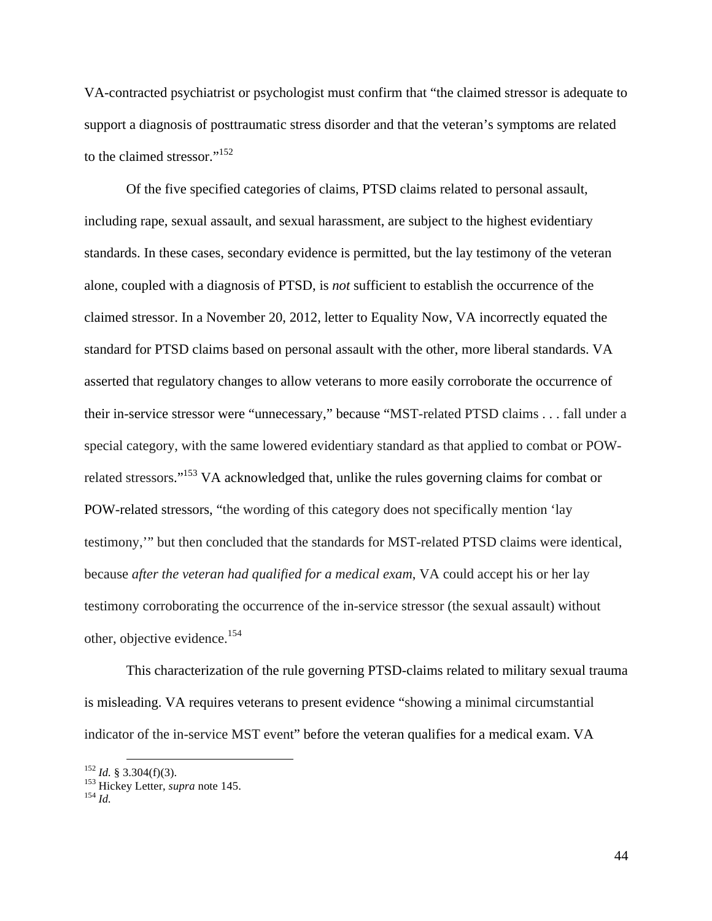VA-contracted psychiatrist or psychologist must confirm that "the claimed stressor is adequate to support a diagnosis of posttraumatic stress disorder and that the veteran's symptoms are related to the claimed stressor."[152]

Of the five specified categories of claims, PTSD claims related to personal assault, including rape, sexual assault, and sexual harassment, are subject to the highest evidentiary standards. In these cases, secondary evidence is permitted, but the lay testimony of the veteran alone, coupled with a diagnosis of PTSD, is *not* sufficient to establish the occurrence of the claimed stressor. In a November 20, 2012, letter to Equality Now, VA incorrectly equated the standard for PTSD claims based on personal assault with the other, more liberal standards. VA asserted that regulatory changes to allow veterans to more easily corroborate the occurrence of their in-service stressor were "unnecessary," because "MST-related PTSD claims . . . fall under a special category, with the same lowered evidentiary standard as that applied to combat or POW-related stressors."[153] VA acknowledged that, unlike the rules governing claims for combat or POW-related stressors, "the wording of this category does not specifically mention 'lay testimony,'" but then concluded that the standards for MST-related PTSD claims were identical, because *after the veteran had qualified for a medical exam*, VA could accept his or her lay testimony corroborating the occurrence of the in-service stressor (the sexual assault) without other, objective evidence.[154]

This characterization of the rule governing PTSD-claims related to military sexual trauma is misleading. VA requires veterans to present evidence "showing a minimal circumstantial indicator of the in-service MST event" before the veteran qualifies for a medical exam. VA

---

[152] *Id.* § 3.304(f)(3).
[153] Hickey Letter, *supra* note 145.
[154] *Id.*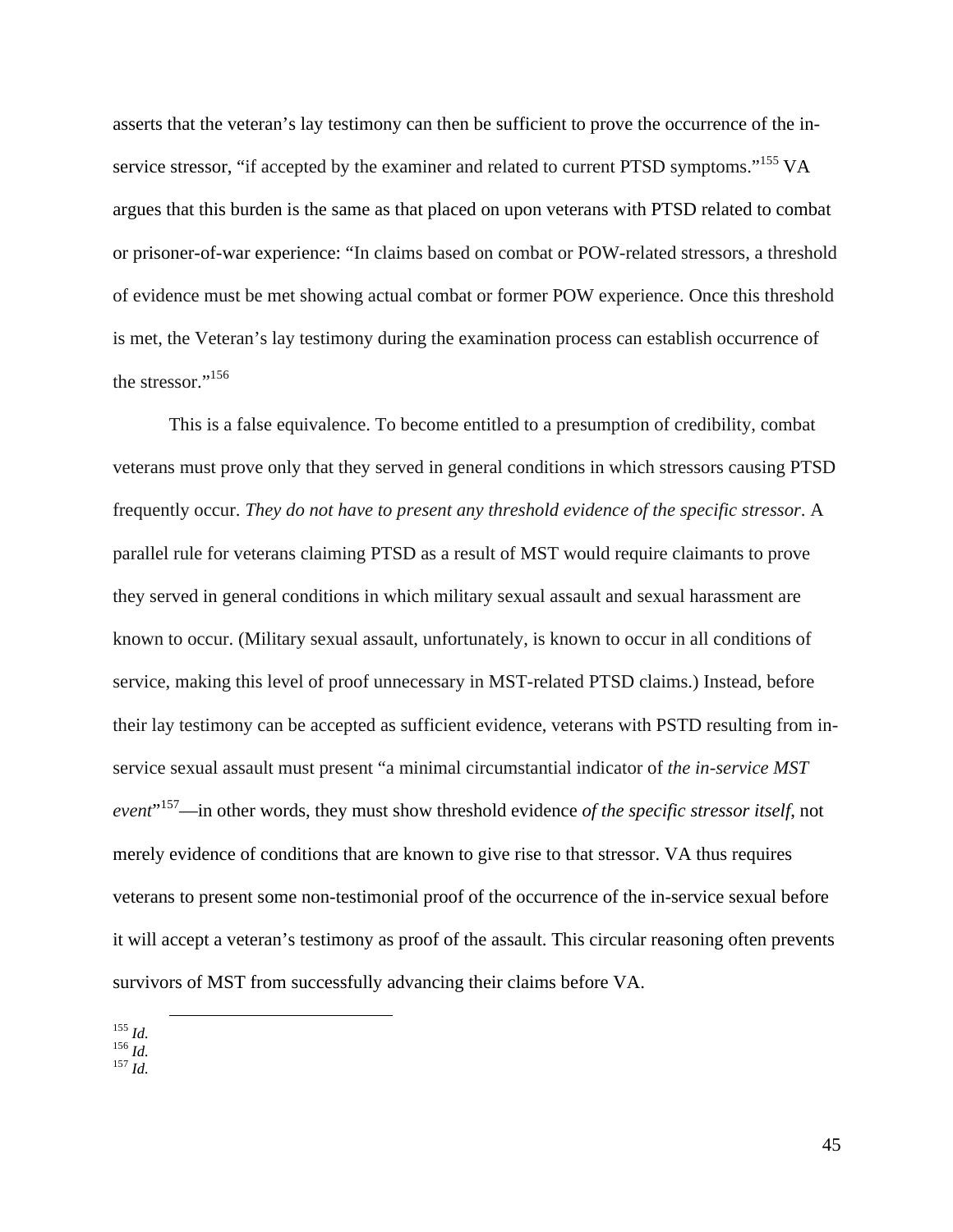asserts that the veteran's lay testimony can then be sufficient to prove the occurrence of the in-service stressor, "if accepted by the examiner and related to current PTSD symptoms."[155] VA argues that this burden is the same as that placed on upon veterans with PTSD related to combat or prisoner-of-war experience: "In claims based on combat or POW-related stressors, a threshold of evidence must be met showing actual combat or former POW experience. Once this threshold is met, the Veteran's lay testimony during the examination process can establish occurrence of the stressor."[156]

This is a false equivalence. To become entitled to a presumption of credibility, combat veterans must prove only that they served in general conditions in which stressors causing PTSD frequently occur. *They do not have to present any threshold evidence of the specific stressor*. A parallel rule for veterans claiming PTSD as a result of MST would require claimants to prove they served in general conditions in which military sexual assault and sexual harassment are known to occur. (Military sexual assault, unfortunately, is known to occur in all conditions of service, making this level of proof unnecessary in MST-related PTSD claims.) Instead, before their lay testimony can be accepted as sufficient evidence, veterans with PSTD resulting from in-service sexual assault must present "a minimal circumstantial indicator of *the in-service MST event*"[157]—in other words, they must show threshold evidence *of the specific stressor itself*, not merely evidence of conditions that are known to give rise to that stressor. VA thus requires veterans to present some non-testimonial proof of the occurrence of the in-service sexual before it will accept a veteran's testimony as proof of the assault. This circular reasoning often prevents survivors of MST from successfully advancing their claims before VA.

---

[155] *Id.*
[156] *Id.*
[157] *Id.*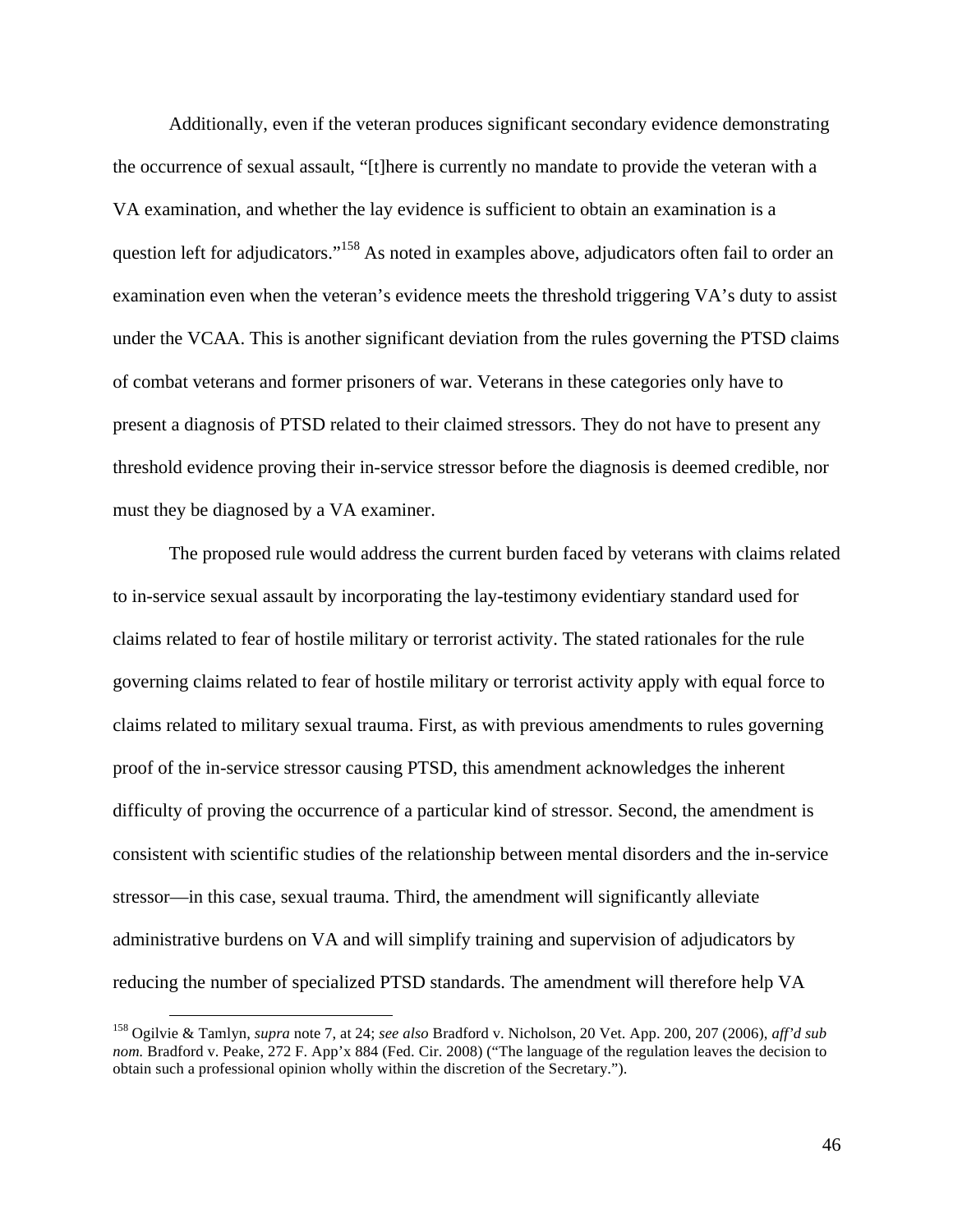Additionally, even if the veteran produces significant secondary evidence demonstrating the occurrence of sexual assault, "[t]here is currently no mandate to provide the veteran with a VA examination, and whether the lay evidence is sufficient to obtain an examination is a question left for adjudicators."[158] As noted in examples above, adjudicators often fail to order an examination even when the veteran's evidence meets the threshold triggering VA's duty to assist under the VCAA. This is another significant deviation from the rules governing the PTSD claims of combat veterans and former prisoners of war. Veterans in these categories only have to present a diagnosis of PTSD related to their claimed stressors. They do not have to present any threshold evidence proving their in-service stressor before the diagnosis is deemed credible, nor must they be diagnosed by a VA examiner.

The proposed rule would address the current burden faced by veterans with claims related to in-service sexual assault by incorporating the lay-testimony evidentiary standard used for claims related to fear of hostile military or terrorist activity. The stated rationales for the rule governing claims related to fear of hostile military or terrorist activity apply with equal force to claims related to military sexual trauma. First, as with previous amendments to rules governing proof of the in-service stressor causing PTSD, this amendment acknowledges the inherent difficulty of proving the occurrence of a particular kind of stressor. Second, the amendment is consistent with scientific studies of the relationship between mental disorders and the in-service stressor—in this case, sexual trauma. Third, the amendment will significantly alleviate administrative burdens on VA and will simplify training and supervision of adjudicators by reducing the number of specialized PTSD standards. The amendment will therefore help VA

[158] Ogilvie & Tamlyn, *supra* note 7, at 24; *see also* Bradford v. Nicholson, 20 Vet. App. 200, 207 (2006), *aff'd sub nom.* Bradford v. Peake, 272 F. App'x 884 (Fed. Cir. 2008) ("The language of the regulation leaves the decision to obtain such a professional opinion wholly within the discretion of the Secretary.").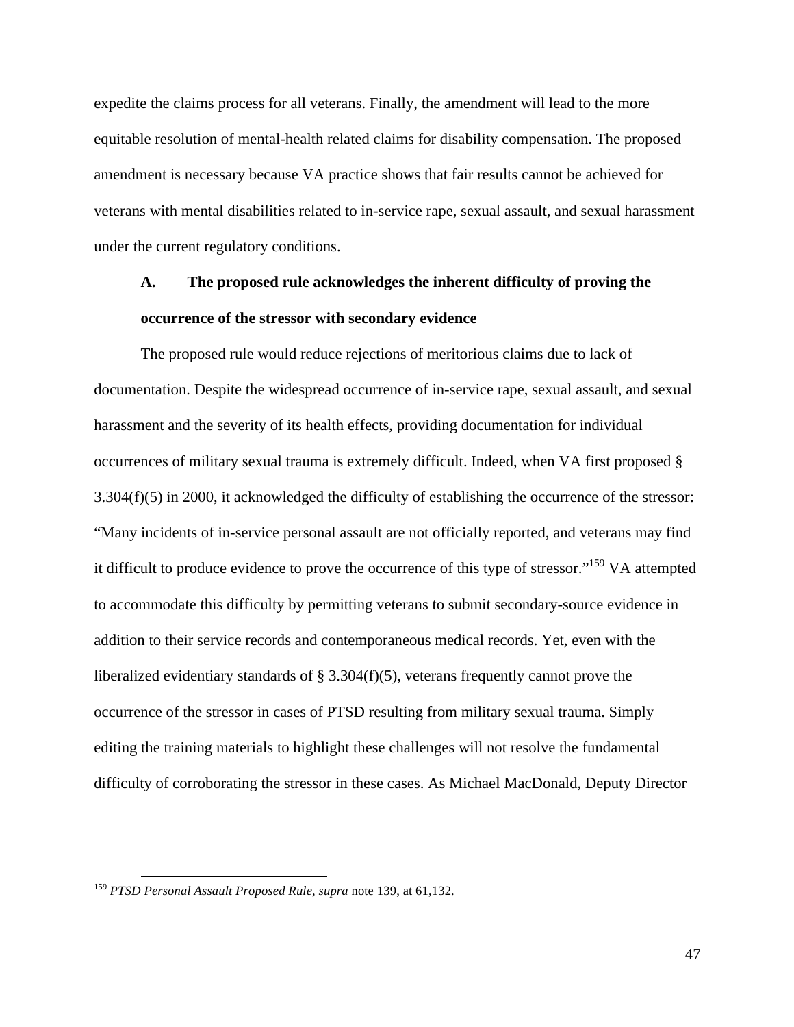expedite the claims process for all veterans. Finally, the amendment will lead to the more equitable resolution of mental-health related claims for disability compensation. The proposed amendment is necessary because VA practice shows that fair results cannot be achieved for veterans with mental disabilities related to in-service rape, sexual assault, and sexual harassment under the current regulatory conditions.

### A. The proposed rule acknowledges the inherent difficulty of proving the occurrence of the stressor with secondary evidence

The proposed rule would reduce rejections of meritorious claims due to lack of documentation. Despite the widespread occurrence of in-service rape, sexual assault, and sexual harassment and the severity of its health effects, providing documentation for individual occurrences of military sexual trauma is extremely difficult. Indeed, when VA first proposed § 3.304(f)(5) in 2000, it acknowledged the difficulty of establishing the occurrence of the stressor: "Many incidents of in-service personal assault are not officially reported, and veterans may find it difficult to produce evidence to prove the occurrence of this type of stressor."[159] VA attempted to accommodate this difficulty by permitting veterans to submit secondary-source evidence in addition to their service records and contemporaneous medical records. Yet, even with the liberalized evidentiary standards of § 3.304(f)(5), veterans frequently cannot prove the occurrence of the stressor in cases of PTSD resulting from military sexual trauma. Simply editing the training materials to highlight these challenges will not resolve the fundamental difficulty of corroborating the stressor in these cases. As Michael MacDonald, Deputy Director

[159] *PTSD Personal Assault Proposed Rule*, *supra* note 139, at 61,132.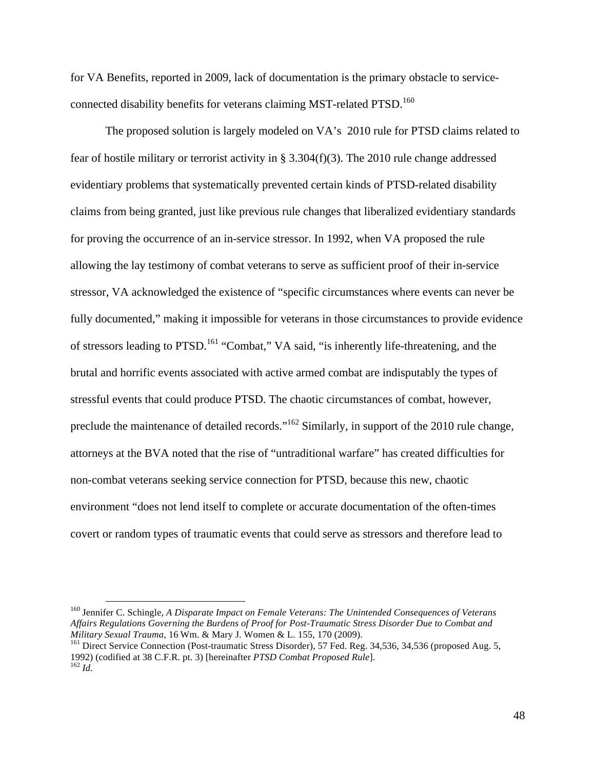for VA Benefits, reported in 2009, lack of documentation is the primary obstacle to service-connected disability benefits for veterans claiming MST-related PTSD.[160]

The proposed solution is largely modeled on VA's 2010 rule for PTSD claims related to fear of hostile military or terrorist activity in § 3.304(f)(3). The 2010 rule change addressed evidentiary problems that systematically prevented certain kinds of PTSD-related disability claims from being granted, just like previous rule changes that liberalized evidentiary standards for proving the occurrence of an in-service stressor. In 1992, when VA proposed the rule allowing the lay testimony of combat veterans to serve as sufficient proof of their in-service stressor, VA acknowledged the existence of "specific circumstances where events can never be fully documented," making it impossible for veterans in those circumstances to provide evidence of stressors leading to PTSD.[161] "Combat," VA said, "is inherently life-threatening, and the brutal and horrific events associated with active armed combat are indisputably the types of stressful events that could produce PTSD. The chaotic circumstances of combat, however, preclude the maintenance of detailed records."[162] Similarly, in support of the 2010 rule change, attorneys at the BVA noted that the rise of "untraditional warfare" has created difficulties for non-combat veterans seeking service connection for PTSD, because this new, chaotic environment "does not lend itself to complete or accurate documentation of the often-times covert or random types of traumatic events that could serve as stressors and therefore lead to

[160] Jennifer C. Schingle, *A Disparate Impact on Female Veterans: The Unintended Consequences of Veterans Affairs Regulations Governing the Burdens of Proof for Post-Traumatic Stress Disorder Due to Combat and Military Sexual Trauma*, 16 Wm. & Mary J. Women & L. 155, 170 (2009).

[161] Direct Service Connection (Post-traumatic Stress Disorder), 57 Fed. Reg. 34,536, 34,536 (proposed Aug. 5, 1992) (codified at 38 C.F.R. pt. 3) [hereinafter *PTSD Combat Proposed Rule*].

[162] *Id.*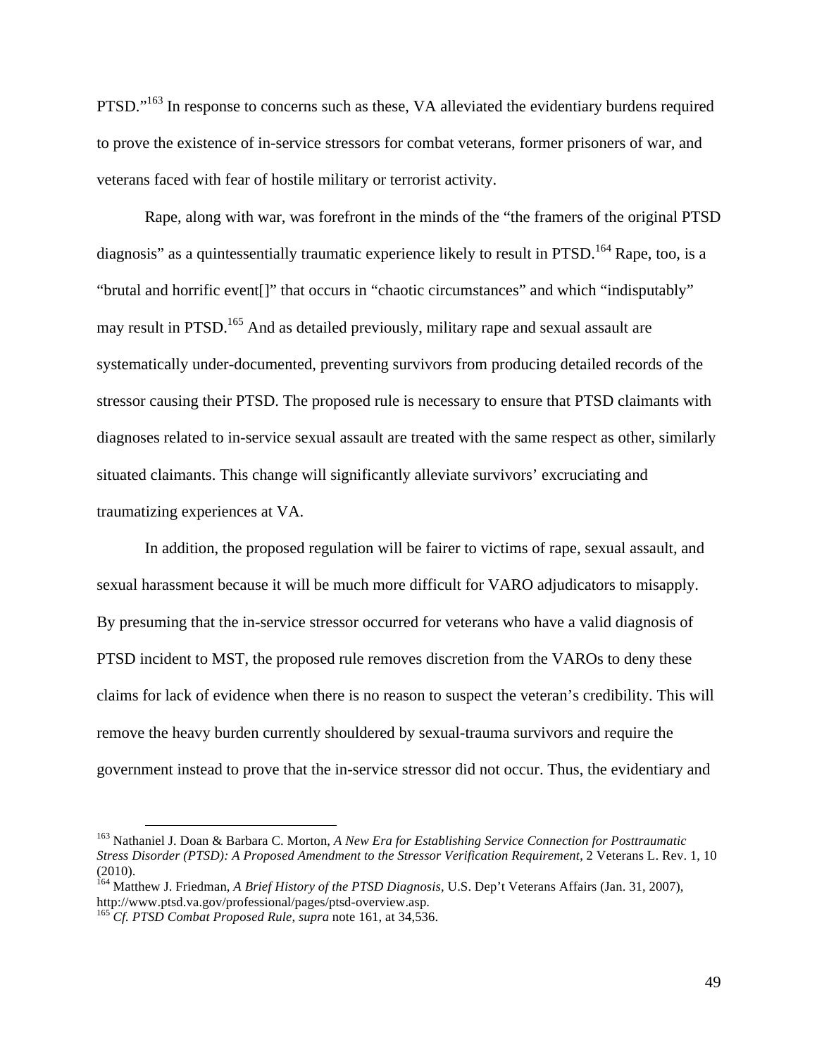PTSD."[163] In response to concerns such as these, VA alleviated the evidentiary burdens required to prove the existence of in-service stressors for combat veterans, former prisoners of war, and veterans faced with fear of hostile military or terrorist activity.

Rape, along with war, was forefront in the minds of the "the framers of the original PTSD diagnosis" as a quintessentially traumatic experience likely to result in PTSD.[164] Rape, too, is a "brutal and horrific event[]" that occurs in "chaotic circumstances" and which "indisputably" may result in PTSD.[165] And as detailed previously, military rape and sexual assault are systematically under-documented, preventing survivors from producing detailed records of the stressor causing their PTSD. The proposed rule is necessary to ensure that PTSD claimants with diagnoses related to in-service sexual assault are treated with the same respect as other, similarly situated claimants. This change will significantly alleviate survivors' excruciating and traumatizing experiences at VA.

In addition, the proposed regulation will be fairer to victims of rape, sexual assault, and sexual harassment because it will be much more difficult for VARO adjudicators to misapply. By presuming that the in-service stressor occurred for veterans who have a valid diagnosis of PTSD incident to MST, the proposed rule removes discretion from the VAROs to deny these claims for lack of evidence when there is no reason to suspect the veteran's credibility. This will remove the heavy burden currently shouldered by sexual-trauma survivors and require the government instead to prove that the in-service stressor did not occur. Thus, the evidentiary and

---

[163] Nathaniel J. Doan & Barbara C. Morton, *A New Era for Establishing Service Connection for Posttraumatic Stress Disorder (PTSD): A Proposed Amendment to the Stressor Verification Requirement*, 2 Veterans L. Rev. 1, 10 (2010).

[164] Matthew J. Friedman, *A Brief History of the PTSD Diagnosis*, U.S. Dep't Veterans Affairs (Jan. 31, 2007), http://www.ptsd.va.gov/professional/pages/ptsd-overview.asp.

[165] *Cf. PTSD Combat Proposed Rule*, *supra* note 161, at 34,536.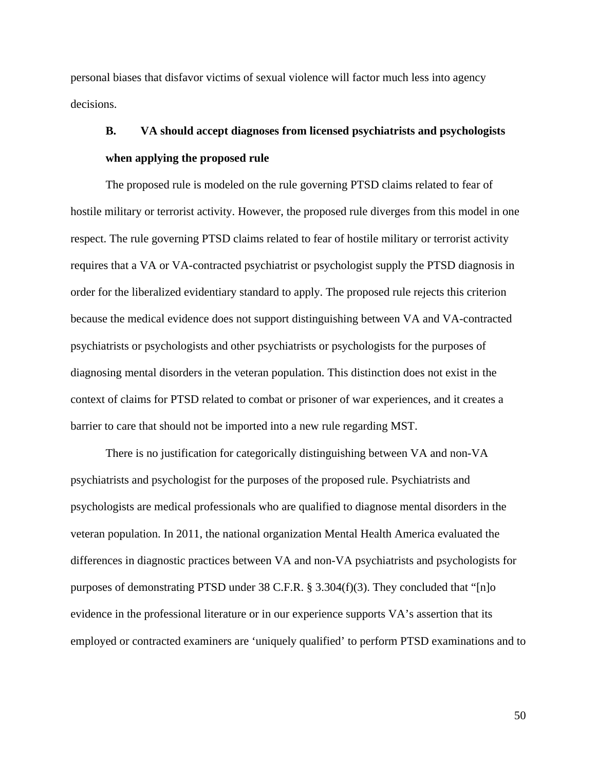personal biases that disfavor victims of sexual violence will factor much less into agency decisions.

### B. VA should accept diagnoses from licensed psychiatrists and psychologists when applying the proposed rule

The proposed rule is modeled on the rule governing PTSD claims related to fear of hostile military or terrorist activity. However, the proposed rule diverges from this model in one respect. The rule governing PTSD claims related to fear of hostile military or terrorist activity requires that a VA or VA-contracted psychiatrist or psychologist supply the PTSD diagnosis in order for the liberalized evidentiary standard to apply. The proposed rule rejects this criterion because the medical evidence does not support distinguishing between VA and VA-contracted psychiatrists or psychologists and other psychiatrists or psychologists for the purposes of diagnosing mental disorders in the veteran population. This distinction does not exist in the context of claims for PTSD related to combat or prisoner of war experiences, and it creates a barrier to care that should not be imported into a new rule regarding MST.

There is no justification for categorically distinguishing between VA and non-VA psychiatrists and psychologist for the purposes of the proposed rule. Psychiatrists and psychologists are medical professionals who are qualified to diagnose mental disorders in the veteran population. In 2011, the national organization Mental Health America evaluated the differences in diagnostic practices between VA and non-VA psychiatrists and psychologists for purposes of demonstrating PTSD under 38 C.F.R. § 3.304(f)(3). They concluded that "[n]o evidence in the professional literature or in our experience supports VA's assertion that its employed or contracted examiners are 'uniquely qualified' to perform PTSD examinations and to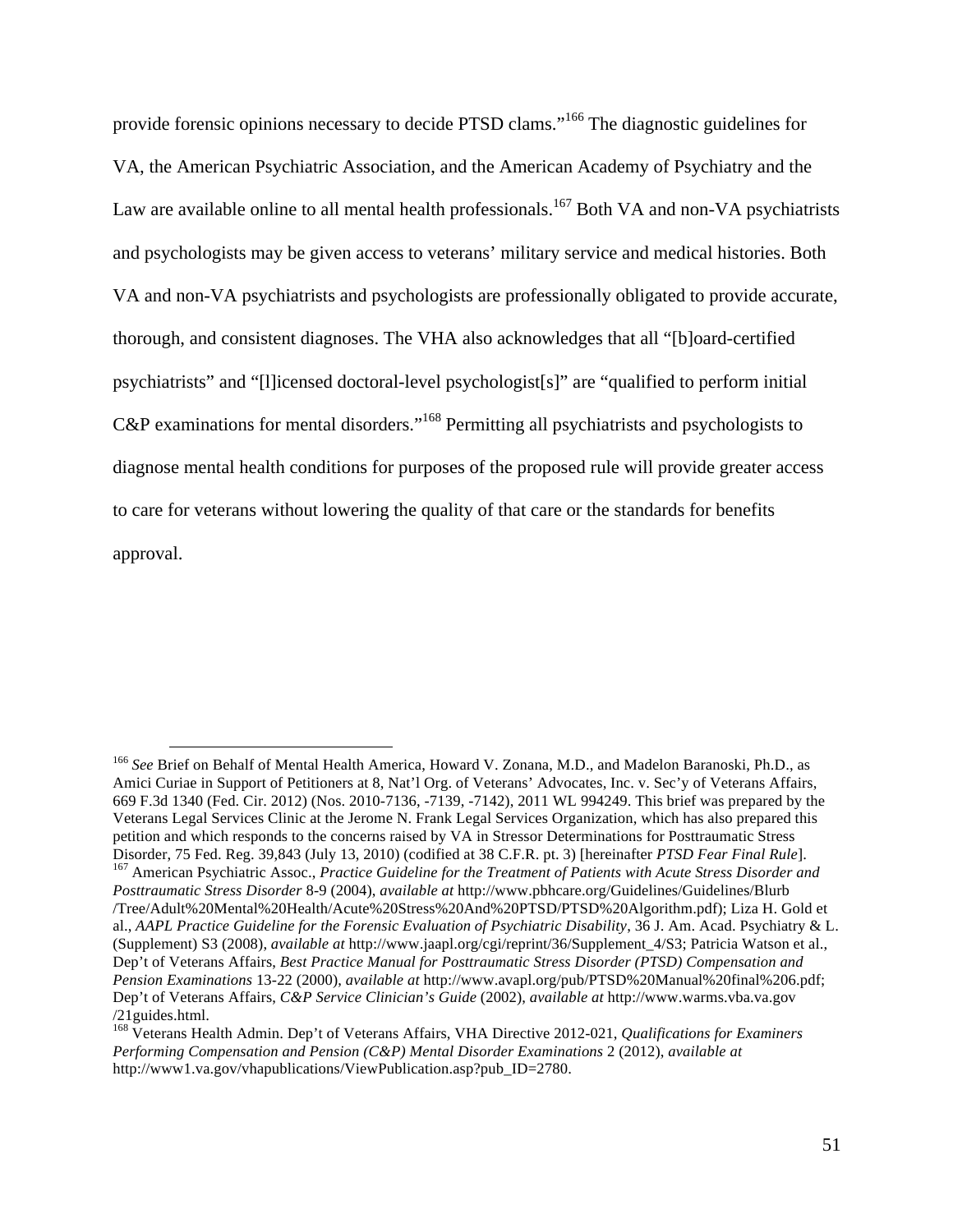provide forensic opinions necessary to decide PTSD clams."[166] The diagnostic guidelines for VA, the American Psychiatric Association, and the American Academy of Psychiatry and the Law are available online to all mental health professionals.[167] Both VA and non-VA psychiatrists and psychologists may be given access to veterans' military service and medical histories. Both VA and non-VA psychiatrists and psychologists are professionally obligated to provide accurate, thorough, and consistent diagnoses. The VHA also acknowledges that all "[b]oard-certified psychiatrists" and "[l]icensed doctoral-level psychologist[s]" are "qualified to perform initial C&P examinations for mental disorders."[168] Permitting all psychiatrists and psychologists to diagnose mental health conditions for purposes of the proposed rule will provide greater access to care for veterans without lowering the quality of that care or the standards for benefits approval.

---

[166] *See* Brief on Behalf of Mental Health America, Howard V. Zonana, M.D., and Madelon Baranoski, Ph.D., as Amici Curiae in Support of Petitioners at 8, Nat'l Org. of Veterans' Advocates, Inc. v. Sec'y of Veterans Affairs, 669 F.3d 1340 (Fed. Cir. 2012) (Nos. 2010-7136, -7139, -7142), 2011 WL 994249. This brief was prepared by the Veterans Legal Services Clinic at the Jerome N. Frank Legal Services Organization, which has also prepared this petition and which responds to the concerns raised by VA in Stressor Determinations for Posttraumatic Stress Disorder, 75 Fed. Reg. 39,843 (July 13, 2010) (codified at 38 C.F.R. pt. 3) [hereinafter *PTSD Fear Final Rule*].

[167] American Psychiatric Assoc., *Practice Guideline for the Treatment of Patients with Acute Stress Disorder and Posttraumatic Stress Disorder* 8-9 (2004), *available at* http://www.pbhcare.org/Guidelines/Guidelines/Blurb/Tree/Adult%20Mental%20Health/Acute%20Stress%20And%20PTSD/PTSD%20Algorithm.pdf); Liza H. Gold et al., *AAPL Practice Guideline for the Forensic Evaluation of Psychiatric Disability*, 36 J. Am. Acad. Psychiatry & L. (Supplement) S3 (2008), *available at* http://www.jaapl.org/cgi/reprint/36/Supplement_4/S3; Patricia Watson et al., Dep't of Veterans Affairs, *Best Practice Manual for Posttraumatic Stress Disorder (PTSD) Compensation and Pension Examinations* 13-22 (2000), *available at* http://www.avapl.org/pub/PTSD%20Manual%20final%206.pdf; Dep't of Veterans Affairs, *C&P Service Clinician's Guide* (2002), *available at* http://www.warms.vba.va.gov/21guides.html.

[168] Veterans Health Admin. Dep't of Veterans Affairs, VHA Directive 2012-021, *Qualifications for Examiners Performing Compensation and Pension (C&P) Mental Disorder Examinations* 2 (2012), *available at* http://www1.va.gov/vhapublications/ViewPublication.asp?pub_ID=2780.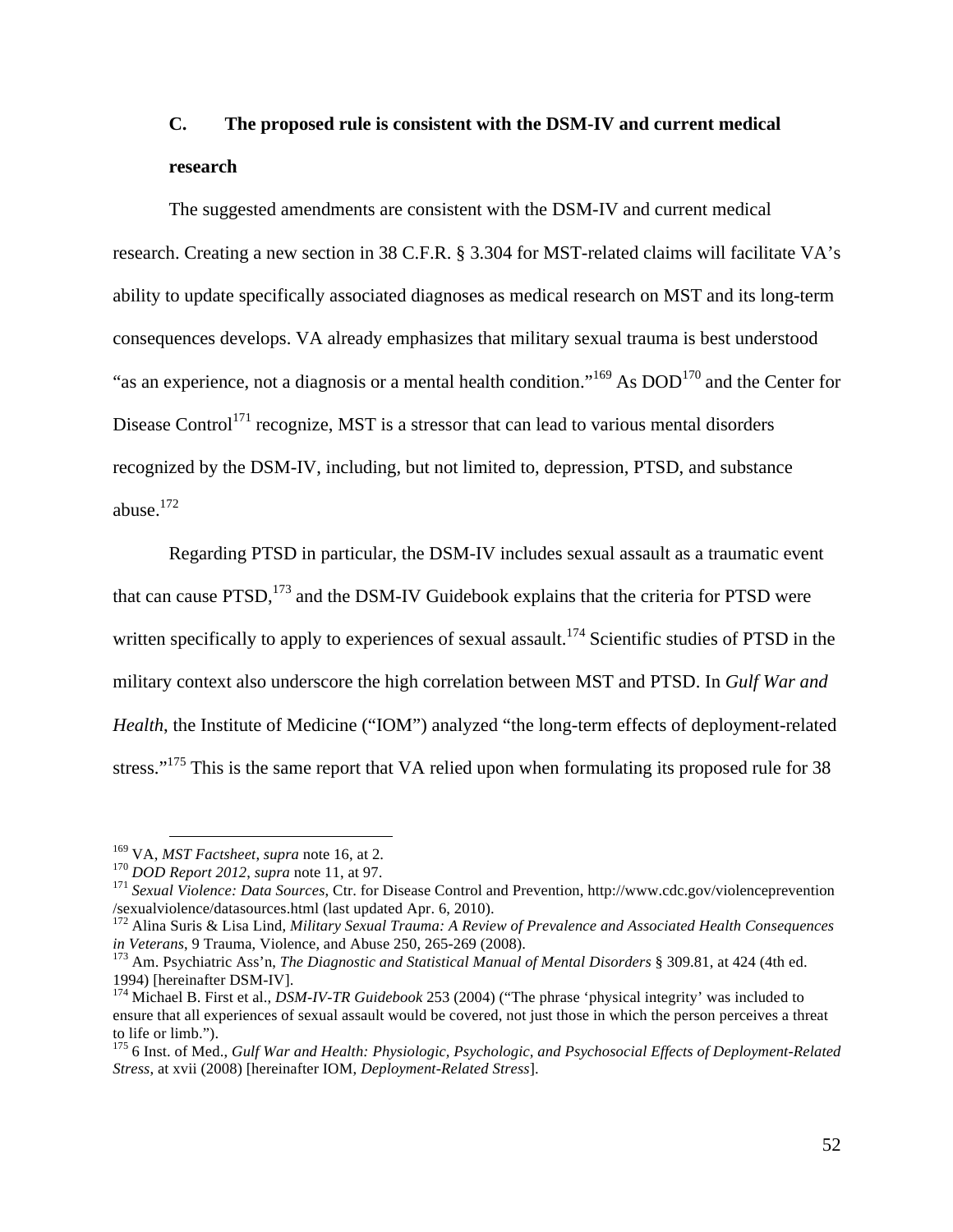### C. The proposed rule is consistent with the DSM-IV and current medical research

The suggested amendments are consistent with the DSM-IV and current medical research. Creating a new section in 38 C.F.R. § 3.304 for MST-related claims will facilitate VA's ability to update specifically associated diagnoses as medical research on MST and its long-term consequences develops. VA already emphasizes that military sexual trauma is best understood "as an experience, not a diagnosis or a mental health condition."[169] As DOD[170] and the Center for Disease Control[171] recognize, MST is a stressor that can lead to various mental disorders recognized by the DSM-IV, including, but not limited to, depression, PTSD, and substance abuse.[172]

Regarding PTSD in particular, the DSM-IV includes sexual assault as a traumatic event that can cause PTSD,[173] and the DSM-IV Guidebook explains that the criteria for PTSD were written specifically to apply to experiences of sexual assault.[174] Scientific studies of PTSD in the military context also underscore the high correlation between MST and PTSD. In *Gulf War and Health*, the Institute of Medicine ("IOM") analyzed "the long-term effects of deployment-related stress."[175] This is the same report that VA relied upon when formulating its proposed rule for 38

---

[169] VA, *MST Factsheet*, *supra* note 16, at 2.

[170] *DOD Report 2012*, *supra* note 11, at 97.

[171] *Sexual Violence: Data Sources*, Ctr. for Disease Control and Prevention, http://www.cdc.gov/violenceprevention /sexualviolence/datasources.html (last updated Apr. 6, 2010).

[172] Alina Suris & Lisa Lind, *Military Sexual Trauma: A Review of Prevalence and Associated Health Consequences in Veterans*, 9 Trauma, Violence, and Abuse 250, 265-269 (2008).

[173] Am. Psychiatric Ass'n, *The Diagnostic and Statistical Manual of Mental Disorders* § 309.81, at 424 (4th ed. 1994) [hereinafter DSM-IV].

[174] Michael B. First et al., *DSM-IV-TR Guidebook* 253 (2004) ("The phrase 'physical integrity' was included to ensure that all experiences of sexual assault would be covered, not just those in which the person perceives a threat to life or limb.").

[175] 6 Inst. of Med., *Gulf War and Health: Physiologic, Psychologic, and Psychosocial Effects of Deployment-Related Stress*, at xvii (2008) [hereinafter IOM, *Deployment-Related Stress*].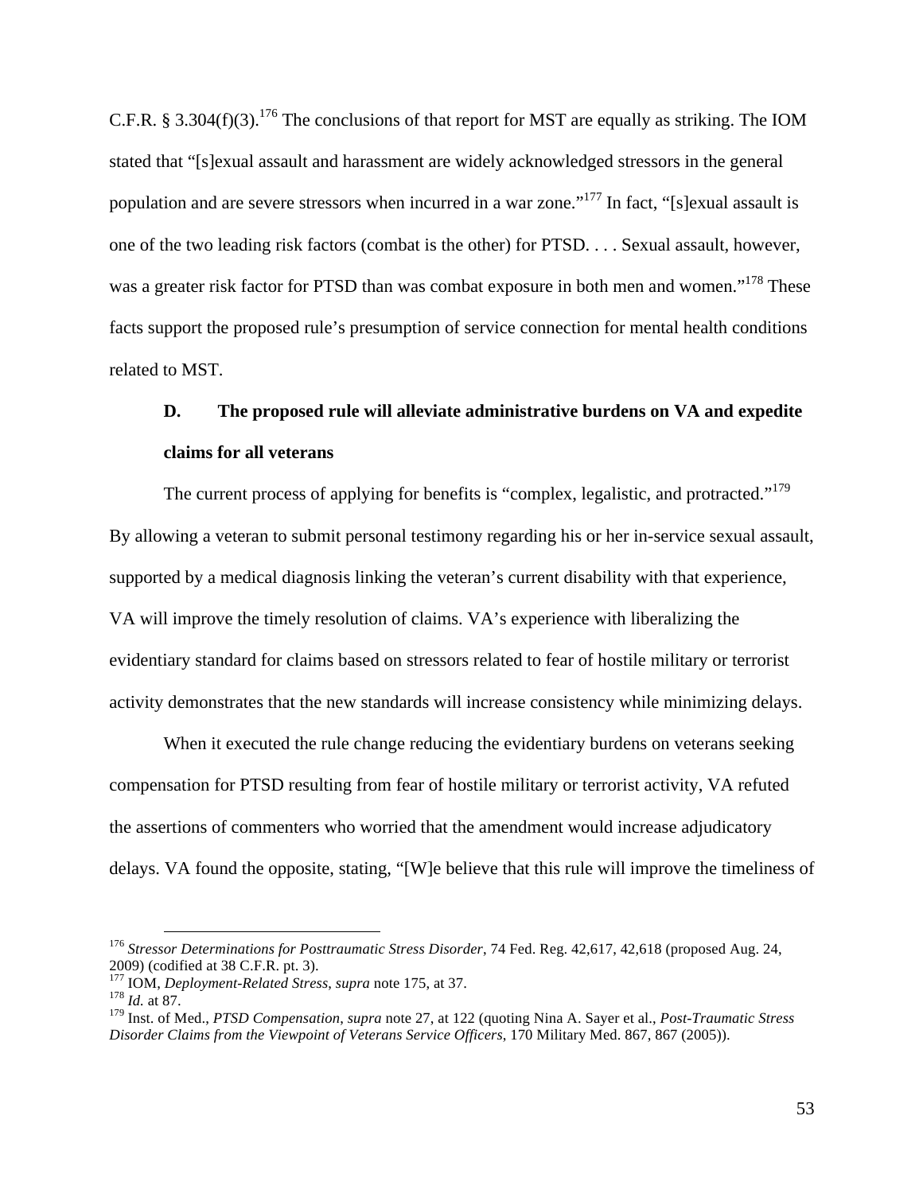C.F.R. § 3.304(f)(3).[176] The conclusions of that report for MST are equally as striking. The IOM stated that "[s]exual assault and harassment are widely acknowledged stressors in the general population and are severe stressors when incurred in a war zone."[177] In fact, "[s]exual assault is one of the two leading risk factors (combat is the other) for PTSD. . . . Sexual assault, however, was a greater risk factor for PTSD than was combat exposure in both men and women."[178] These facts support the proposed rule's presumption of service connection for mental health conditions related to MST.

### D. The proposed rule will alleviate administrative burdens on VA and expedite claims for all veterans

The current process of applying for benefits is "complex, legalistic, and protracted."[179] By allowing a veteran to submit personal testimony regarding his or her in-service sexual assault, supported by a medical diagnosis linking the veteran's current disability with that experience, VA will improve the timely resolution of claims. VA's experience with liberalizing the evidentiary standard for claims based on stressors related to fear of hostile military or terrorist activity demonstrates that the new standards will increase consistency while minimizing delays.

When it executed the rule change reducing the evidentiary burdens on veterans seeking compensation for PTSD resulting from fear of hostile military or terrorist activity, VA refuted the assertions of commenters who worried that the amendment would increase adjudicatory delays. VA found the opposite, stating, "[W]e believe that this rule will improve the timeliness of

---

[176] *Stressor Determinations for Posttraumatic Stress Disorder*, 74 Fed. Reg. 42,617, 42,618 (proposed Aug. 24, 2009) (codified at 38 C.F.R. pt. 3).

[177] IOM, *Deployment-Related Stress*, *supra* note 175, at 37.

[178] *Id.* at 87.

[179] Inst. of Med., *PTSD Compensation*, *supra* note 27, at 122 (quoting Nina A. Sayer et al., *Post-Traumatic Stress Disorder Claims from the Viewpoint of Veterans Service Officers*, 170 Military Med. 867, 867 (2005)).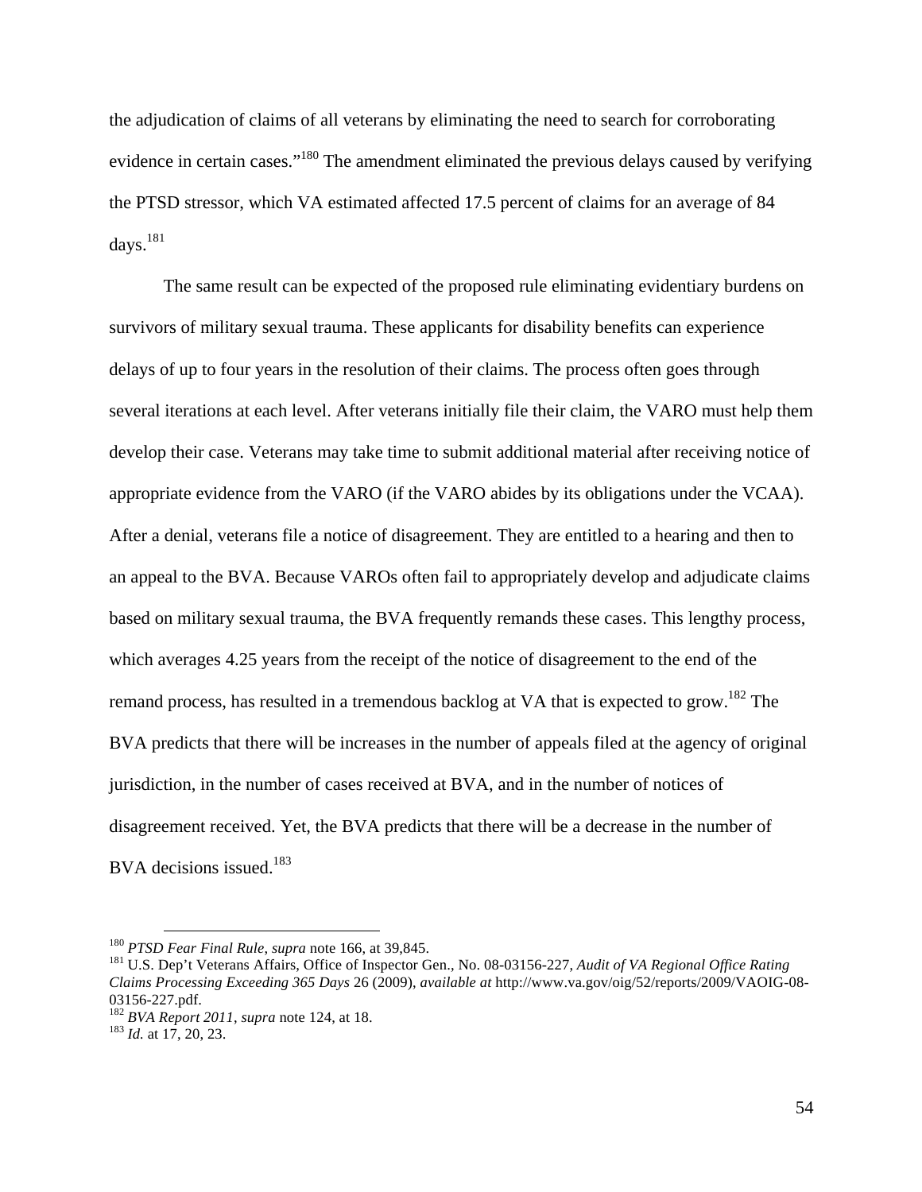the adjudication of claims of all veterans by eliminating the need to search for corroborating evidence in certain cases."[180] The amendment eliminated the previous delays caused by verifying the PTSD stressor, which VA estimated affected 17.5 percent of claims for an average of 84 days.[181]

The same result can be expected of the proposed rule eliminating evidentiary burdens on survivors of military sexual trauma. These applicants for disability benefits can experience delays of up to four years in the resolution of their claims. The process often goes through several iterations at each level. After veterans initially file their claim, the VARO must help them develop their case. Veterans may take time to submit additional material after receiving notice of appropriate evidence from the VARO (if the VARO abides by its obligations under the VCAA). After a denial, veterans file a notice of disagreement. They are entitled to a hearing and then to an appeal to the BVA. Because VAROs often fail to appropriately develop and adjudicate claims based on military sexual trauma, the BVA frequently remands these cases. This lengthy process, which averages 4.25 years from the receipt of the notice of disagreement to the end of the remand process, has resulted in a tremendous backlog at VA that is expected to grow.[182] The BVA predicts that there will be increases in the number of appeals filed at the agency of original jurisdiction, in the number of cases received at BVA, and in the number of notices of disagreement received. Yet, the BVA predicts that there will be a decrease in the number of BVA decisions issued.[183]

---

[180] *PTSD Fear Final Rule*, *supra* note 166, at 39,845.

[181] U.S. Dep't Veterans Affairs, Office of Inspector Gen., No. 08-03156-227, *Audit of VA Regional Office Rating Claims Processing Exceeding 365 Days* 26 (2009), *available at* http://www.va.gov/oig/52/reports/2009/VAOIG-08-03156-227.pdf.

[182] *BVA Report 2011*, *supra* note 124, at 18.

[183] *Id.* at 17, 20, 23.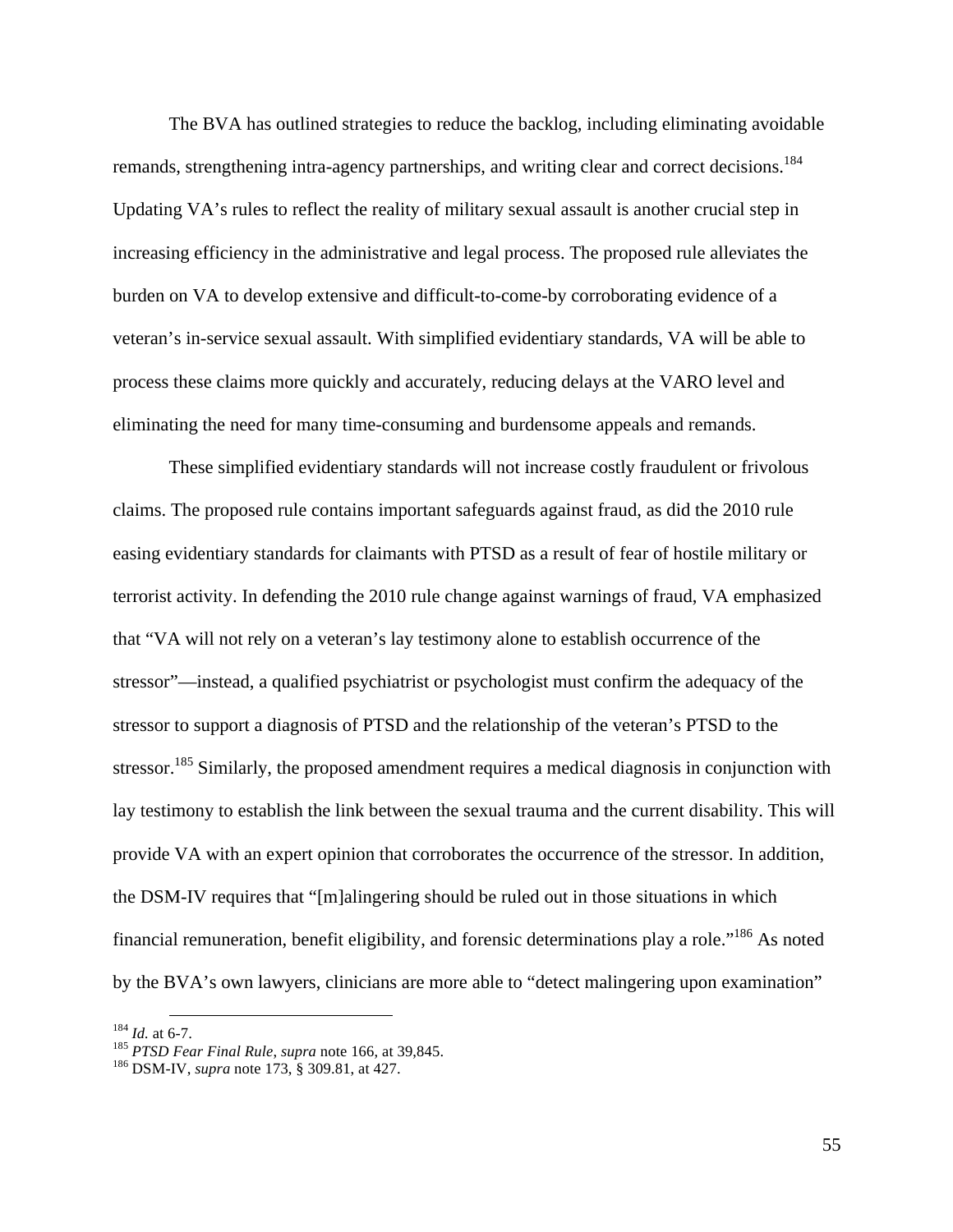The BVA has outlined strategies to reduce the backlog, including eliminating avoidable remands, strengthening intra-agency partnerships, and writing clear and correct decisions.[184] Updating VA's rules to reflect the reality of military sexual assault is another crucial step in increasing efficiency in the administrative and legal process. The proposed rule alleviates the burden on VA to develop extensive and difficult-to-come-by corroborating evidence of a veteran's in-service sexual assault. With simplified evidentiary standards, VA will be able to process these claims more quickly and accurately, reducing delays at the VARO level and eliminating the need for many time-consuming and burdensome appeals and remands.

These simplified evidentiary standards will not increase costly fraudulent or frivolous claims. The proposed rule contains important safeguards against fraud, as did the 2010 rule easing evidentiary standards for claimants with PTSD as a result of fear of hostile military or terrorist activity. In defending the 2010 rule change against warnings of fraud, VA emphasized that "VA will not rely on a veteran's lay testimony alone to establish occurrence of the stressor"—instead, a qualified psychiatrist or psychologist must confirm the adequacy of the stressor to support a diagnosis of PTSD and the relationship of the veteran's PTSD to the stressor.[185] Similarly, the proposed amendment requires a medical diagnosis in conjunction with lay testimony to establish the link between the sexual trauma and the current disability. This will provide VA with an expert opinion that corroborates the occurrence of the stressor. In addition, the DSM-IV requires that "[m]alingering should be ruled out in those situations in which financial remuneration, benefit eligibility, and forensic determinations play a role."[186] As noted by the BVA's own lawyers, clinicians are more able to "detect malingering upon examination"

---

[184] *Id.* at 6-7.

[185] *PTSD Fear Final Rule*, *supra* note 166, at 39,845.

[186] DSM-IV, *supra* note 173, § 309.81, at 427.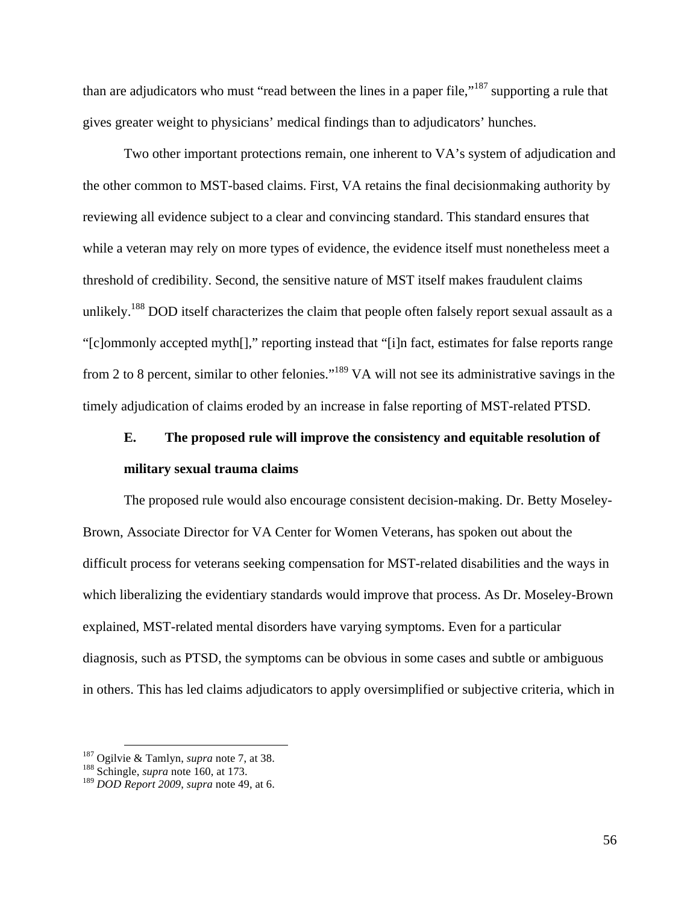than are adjudicators who must "read between the lines in a paper file,"[187] supporting a rule that gives greater weight to physicians' medical findings than to adjudicators' hunches.

Two other important protections remain, one inherent to VA's system of adjudication and the other common to MST-based claims. First, VA retains the final decisionmaking authority by reviewing all evidence subject to a clear and convincing standard. This standard ensures that while a veteran may rely on more types of evidence, the evidence itself must nonetheless meet a threshold of credibility. Second, the sensitive nature of MST itself makes fraudulent claims unlikely.[188] DOD itself characterizes the claim that people often falsely report sexual assault as a "[c]ommonly accepted myth[]," reporting instead that "[i]n fact, estimates for false reports range from 2 to 8 percent, similar to other felonies."[189] VA will not see its administrative savings in the timely adjudication of claims eroded by an increase in false reporting of MST-related PTSD.

### E. The proposed rule will improve the consistency and equitable resolution of military sexual trauma claims

The proposed rule would also encourage consistent decision-making. Dr. Betty Moseley-Brown, Associate Director for VA Center for Women Veterans, has spoken out about the difficult process for veterans seeking compensation for MST-related disabilities and the ways in which liberalizing the evidentiary standards would improve that process. As Dr. Moseley-Brown explained, MST-related mental disorders have varying symptoms. Even for a particular diagnosis, such as PTSD, the symptoms can be obvious in some cases and subtle or ambiguous in others. This has led claims adjudicators to apply oversimplified or subjective criteria, which in

---

[187] Ogilvie & Tamlyn, *supra* note 7, at 38.
[188] Schingle, *supra* note 160, at 173.
[189] *DOD Report 2009*, *supra* note 49, at 6.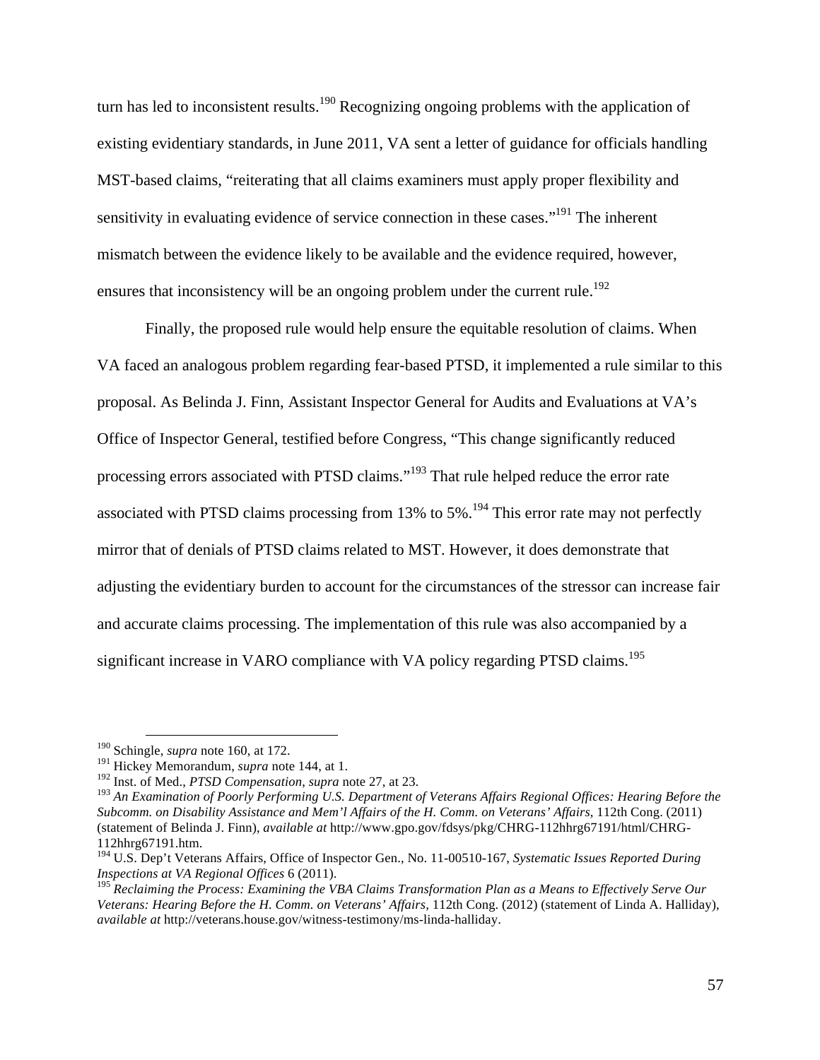turn has led to inconsistent results.[190] Recognizing ongoing problems with the application of existing evidentiary standards, in June 2011, VA sent a letter of guidance for officials handling MST-based claims, "reiterating that all claims examiners must apply proper flexibility and sensitivity in evaluating evidence of service connection in these cases."[191] The inherent mismatch between the evidence likely to be available and the evidence required, however, ensures that inconsistency will be an ongoing problem under the current rule.[192]

Finally, the proposed rule would help ensure the equitable resolution of claims. When VA faced an analogous problem regarding fear-based PTSD, it implemented a rule similar to this proposal. As Belinda J. Finn, Assistant Inspector General for Audits and Evaluations at VA's Office of Inspector General, testified before Congress, "This change significantly reduced processing errors associated with PTSD claims."[193] That rule helped reduce the error rate associated with PTSD claims processing from 13% to 5%.[194] This error rate may not perfectly mirror that of denials of PTSD claims related to MST. However, it does demonstrate that adjusting the evidentiary burden to account for the circumstances of the stressor can increase fair and accurate claims processing. The implementation of this rule was also accompanied by a significant increase in VARO compliance with VA policy regarding PTSD claims.[195]

---

[190] Schingle, *supra* note 160, at 172.

[191] Hickey Memorandum, *supra* note 144, at 1.

[192] Inst. of Med., *PTSD Compensation*, *supra* note 27, at 23.

[193] *An Examination of Poorly Performing U.S. Department of Veterans Affairs Regional Offices: Hearing Before the Subcomm. on Disability Assistance and Mem'l Affairs of the H. Comm. on Veterans' Affairs*, 112th Cong. (2011) (statement of Belinda J. Finn), *available at* http://www.gpo.gov/fdsys/pkg/CHRG-112hhrg67191/html/CHRG-112hhrg67191.htm.

[194] U.S. Dep't Veterans Affairs, Office of Inspector Gen., No. 11-00510-167, *Systematic Issues Reported During Inspections at VA Regional Offices* 6 (2011).

[195] *Reclaiming the Process: Examining the VBA Claims Transformation Plan as a Means to Effectively Serve Our Veterans: Hearing Before the H. Comm. on Veterans' Affairs*, 112th Cong. (2012) (statement of Linda A. Halliday), *available at* http://veterans.house.gov/witness-testimony/ms-linda-halliday.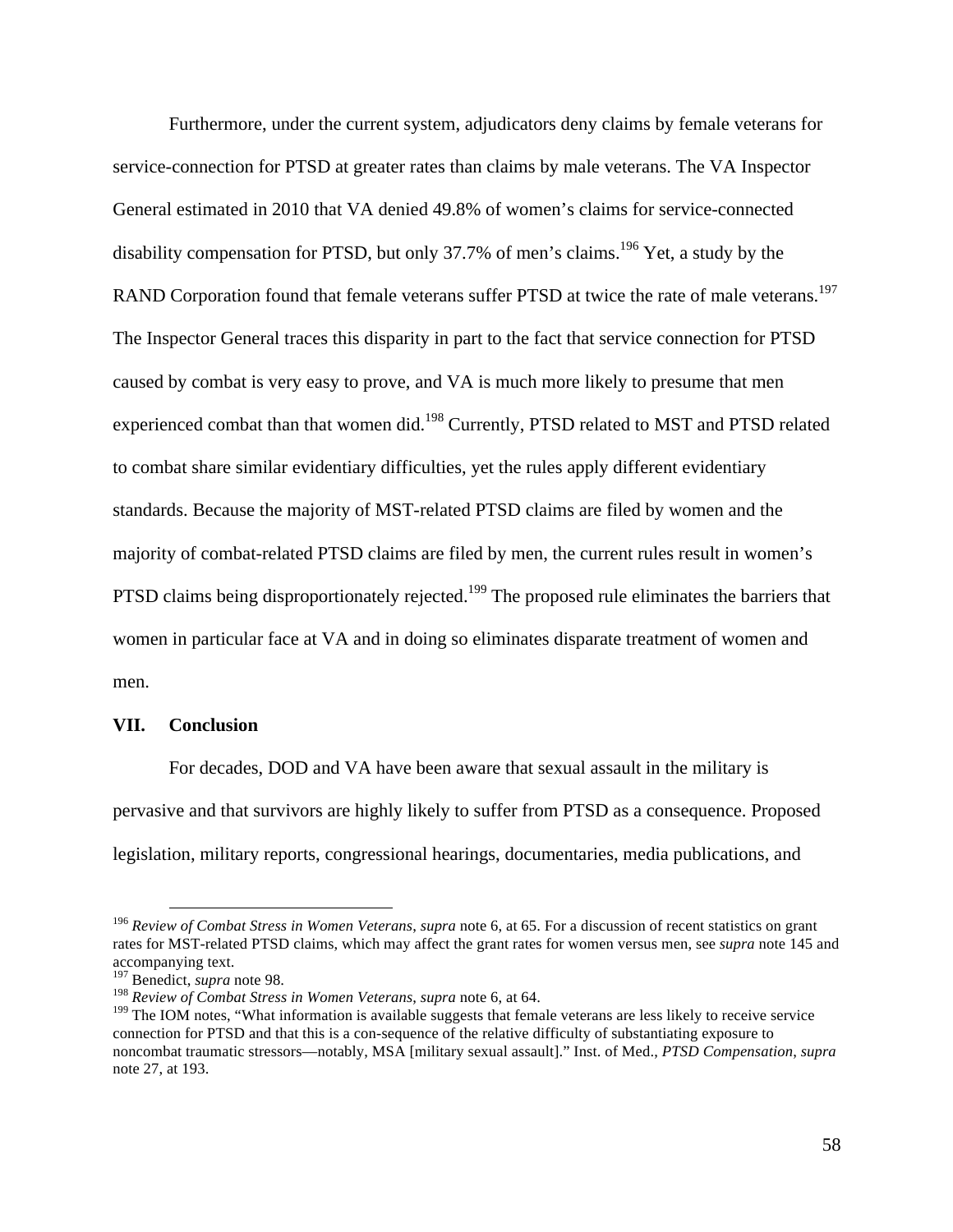Furthermore, under the current system, adjudicators deny claims by female veterans for service-connection for PTSD at greater rates than claims by male veterans. The VA Inspector General estimated in 2010 that VA denied 49.8% of women's claims for service-connected disability compensation for PTSD, but only 37.7% of men's claims.[196] Yet, a study by the RAND Corporation found that female veterans suffer PTSD at twice the rate of male veterans.[197] The Inspector General traces this disparity in part to the fact that service connection for PTSD caused by combat is very easy to prove, and VA is much more likely to presume that men experienced combat than that women did.[198] Currently, PTSD related to MST and PTSD related to combat share similar evidentiary difficulties, yet the rules apply different evidentiary standards. Because the majority of MST-related PTSD claims are filed by women and the majority of combat-related PTSD claims are filed by men, the current rules result in women's PTSD claims being disproportionately rejected.[199] The proposed rule eliminates the barriers that women in particular face at VA and in doing so eliminates disparate treatment of women and men.

## VII. Conclusion

For decades, DOD and VA have been aware that sexual assault in the military is pervasive and that survivors are highly likely to suffer from PTSD as a consequence. Proposed legislation, military reports, congressional hearings, documentaries, media publications, and

---

[196] *Review of Combat Stress in Women Veterans*, *supra* note 6, at 65. For a discussion of recent statistics on grant rates for MST-related PTSD claims, which may affect the grant rates for women versus men, see *supra* note 145 and accompanying text.

[197] Benedict, *supra* note 98.

[198] *Review of Combat Stress in Women Veterans*, *supra* note 6, at 64.

[199] The IOM notes, "What information is available suggests that female veterans are less likely to receive service connection for PTSD and that this is a con-sequence of the relative difficulty of substantiating exposure to noncombat traumatic stressors—notably, MSA [military sexual assault]." Inst. of Med., *PTSD Compensation*, *supra* note 27, at 193.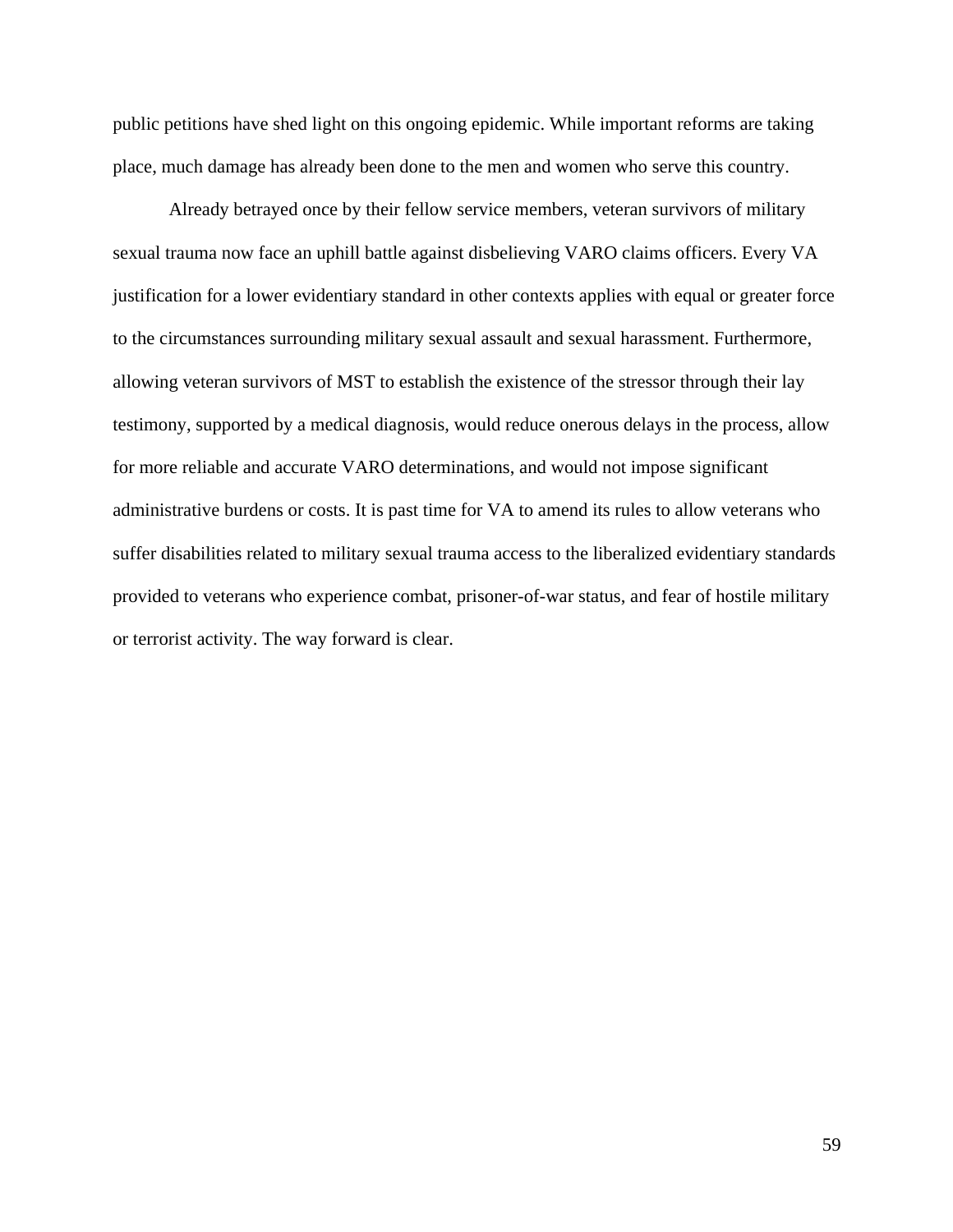public petitions have shed light on this ongoing epidemic. While important reforms are taking place, much damage has already been done to the men and women who serve this country.

Already betrayed once by their fellow service members, veteran survivors of military sexual trauma now face an uphill battle against disbelieving VARO claims officers. Every VA justification for a lower evidentiary standard in other contexts applies with equal or greater force to the circumstances surrounding military sexual assault and sexual harassment. Furthermore, allowing veteran survivors of MST to establish the existence of the stressor through their lay testimony, supported by a medical diagnosis, would reduce onerous delays in the process, allow for more reliable and accurate VARO determinations, and would not impose significant administrative burdens or costs. It is past time for VA to amend its rules to allow veterans who suffer disabilities related to military sexual trauma access to the liberalized evidentiary standards provided to veterans who experience combat, prisoner-of-war status, and fear of hostile military or terrorist activity. The way forward is clear.